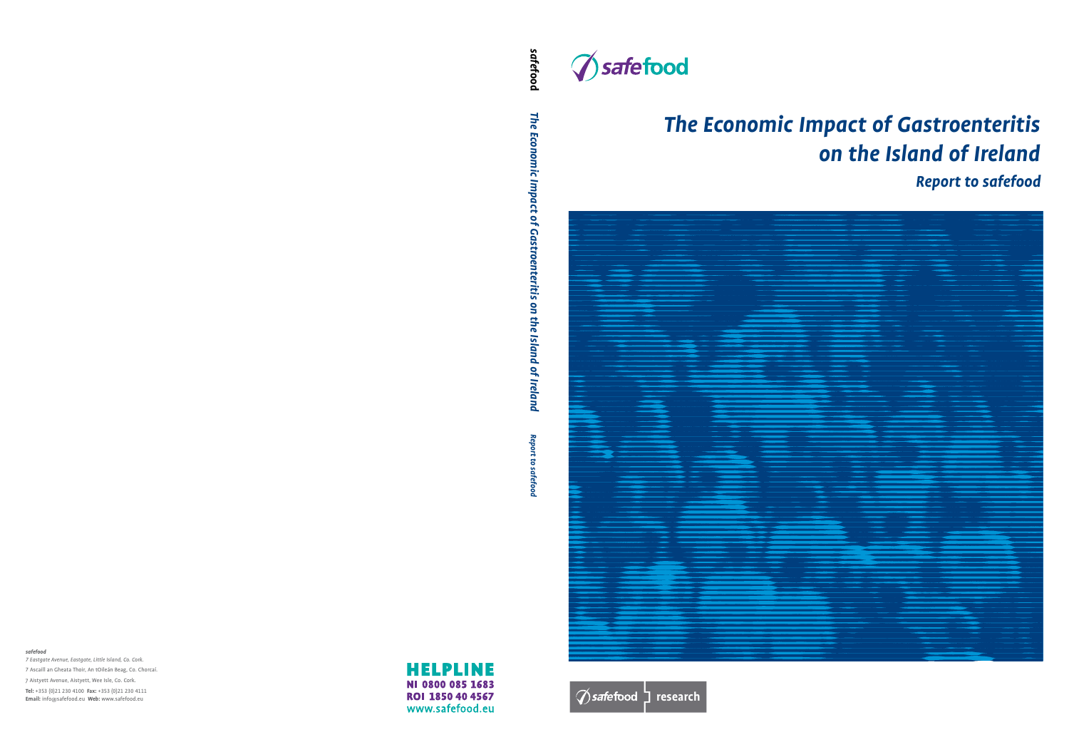safefood

# The Economic Impact of Gastroenteritis on the Island of Ireland

## Report to safefood

safefood research

*safefood*

*7 Eastgate Avenue, Eastgate, Little Island, Co. Cork.*

7 Ascaill an Gheata Thoir, An tOileán Beag, Co. Chorcaí.

7 Aistyett Avenue, Aistyett, Wee Isle, Co. Cork.

**Tel:** +353 (0)21 230 4100 **Fax:** +353 (0)21 230 4111

**Email:** info@safefood.eu **Web:** www.safefood.eu

**HELPLINE**

**NI 0800 085 1683**

**ROI 1850 40 4567**

**www.safefood.eu**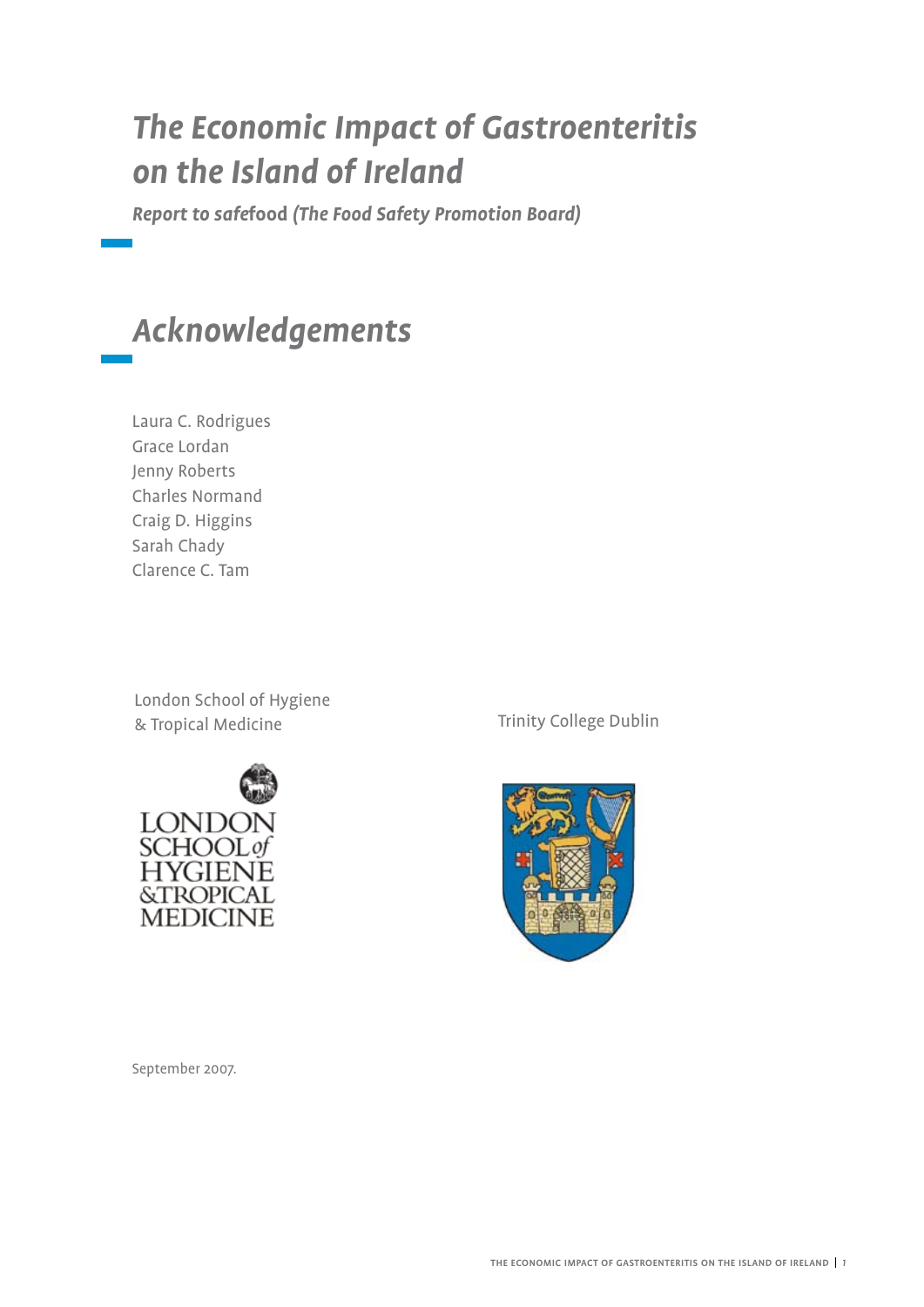# *The Economic Impact of Gastroenteritis on the Island of Ireland*

***Report to safefood (The Food Safety Promotion Board)***

## *Acknowledgements*

Laura C. Rodrigues
Grace Lordan
Jenny Roberts
Charles Normand
Craig D. Higgins
Sarah Chady
Clarence C. Tam

London School of Hygiene & Tropical Medicine

Trinity College Dublin

September 2007.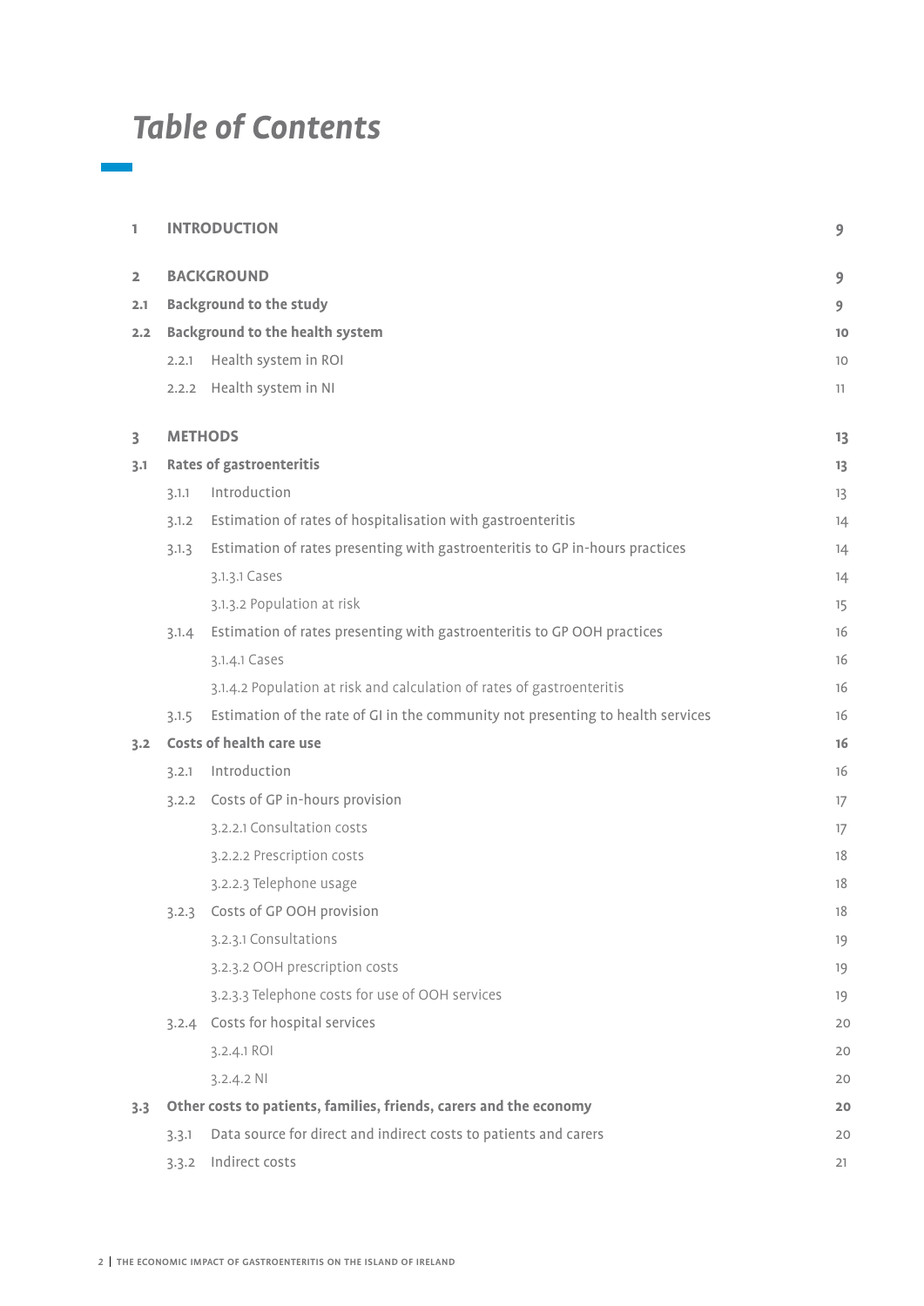# Table of Contents

| | | |
|---|---|---|
| **1** | **INTRODUCTION** | **9** |
| **2** | **BACKGROUND** | **9** |
| **2.1** | **Background to the study** | **9** |
| **2.2** | **Background to the health system** | **10** |
| | 2.2.1 Health system in ROI | 10 |
| | 2.2.2 Health system in NI | 11 |
| **3** | **METHODS** | **13** |
| **3.1** | **Rates of gastroenteritis** | **13** |
| | 3.1.1 Introduction | 13 |
| | 3.1.2 Estimation of rates of hospitalisation with gastroenteritis | 14 |
| | 3.1.3 Estimation of rates presenting with gastroenteritis to GP in-hours practices | 14 |
| | 3.1.3.1 Cases | 14 |
| | 3.1.3.2 Population at risk | 15 |
| | 3.1.4 Estimation of rates presenting with gastroenteritis to GP OOH practices | 16 |
| | 3.1.4.1 Cases | 16 |
| | 3.1.4.2 Population at risk and calculation of rates of gastroenteritis | 16 |
| | 3.1.5 Estimation of the rate of GI in the community not presenting to health services | 16 |
| **3.2** | **Costs of health care use** | **16** |
| | 3.2.1 Introduction | 16 |
| | 3.2.2 Costs of GP in-hours provision | 17 |
| | 3.2.2.1 Consultation costs | 17 |
| | 3.2.2.2 Prescription costs | 18 |
| | 3.2.2.3 Telephone usage | 18 |
| | 3.2.3 Costs of GP OOH provision | 18 |
| | 3.2.3.1 Consultations | 19 |
| | 3.2.3.2 OOH prescription costs | 19 |
| | 3.2.3.3 Telephone costs for use of OOH services | 19 |
| | 3.2.4 Costs for hospital services | 20 |
| | 3.2.4.1 ROI | 20 |
| | 3.2.4.2 NI | 20 |
| **3.3** | **Other costs to patients, families, friends, carers and the economy** | **20** |
| | 3.3.1 Data source for direct and indirect costs to patients and carers | 20 |
| | 3.3.2 Indirect costs | 21 |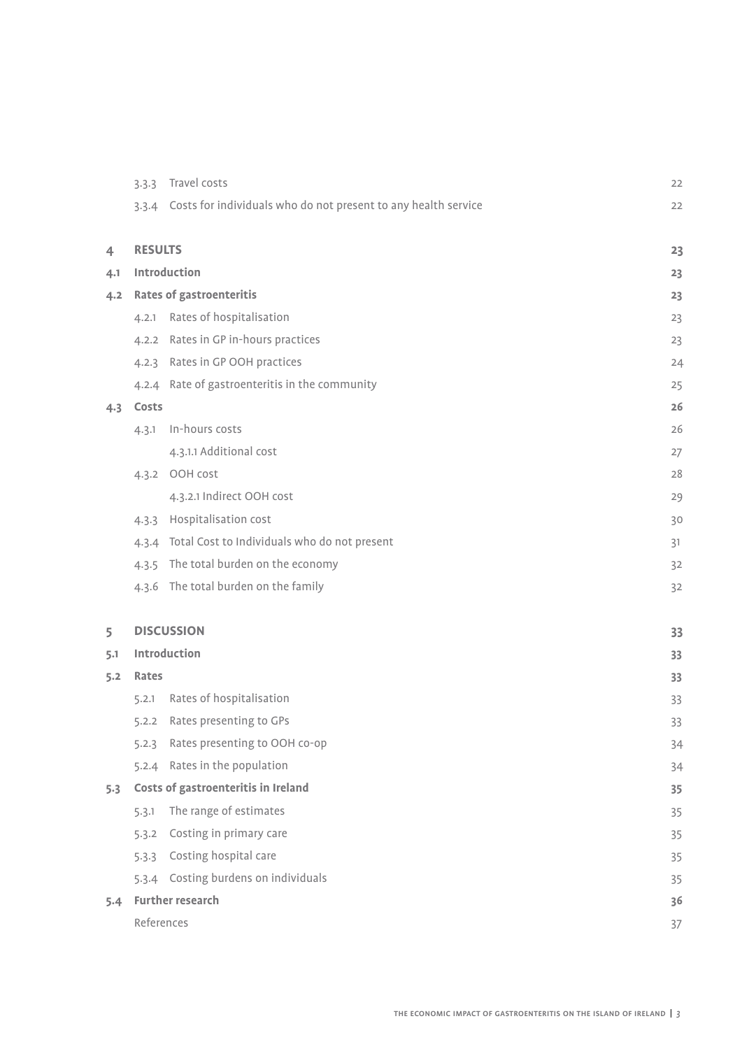| | | |
|---|---|---|
| | 3.3.3 Travel costs | 22 |
| | 3.3.4 Costs for individuals who do not present to any health service | 22 |
| **4** | **RESULTS** | **23** |
| **4.1** | **Introduction** | **23** |
| **4.2** | **Rates of gastroenteritis** | **23** |
| | 4.2.1 Rates of hospitalisation | 23 |
| | 4.2.2 Rates in GP in-hours practices | 23 |
| | 4.2.3 Rates in GP OOH practices | 24 |
| | 4.2.4 Rate of gastroenteritis in the community | 25 |
| **4.3** | **Costs** | **26** |
| | 4.3.1 In-hours costs | 26 |
| | 4.3.1.1 Additional cost | 27 |
| | 4.3.2 OOH cost | 28 |
| | 4.3.2.1 Indirect OOH cost | 29 |
| | 4.3.3 Hospitalisation cost | 30 |
| | 4.3.4 Total Cost to Individuals who do not present | 31 |
| | 4.3.5 The total burden on the economy | 32 |
| | 4.3.6 The total burden on the family | 32 |
| **5** | **DISCUSSION** | **33** |
| **5.1** | **Introduction** | **33** |
| **5.2** | **Rates** | **33** |
| | 5.2.1 Rates of hospitalisation | 33 |
| | 5.2.2 Rates presenting to GPs | 33 |
| | 5.2.3 Rates presenting to OOH co-op | 34 |
| | 5.2.4 Rates in the population | 34 |
| **5.3** | **Costs of gastroenteritis in Ireland** | **35** |
| | 5.3.1 The range of estimates | 35 |
| | 5.3.2 Costing in primary care | 35 |
| | 5.3.3 Costing hospital care | 35 |
| | 5.3.4 Costing burdens on individuals | 35 |
| **5.4** | **Further research** | **36** |
| | References | 37 |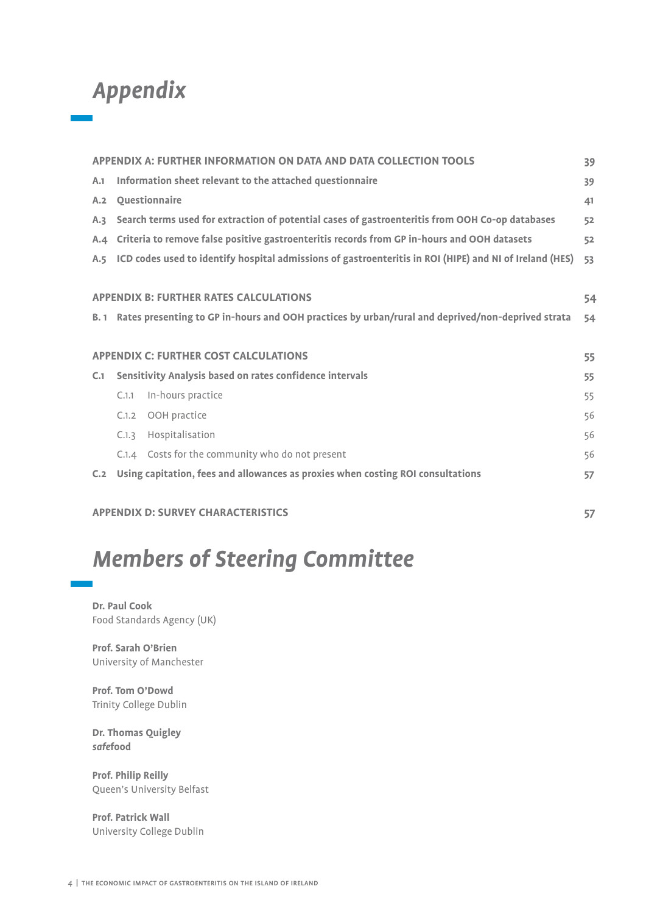# *Appendix*

| | | |
|---|---|---|
| **APPENDIX A: FURTHER INFORMATION ON DATA AND DATA COLLECTION TOOLS** | | **39** |
| **A.1** | **Information sheet relevant to the attached questionnaire** | **39** |
| **A.2** | **Questionnaire** | **41** |
| **A.3** | **Search terms used for extraction of potential cases of gastroenteritis from OOH Co-op databases** | **52** |
| **A.4** | **Criteria to remove false positive gastroenteritis records from GP in-hours and OOH datasets** | **52** |
| **A.5** | **ICD codes used to identify hospital admissions of gastroenteritis in ROI (HIPE) and NI of Ireland (HES)** | **53** |
| **APPENDIX B: FURTHER RATES CALCULATIONS** | | **54** |
| **B. 1** | **Rates presenting to GP in-hours and OOH practices by urban/rural and deprived/non-deprived strata** | **54** |
| **APPENDIX C: FURTHER COST CALCULATIONS** | | **55** |
| **C.1** | **Sensitivity Analysis based on rates confidence intervals** | **55** |
| C.1.1 | In-hours practice | 55 |
| C.1.2 | OOH practice | 56 |
| C.1.3 | Hospitalisation | 56 |
| C.1.4 | Costs for the community who do not present | 56 |
| **C.2** | **Using capitation, fees and allowances as proxies when costing ROI consultations** | **57** |
| **APPENDIX D: SURVEY CHARACTERISTICS** | | **57** |

# *Members of Steering Committee*

**Dr. Paul Cook**
Food Standards Agency (UK)

**Prof. Sarah O'Brien**
University of Manchester

**Prof. Tom O'Dowd**
Trinity College Dublin

**Dr. Thomas Quigley**
***safe*food**

**Prof. Philip Reilly**
Queen's University Belfast

**Prof. Patrick Wall**
University College Dublin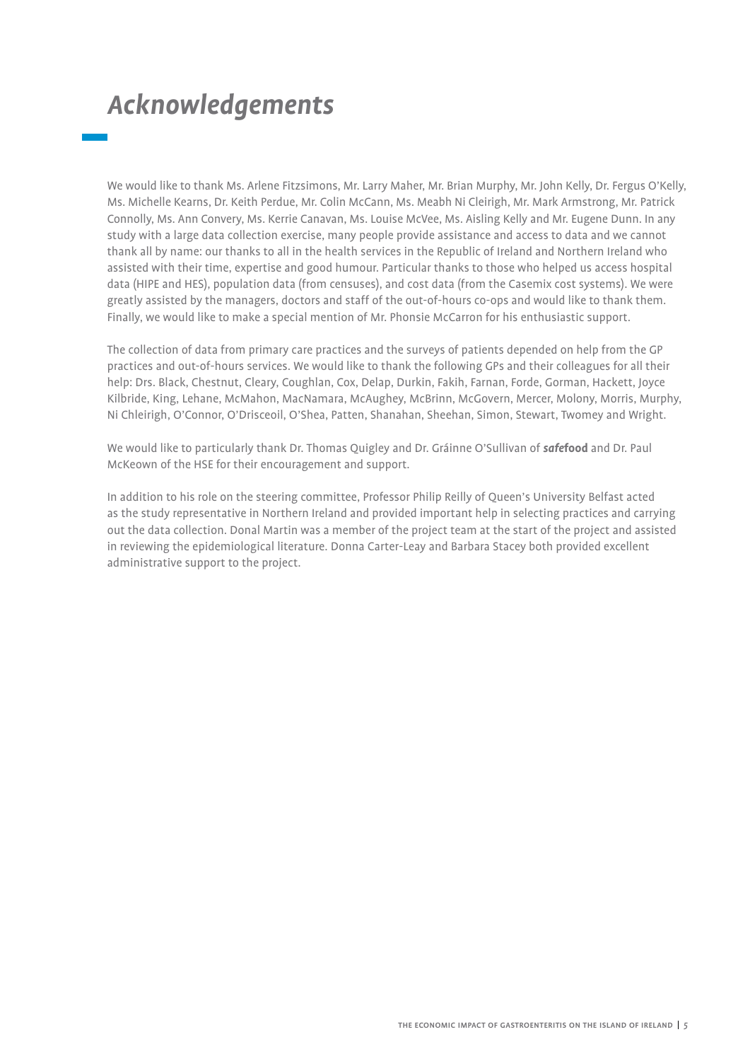# *Acknowledgements*

We would like to thank Ms. Arlene Fitzsimons, Mr. Larry Maher, Mr. Brian Murphy, Mr. John Kelly, Dr. Fergus O'Kelly, Ms. Michelle Kearns, Dr. Keith Perdue, Mr. Colin McCann, Ms. Meabh Ni Cleirigh, Mr. Mark Armstrong, Mr. Patrick Connolly, Ms. Ann Convery, Ms. Kerrie Canavan, Ms. Louise McVee, Ms. Aisling Kelly and Mr. Eugene Dunn. In any study with a large data collection exercise, many people provide assistance and access to data and we cannot thank all by name: our thanks to all in the health services in the Republic of Ireland and Northern Ireland who assisted with their time, expertise and good humour. Particular thanks to those who helped us access hospital data (HIPE and HES), population data (from censuses), and cost data (from the Casemix cost systems). We were greatly assisted by the managers, doctors and staff of the out-of-hours co-ops and would like to thank them. Finally, we would like to make a special mention of Mr. Phonsie McCarron for his enthusiastic support.

The collection of data from primary care practices and the surveys of patients depended on help from the GP practices and out-of-hours services. We would like to thank the following GPs and their colleagues for all their help: Drs. Black, Chestnut, Cleary, Coughlan, Cox, Delap, Durkin, Fakih, Farnan, Forde, Gorman, Hackett, Joyce Kilbride, King, Lehane, McMahon, MacNamara, McAughey, McBrinn, McGovern, Mercer, Molony, Morris, Murphy, Ni Chleirigh, O'Connor, O'Drisceoil, O'Shea, Patten, Shanahan, Sheehan, Simon, Stewart, Twomey and Wright.

We would like to particularly thank Dr. Thomas Quigley and Dr. Gráinne O'Sullivan of ***safe*****food** and Dr. Paul McKeown of the HSE for their encouragement and support.

In addition to his role on the steering committee, Professor Philip Reilly of Queen's University Belfast acted as the study representative in Northern Ireland and provided important help in selecting practices and carrying out the data collection. Donal Martin was a member of the project team at the start of the project and assisted in reviewing the epidemiological literature. Donna Carter-Leay and Barbara Stacey both provided excellent administrative support to the project.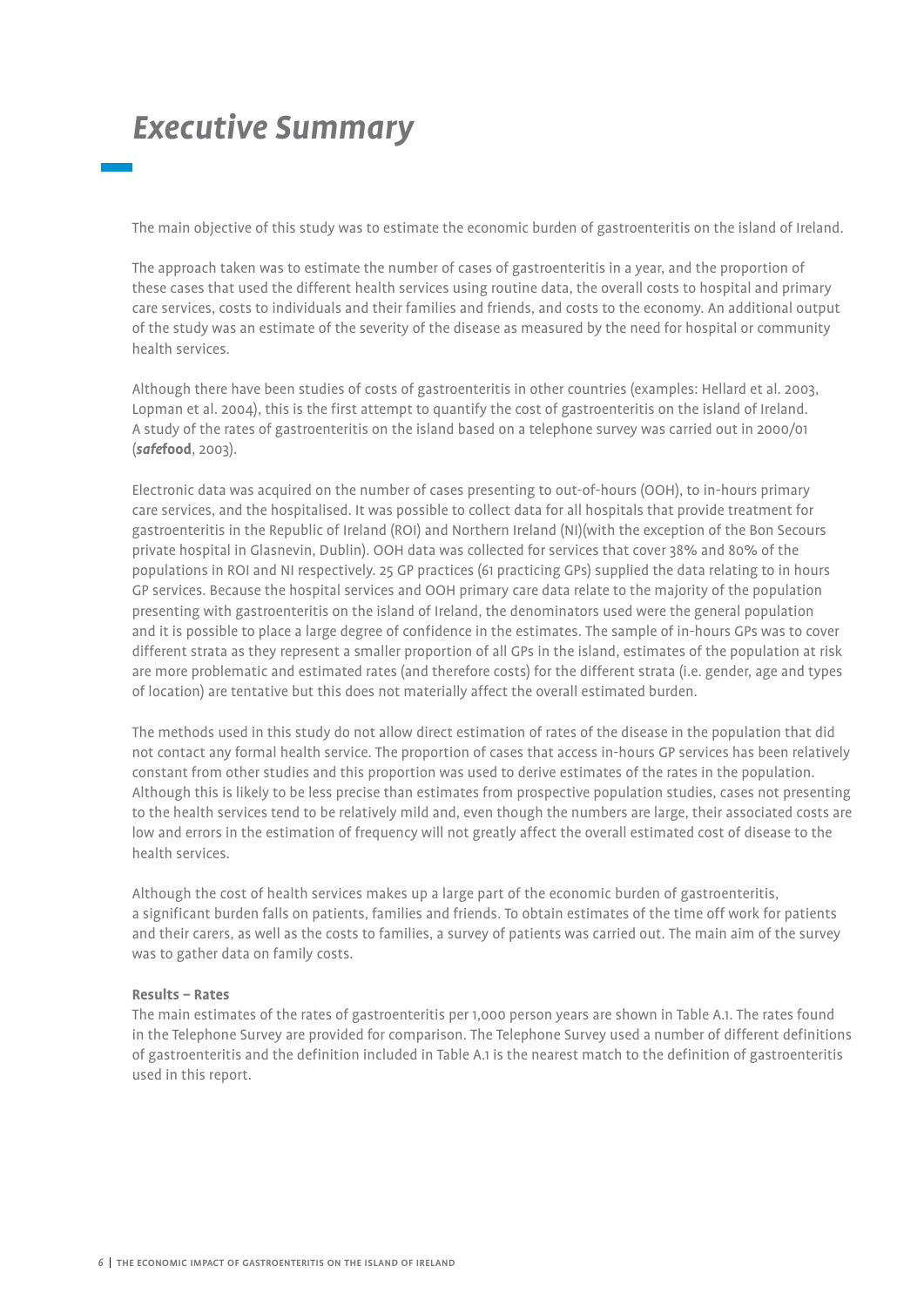# Executive Summary

The main objective of this study was to estimate the economic burden of gastroenteritis on the island of Ireland.

The approach taken was to estimate the number of cases of gastroenteritis in a year, and the proportion of these cases that used the different health services using routine data, the overall costs to hospital and primary care services, costs to individuals and their families and friends, and costs to the economy. An additional output of the study was an estimate of the severity of the disease as measured by the need for hospital or community health services.

Although there have been studies of costs of gastroenteritis in other countries (examples: Hellard et al. 2003, Lopman et al. 2004), this is the first attempt to quantify the cost of gastroenteritis on the island of Ireland. A study of the rates of gastroenteritis on the island based on a telephone survey was carried out in 2000/01 (***safe*food**, 2003).

Electronic data was acquired on the number of cases presenting to out-of-hours (OOH), to in-hours primary care services, and the hospitalised. It was possible to collect data for all hospitals that provide treatment for gastroenteritis in the Republic of Ireland (ROI) and Northern Ireland (NI)(with the exception of the Bon Secours private hospital in Glasnevin, Dublin). OOH data was collected for services that cover 38% and 80% of the populations in ROI and NI respectively. 25 GP practices (61 practicing GPs) supplied the data relating to in hours GP services. Because the hospital services and OOH primary care data relate to the majority of the population presenting with gastroenteritis on the island of Ireland, the denominators used were the general population and it is possible to place a large degree of confidence in the estimates. The sample of in-hours GPs was to cover different strata as they represent a smaller proportion of all GPs in the island, estimates of the population at risk are more problematic and estimated rates (and therefore costs) for the different strata (i.e. gender, age and types of location) are tentative but this does not materially affect the overall estimated burden.

The methods used in this study do not allow direct estimation of rates of the disease in the population that did not contact any formal health service. The proportion of cases that access in-hours GP services has been relatively constant from other studies and this proportion was used to derive estimates of the rates in the population. Although this is likely to be less precise than estimates from prospective population studies, cases not presenting to the health services tend to be relatively mild and, even though the numbers are large, their associated costs are low and errors in the estimation of frequency will not greatly affect the overall estimated cost of disease to the health services.

Although the cost of health services makes up a large part of the economic burden of gastroenteritis, a significant burden falls on patients, families and friends. To obtain estimates of the time off work for patients and their carers, as well as the costs to families, a survey of patients was carried out. The main aim of the survey was to gather data on family costs.

**Results – Rates**

The main estimates of the rates of gastroenteritis per 1,000 person years are shown in Table A.1. The rates found in the Telephone Survey are provided for comparison. The Telephone Survey used a number of different definitions of gastroenteritis and the definition included in Table A.1 is the nearest match to the definition of gastroenteritis used in this report.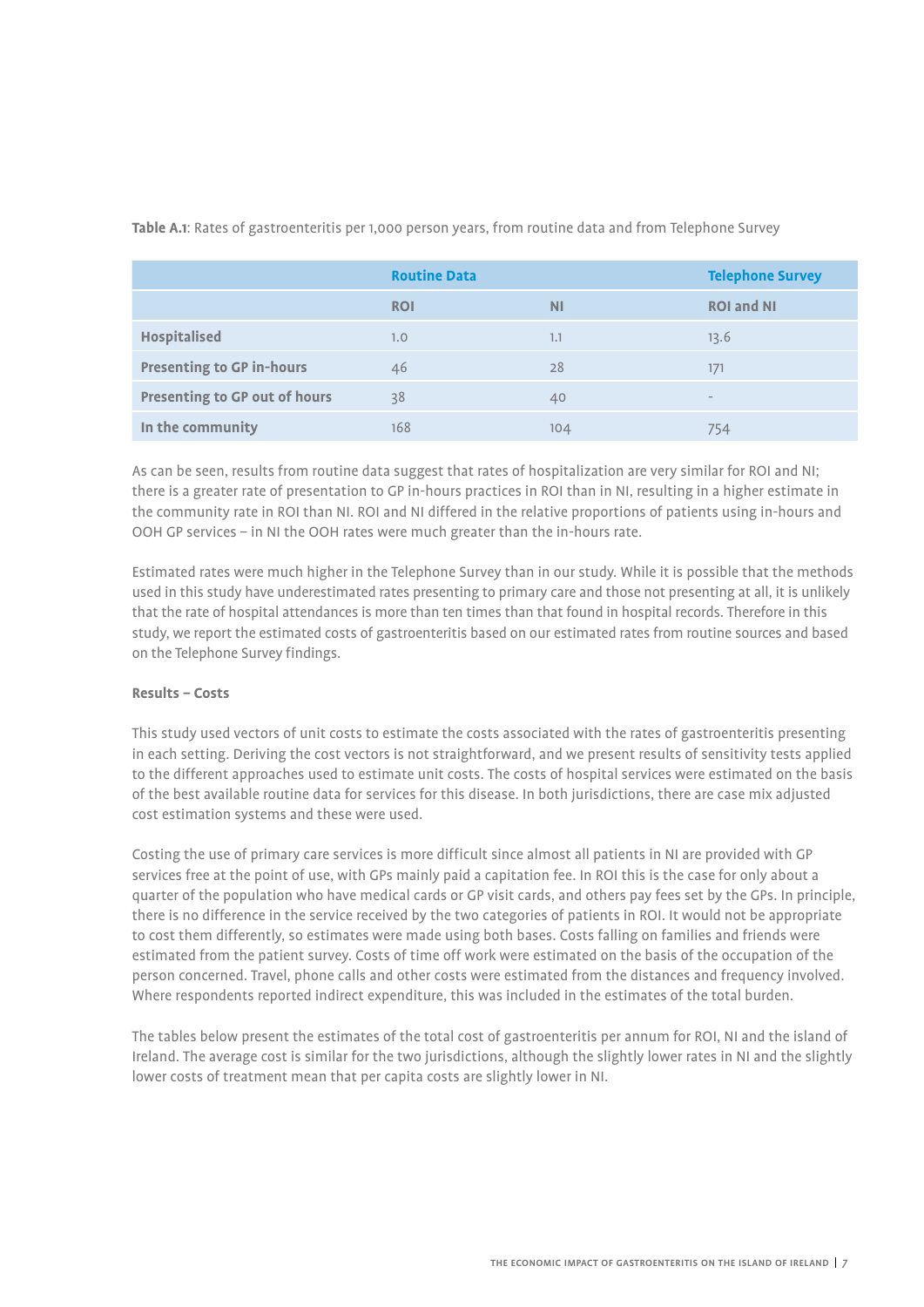**Table A.1**: Rates of gastroenteritis per 1,000 person years, from routine data and from Telephone Survey

| | Routine Data | | Telephone Survey |
|---|---|---|---|
| | ROI | NI | ROI and NI |
| **Hospitalised** | 1.0 | 1.1 | 13.6 |
| **Presenting to GP in-hours** | 46 | 28 | 171 |
| **Presenting to GP out of hours** | 38 | 40 | - |
| **In the community** | 168 | 104 | 754 |

As can be seen, results from routine data suggest that rates of hospitalization are very similar for ROI and NI; there is a greater rate of presentation to GP in-hours practices in ROI than in NI, resulting in a higher estimate in the community rate in ROI than NI. ROI and NI differed in the relative proportions of patients using in-hours and OOH GP services – in NI the OOH rates were much greater than the in-hours rate.

Estimated rates were much higher in the Telephone Survey than in our study. While it is possible that the methods used in this study have underestimated rates presenting to primary care and those not presenting at all, it is unlikely that the rate of hospital attendances is more than ten times than that found in hospital records. Therefore in this study, we report the estimated costs of gastroenteritis based on our estimated rates from routine sources and based on the Telephone Survey findings.

**Results – Costs**

This study used vectors of unit costs to estimate the costs associated with the rates of gastroenteritis presenting in each setting. Deriving the cost vectors is not straightforward, and we present results of sensitivity tests applied to the different approaches used to estimate unit costs. The costs of hospital services were estimated on the basis of the best available routine data for services for this disease. In both jurisdictions, there are case mix adjusted cost estimation systems and these were used.

Costing the use of primary care services is more difficult since almost all patients in NI are provided with GP services free at the point of use, with GPs mainly paid a capitation fee. In ROI this is the case for only about a quarter of the population who have medical cards or GP visit cards, and others pay fees set by the GPs. In principle, there is no difference in the service received by the two categories of patients in ROI. It would not be appropriate to cost them differently, so estimates were made using both bases. Costs falling on families and friends were estimated from the patient survey. Costs of time off work were estimated on the basis of the occupation of the person concerned. Travel, phone calls and other costs were estimated from the distances and frequency involved. Where respondents reported indirect expenditure, this was included in the estimates of the total burden.

The tables below present the estimates of the total cost of gastroenteritis per annum for ROI, NI and the island of Ireland. The average cost is similar for the two jurisdictions, although the slightly lower rates in NI and the slightly lower costs of treatment mean that per capita costs are slightly lower in NI.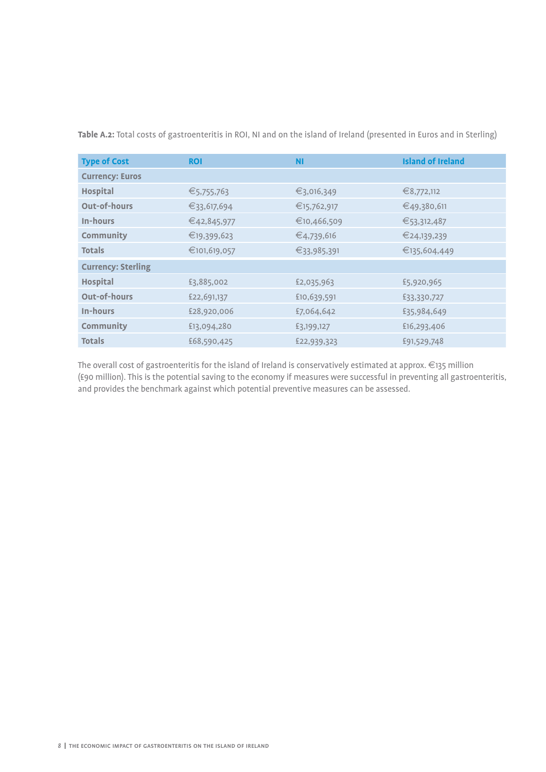**Table A.2:** Total costs of gastroenteritis in ROI, NI and on the island of Ireland (presented in Euros and in Sterling)

| Type of Cost | ROI | NI | Island of Ireland |
|---|---|---|---|
| **Currency: Euros** | | | |
| **Hospital** | €5,755,763 | €3,016,349 | €8,772,112 |
| **Out-of-hours** | €33,617,694 | €15,762,917 | €49,380,611 |
| **In-hours** | €42,845,977 | €10,466,509 | €53,312,487 |
| **Community** | €19,399,623 | €4,739,616 | €24,139,239 |
| **Totals** | €101,619,057 | €33,985,391 | €135,604,449 |
| **Currency: Sterling** | | | |
| **Hospital** | £3,885,002 | £2,035,963 | £5,920,965 |
| **Out-of-hours** | £22,691,137 | £10,639,591 | £33,330,727 |
| **In-hours** | £28,920,006 | £7,064,642 | £35,984,649 |
| **Community** | £13,094,280 | £3,199,127 | £16,293,406 |
| **Totals** | £68,590,425 | £22,939,323 | £91,529,748 |

The overall cost of gastroenteritis for the island of Ireland is conservatively estimated at approx. €135 million (£90 million). This is the potential saving to the economy if measures were successful in preventing all gastroenteritis, and provides the benchmark against which potential preventive measures can be assessed.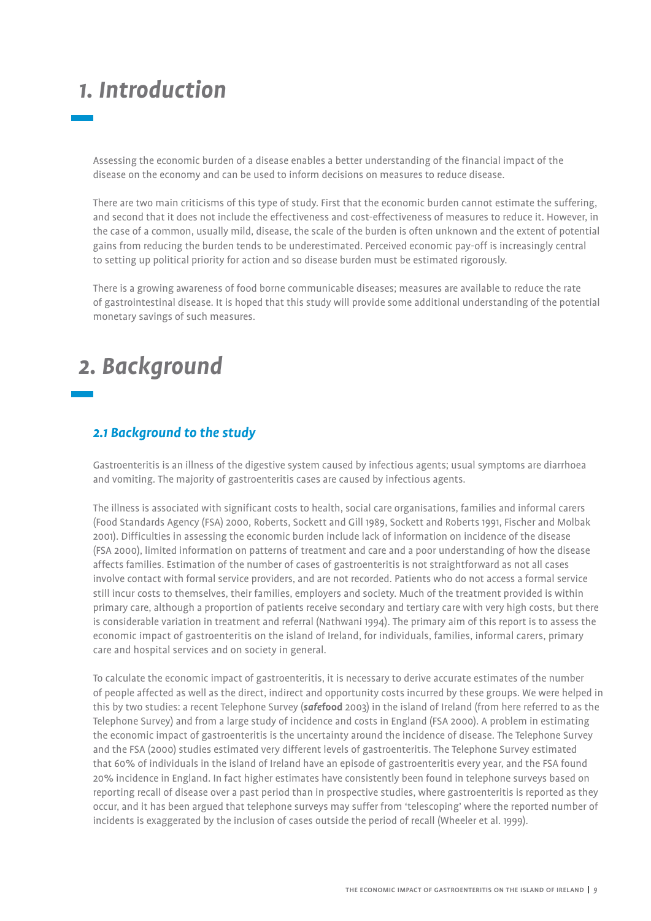# 1. Introduction

Assessing the economic burden of a disease enables a better understanding of the financial impact of the disease on the economy and can be used to inform decisions on measures to reduce disease.

There are two main criticisms of this type of study. First that the economic burden cannot estimate the suffering, and second that it does not include the effectiveness and cost-effectiveness of measures to reduce it. However, in the case of a common, usually mild, disease, the scale of the burden is often unknown and the extent of potential gains from reducing the burden tends to be underestimated. Perceived economic pay-off is increasingly central to setting up political priority for action and so disease burden must be estimated rigorously.

There is a growing awareness of food borne communicable diseases; measures are available to reduce the rate of gastrointestinal disease. It is hoped that this study will provide some additional understanding of the potential monetary savings of such measures.

# 2. Background

## 2.1 Background to the study

Gastroenteritis is an illness of the digestive system caused by infectious agents; usual symptoms are diarrhoea and vomiting. The majority of gastroenteritis cases are caused by infectious agents.

The illness is associated with significant costs to health, social care organisations, families and informal carers (Food Standards Agency (FSA) 2000, Roberts, Sockett and Gill 1989, Sockett and Roberts 1991, Fischer and Molbak 2001). Difficulties in assessing the economic burden include lack of information on incidence of the disease (FSA 2000), limited information on patterns of treatment and care and a poor understanding of how the disease affects families. Estimation of the number of cases of gastroenteritis is not straightforward as not all cases involve contact with formal service providers, and are not recorded. Patients who do not access a formal service still incur costs to themselves, their families, employers and society. Much of the treatment provided is within primary care, although a proportion of patients receive secondary and tertiary care with very high costs, but there is considerable variation in treatment and referral (Nathwani 1994). The primary aim of this report is to assess the economic impact of gastroenteritis on the island of Ireland, for individuals, families, informal carers, primary care and hospital services and on society in general.

To calculate the economic impact of gastroenteritis, it is necessary to derive accurate estimates of the number of people affected as well as the direct, indirect and opportunity costs incurred by these groups. We were helped in this by two studies: a recent Telephone Survey (***safe*****food** 2003) in the island of Ireland (from here referred to as the Telephone Survey) and from a large study of incidence and costs in England (FSA 2000). A problem in estimating the economic impact of gastroenteritis is the uncertainty around the incidence of disease. The Telephone Survey and the FSA (2000) studies estimated very different levels of gastroenteritis. The Telephone Survey estimated that 60% of individuals in the island of Ireland have an episode of gastroenteritis every year, and the FSA found 20% incidence in England. In fact higher estimates have consistently been found in telephone surveys based on reporting recall of disease over a past period than in prospective studies, where gastroenteritis is reported as they occur, and it has been argued that telephone surveys may suffer from 'telescoping' where the reported number of incidents is exaggerated by the inclusion of cases outside the period of recall (Wheeler et al. 1999).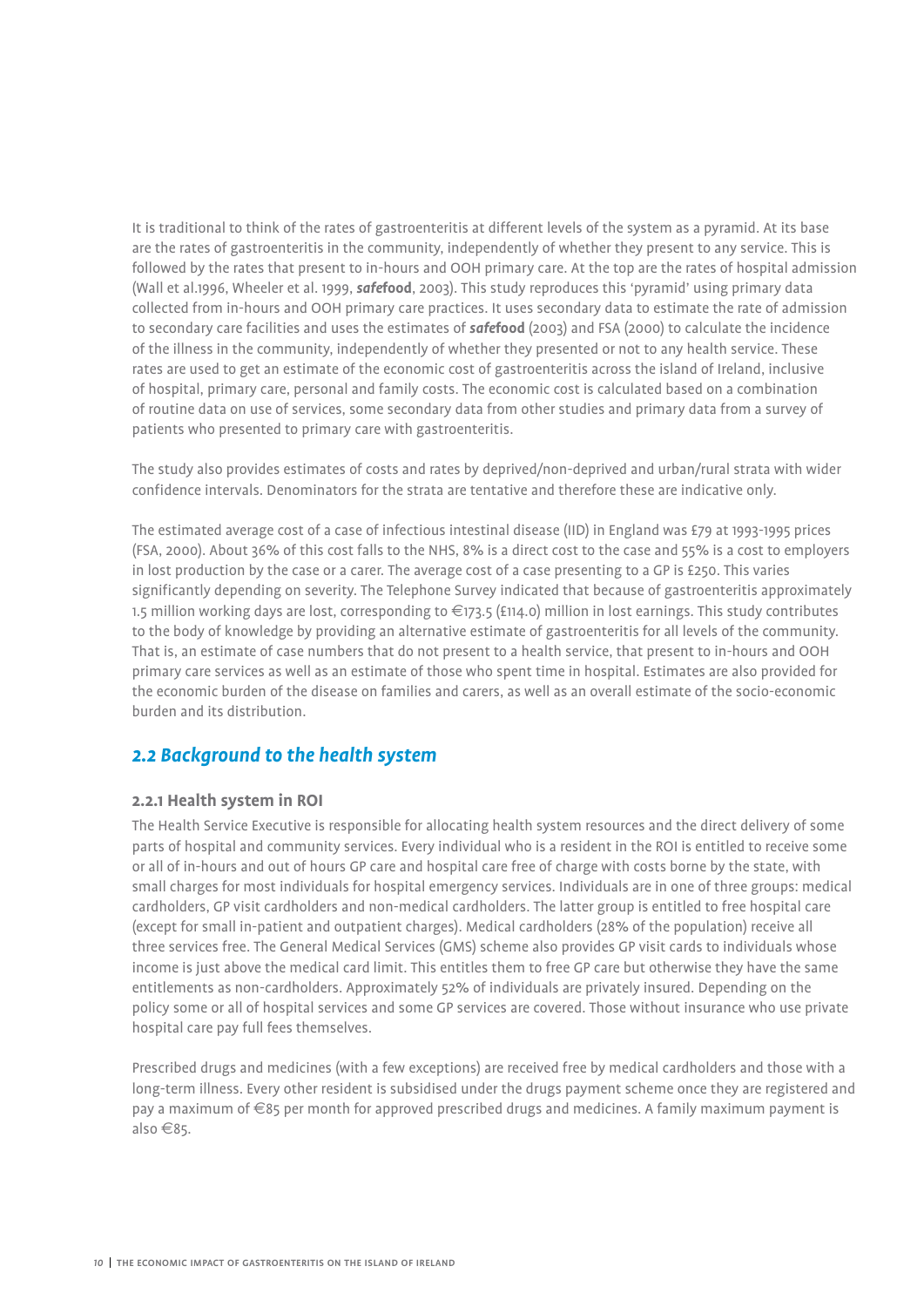It is traditional to think of the rates of gastroenteritis at different levels of the system as a pyramid. At its base are the rates of gastroenteritis in the community, independently of whether they present to any service. This is followed by the rates that present to in-hours and OOH primary care. At the top are the rates of hospital admission (Wall et al.1996, Wheeler et al. 1999, ***safe*****food**, 2003). This study reproduces this 'pyramid' using primary data collected from in-hours and OOH primary care practices. It uses secondary data to estimate the rate of admission to secondary care facilities and uses the estimates of ***safe*****food** (2003) and FSA (2000) to calculate the incidence of the illness in the community, independently of whether they presented or not to any health service. These rates are used to get an estimate of the economic cost of gastroenteritis across the island of Ireland, inclusive of hospital, primary care, personal and family costs. The economic cost is calculated based on a combination of routine data on use of services, some secondary data from other studies and primary data from a survey of patients who presented to primary care with gastroenteritis.

The study also provides estimates of costs and rates by deprived/non-deprived and urban/rural strata with wider confidence intervals. Denominators for the strata are tentative and therefore these are indicative only.

The estimated average cost of a case of infectious intestinal disease (IID) in England was £79 at 1993-1995 prices (FSA, 2000). About 36% of this cost falls to the NHS, 8% is a direct cost to the case and 55% is a cost to employers in lost production by the case or a carer. The average cost of a case presenting to a GP is £250. This varies significantly depending on severity. The Telephone Survey indicated that because of gastroenteritis approximately 1.5 million working days are lost, corresponding to €173.5 (£114.0) million in lost earnings. This study contributes to the body of knowledge by providing an alternative estimate of gastroenteritis for all levels of the community. That is, an estimate of case numbers that do not present to a health service, that present to in-hours and OOH primary care services as well as an estimate of those who spent time in hospital. Estimates are also provided for the economic burden of the disease on families and carers, as well as an overall estimate of the socio-economic burden and its distribution.

## *2.2 Background to the health system*

### 2.2.1 Health system in ROI

The Health Service Executive is responsible for allocating health system resources and the direct delivery of some parts of hospital and community services. Every individual who is a resident in the ROI is entitled to receive some or all of in-hours and out of hours GP care and hospital care free of charge with costs borne by the state, with small charges for most individuals for hospital emergency services. Individuals are in one of three groups: medical cardholders, GP visit cardholders and non-medical cardholders. The latter group is entitled to free hospital care (except for small in-patient and outpatient charges). Medical cardholders (28% of the population) receive all three services free. The General Medical Services (GMS) scheme also provides GP visit cards to individuals whose income is just above the medical card limit. This entitles them to free GP care but otherwise they have the same entitlements as non-cardholders. Approximately 52% of individuals are privately insured. Depending on the policy some or all of hospital services and some GP services are covered. Those without insurance who use private hospital care pay full fees themselves.

Prescribed drugs and medicines (with a few exceptions) are received free by medical cardholders and those with a long-term illness. Every other resident is subsidised under the drugs payment scheme once they are registered and pay a maximum of €85 per month for approved prescribed drugs and medicines. A family maximum payment is also €85.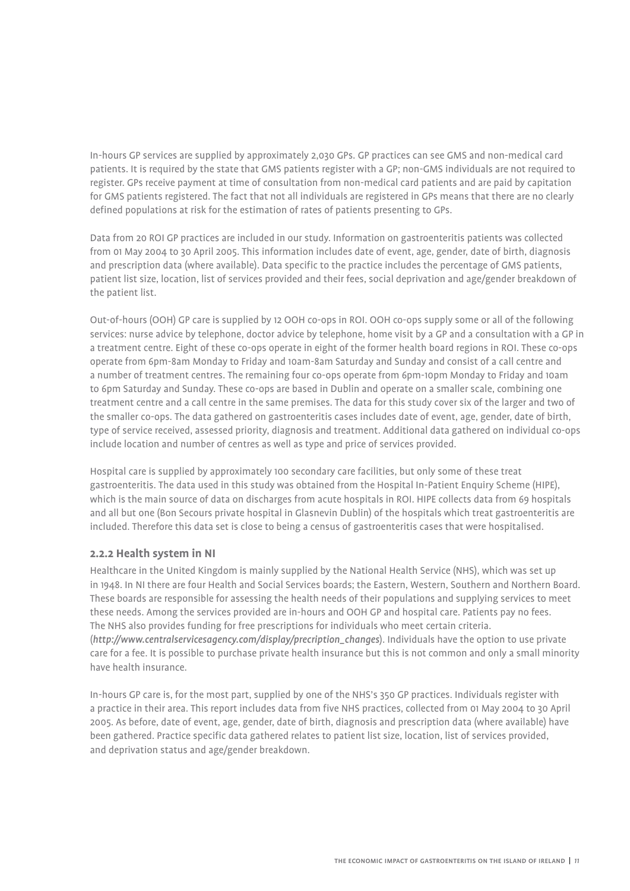In-hours GP services are supplied by approximately 2,030 GPs. GP practices can see GMS and non-medical card patients. It is required by the state that GMS patients register with a GP; non-GMS individuals are not required to register. GPs receive payment at time of consultation from non-medical card patients and are paid by capitation for GMS patients registered. The fact that not all individuals are registered in GPs means that there are no clearly defined populations at risk for the estimation of rates of patients presenting to GPs.

Data from 20 ROI GP practices are included in our study. Information on gastroenteritis patients was collected from 01 May 2004 to 30 April 2005. This information includes date of event, age, gender, date of birth, diagnosis and prescription data (where available). Data specific to the practice includes the percentage of GMS patients, patient list size, location, list of services provided and their fees, social deprivation and age/gender breakdown of the patient list.

Out-of-hours (OOH) GP care is supplied by 12 OOH co-ops in ROI. OOH co-ops supply some or all of the following services: nurse advice by telephone, doctor advice by telephone, home visit by a GP and a consultation with a GP in a treatment centre. Eight of these co-ops operate in eight of the former health board regions in ROI. These co-ops operate from 6pm-8am Monday to Friday and 10am-8am Saturday and Sunday and consist of a call centre and a number of treatment centres. The remaining four co-ops operate from 6pm-10pm Monday to Friday and 10am to 6pm Saturday and Sunday. These co-ops are based in Dublin and operate on a smaller scale, combining one treatment centre and a call centre in the same premises. The data for this study cover six of the larger and two of the smaller co-ops. The data gathered on gastroenteritis cases includes date of event, age, gender, date of birth, type of service received, assessed priority, diagnosis and treatment. Additional data gathered on individual co-ops include location and number of centres as well as type and price of services provided.

Hospital care is supplied by approximately 100 secondary care facilities, but only some of these treat gastroenteritis. The data used in this study was obtained from the Hospital In-Patient Enquiry Scheme (HIPE), which is the main source of data on discharges from acute hospitals in ROI. HIPE collects data from 69 hospitals and all but one (Bon Secours private hospital in Glasnevin Dublin) of the hospitals which treat gastroenteritis are included. Therefore this data set is close to being a census of gastroenteritis cases that were hospitalised.

### 2.2.2 Health system in NI

Healthcare in the United Kingdom is mainly supplied by the National Health Service (NHS), which was set up in 1948. In NI there are four Health and Social Services boards; the Eastern, Western, Southern and Northern Board. These boards are responsible for assessing the health needs of their populations and supplying services to meet these needs. Among the services provided are in-hours and OOH GP and hospital care. Patients pay no fees. The NHS also provides funding for free prescriptions for individuals who meet certain criteria. (*http://www.centralservicesagency.com/display/precription_changes*). Individuals have the option to use private care for a fee. It is possible to purchase private health insurance but this is not common and only a small minority have health insurance.

In-hours GP care is, for the most part, supplied by one of the NHS's 350 GP practices. Individuals register with a practice in their area. This report includes data from five NHS practices, collected from 01 May 2004 to 30 April 2005. As before, date of event, age, gender, date of birth, diagnosis and prescription data (where available) have been gathered. Practice specific data gathered relates to patient list size, location, list of services provided, and deprivation status and age/gender breakdown.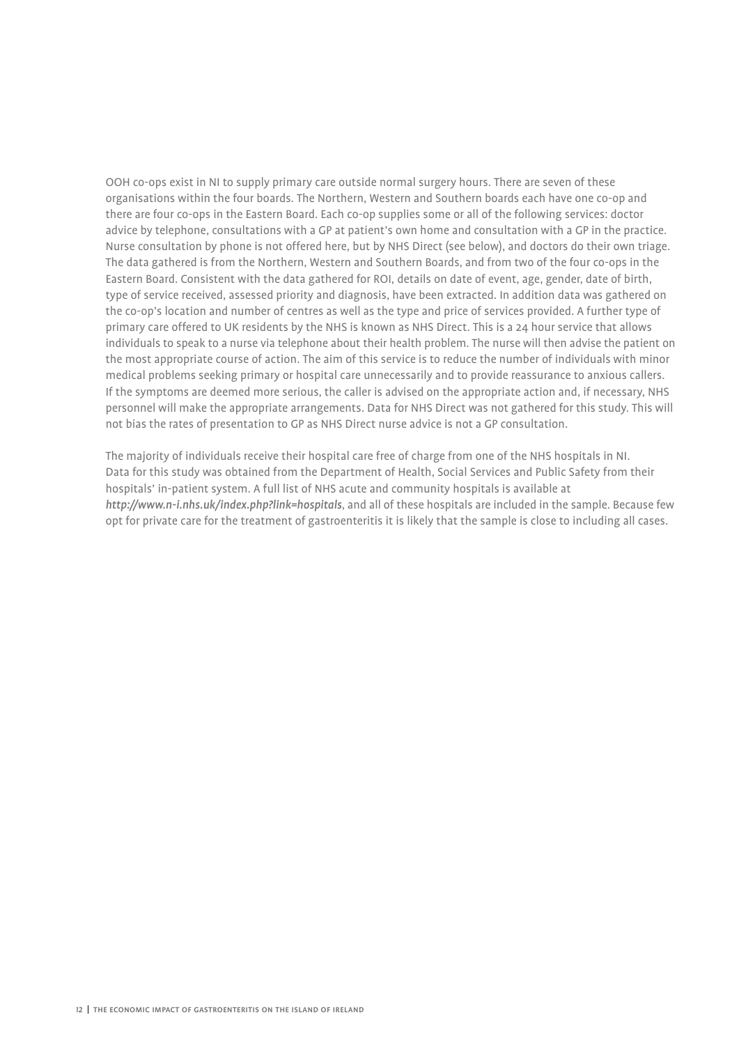OOH co-ops exist in NI to supply primary care outside normal surgery hours. There are seven of these organisations within the four boards. The Northern, Western and Southern boards each have one co-op and there are four co-ops in the Eastern Board. Each co-op supplies some or all of the following services: doctor advice by telephone, consultations with a GP at patient's own home and consultation with a GP in the practice. Nurse consultation by phone is not offered here, but by NHS Direct (see below), and doctors do their own triage. The data gathered is from the Northern, Western and Southern Boards, and from two of the four co-ops in the Eastern Board. Consistent with the data gathered for ROI, details on date of event, age, gender, date of birth, type of service received, assessed priority and diagnosis, have been extracted. In addition data was gathered on the co-op's location and number of centres as well as the type and price of services provided. A further type of primary care offered to UK residents by the NHS is known as NHS Direct. This is a 24 hour service that allows individuals to speak to a nurse via telephone about their health problem. The nurse will then advise the patient on the most appropriate course of action. The aim of this service is to reduce the number of individuals with minor medical problems seeking primary or hospital care unnecessarily and to provide reassurance to anxious callers. If the symptoms are deemed more serious, the caller is advised on the appropriate action and, if necessary, NHS personnel will make the appropriate arrangements. Data for NHS Direct was not gathered for this study. This will not bias the rates of presentation to GP as NHS Direct nurse advice is not a GP consultation.

The majority of individuals receive their hospital care free of charge from one of the NHS hospitals in NI. Data for this study was obtained from the Department of Health, Social Services and Public Safety from their hospitals' in-patient system. A full list of NHS acute and community hospitals is available at *http://www.n-i.nhs.uk/index.php?link=hospitals*, and all of these hospitals are included in the sample. Because few opt for private care for the treatment of gastroenteritis it is likely that the sample is close to including all cases.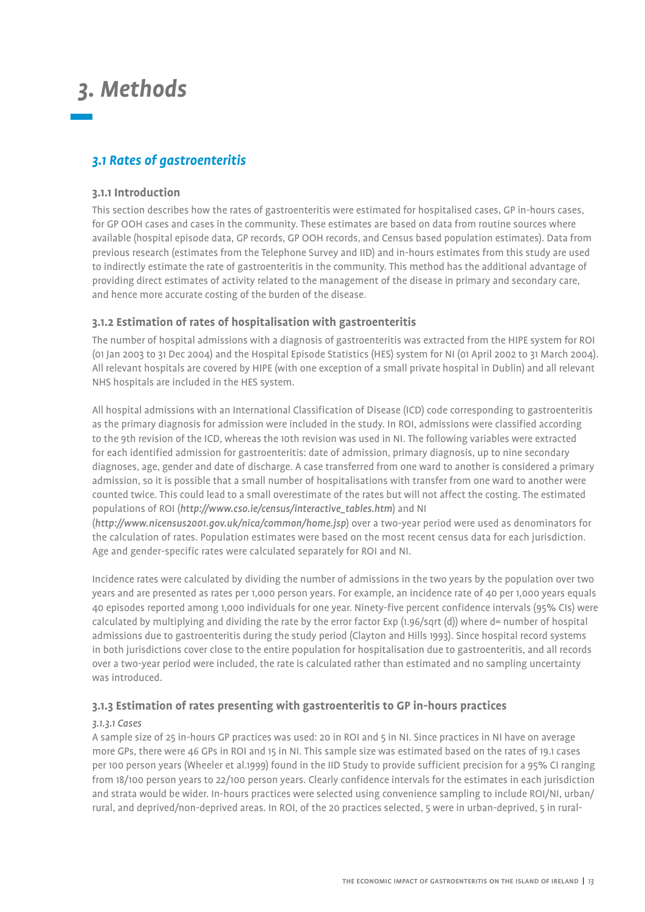# 3. Methods

## 3.1 Rates of gastroenteritis

### 3.1.1 Introduction

This section describes how the rates of gastroenteritis were estimated for hospitalised cases, GP in-hours cases, for GP OOH cases and cases in the community. These estimates are based on data from routine sources where available (hospital episode data, GP records, GP OOH records, and Census based population estimates). Data from previous research (estimates from the Telephone Survey and IID) and in-hours estimates from this study are used to indirectly estimate the rate of gastroenteritis in the community. This method has the additional advantage of providing direct estimates of activity related to the management of the disease in primary and secondary care, and hence more accurate costing of the burden of the disease.

### 3.1.2 Estimation of rates of hospitalisation with gastroenteritis

The number of hospital admissions with a diagnosis of gastroenteritis was extracted from the HIPE system for ROI (01 Jan 2003 to 31 Dec 2004) and the Hospital Episode Statistics (HES) system for NI (01 April 2002 to 31 March 2004). All relevant hospitals are covered by HIPE (with one exception of a small private hospital in Dublin) and all relevant NHS hospitals are included in the HES system.

All hospital admissions with an International Classification of Disease (ICD) code corresponding to gastroenteritis as the primary diagnosis for admission were included in the study. In ROI, admissions were classified according to the 9th revision of the ICD, whereas the 10th revision was used in NI. The following variables were extracted for each identified admission for gastroenteritis: date of admission, primary diagnosis, up to nine secondary diagnoses, age, gender and date of discharge. A case transferred from one ward to another is considered a primary admission, so it is possible that a small number of hospitalisations with transfer from one ward to another were counted twice. This could lead to a small overestimate of the rates but will not affect the costing. The estimated populations of ROI (*http://www.cso.ie/census/interactive_tables.htm*) and NI (*http://www.nicensus2001.gov.uk/nica/common/home.jsp*) over a two-year period were used as denominators for the calculation of rates. Population estimates were based on the most recent census data for each jurisdiction. Age and gender-specific rates were calculated separately for ROI and NI.

Incidence rates were calculated by dividing the number of admissions in the two years by the population over two years and are presented as rates per 1,000 person years. For example, an incidence rate of 40 per 1,000 years equals 40 episodes reported among 1,000 individuals for one year. Ninety-five percent confidence intervals (95% CIs) were calculated by multiplying and dividing the rate by the error factor Exp (1.96/sqrt (d)) where d= number of hospital admissions due to gastroenteritis during the study period (Clayton and Hills 1993). Since hospital record systems in both jurisdictions cover close to the entire population for hospitalisation due to gastroenteritis, and all records over a two-year period were included, the rate is calculated rather than estimated and no sampling uncertainty was introduced.

### 3.1.3 Estimation of rates presenting with gastroenteritis to GP in-hours practices

*3.1.3.1 Cases*

A sample size of 25 in-hours GP practices was used: 20 in ROI and 5 in NI. Since practices in NI have on average more GPs, there were 46 GPs in ROI and 15 in NI. This sample size was estimated based on the rates of 19.1 cases per 100 person years (Wheeler et al.1999) found in the IID Study to provide sufficient precision for a 95% CI ranging from 18/100 person years to 22/100 person years. Clearly confidence intervals for the estimates in each jurisdiction and strata would be wider. In-hours practices were selected using convenience sampling to include ROI/NI, urban/rural, and deprived/non-deprived areas. In ROI, of the 20 practices selected, 5 were in urban-deprived, 5 in rural-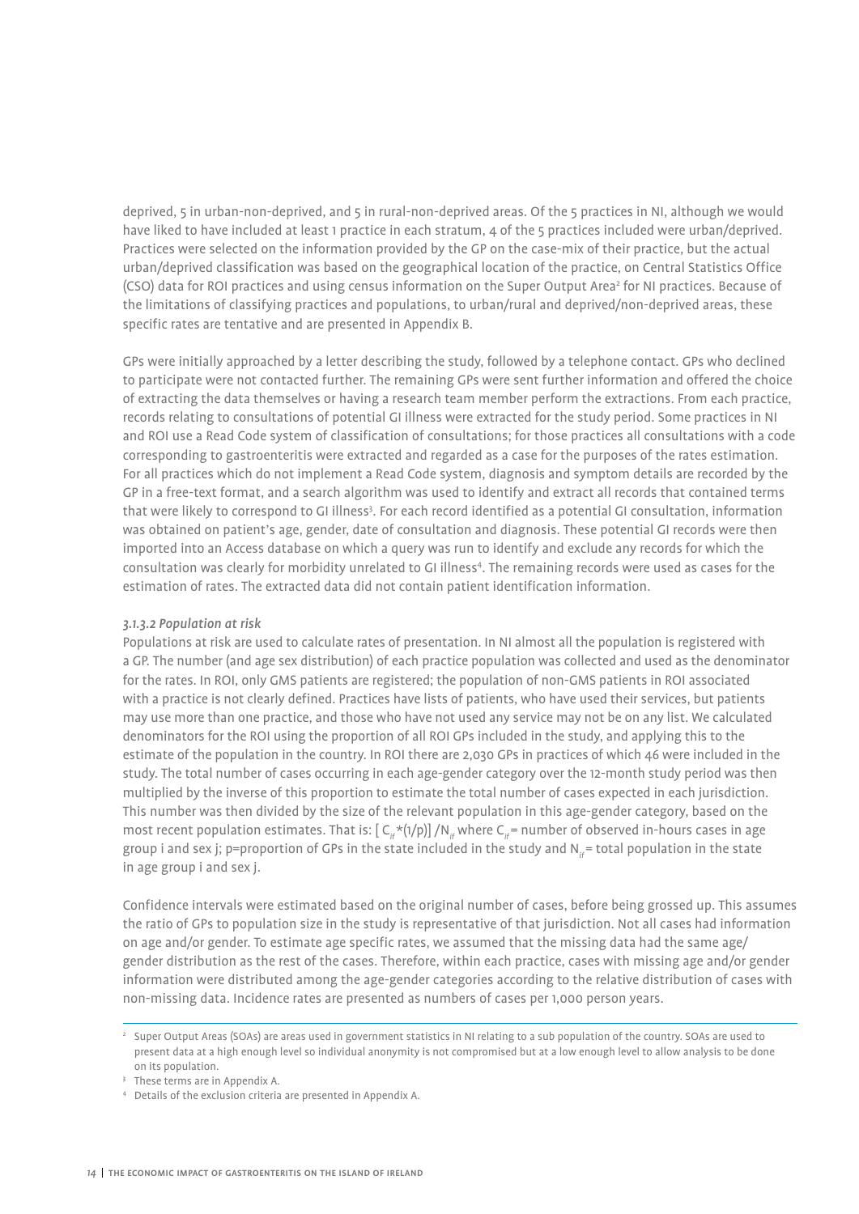deprived, 5 in urban-non-deprived, and 5 in rural-non-deprived areas. Of the 5 practices in NI, although we would have liked to have included at least 1 practice in each stratum, 4 of the 5 practices included were urban/deprived. Practices were selected on the information provided by the GP on the case-mix of their practice, but the actual urban/deprived classification was based on the geographical location of the practice, on Central Statistics Office (CSO) data for ROI practices and using census information on the Super Output Area[2] for NI practices. Because of the limitations of classifying practices and populations, to urban/rural and deprived/non-deprived areas, these specific rates are tentative and are presented in Appendix B.

GPs were initially approached by a letter describing the study, followed by a telephone contact. GPs who declined to participate were not contacted further. The remaining GPs were sent further information and offered the choice of extracting the data themselves or having a research team member perform the extractions. From each practice, records relating to consultations of potential GI illness were extracted for the study period. Some practices in NI and ROI use a Read Code system of classification of consultations; for those practices all consultations with a code corresponding to gastroenteritis were extracted and regarded as a case for the purposes of the rates estimation. For all practices which do not implement a Read Code system, diagnosis and symptom details are recorded by the GP in a free-text format, and a search algorithm was used to identify and extract all records that contained terms that were likely to correspond to GI illness[3]. For each record identified as a potential GI consultation, information was obtained on patient's age, gender, date of consultation and diagnosis. These potential GI records were then imported into an Access database on which a query was run to identify and exclude any records for which the consultation was clearly for morbidity unrelated to GI illness[4]. The remaining records were used as cases for the estimation of rates. The extracted data did not contain patient identification information.

#### *3.1.3.2 Population at risk*

Populations at risk are used to calculate rates of presentation. In NI almost all the population is registered with a GP. The number (and age sex distribution) of each practice population was collected and used as the denominator for the rates. In ROI, only GMS patients are registered; the population of non-GMS patients in ROI associated with a practice is not clearly defined. Practices have lists of patients, who have used their services, but patients may use more than one practice, and those who have not used any service may not be on any list. We calculated denominators for the ROI using the proportion of all ROI GPs included in the study, and applying this to the estimate of the population in the country. In ROI there are 2,030 GPs in practices of which 46 were included in the study. The total number of cases occurring in each age-gender category over the 12-month study period was then multiplied by the inverse of this proportion to estimate the total number of cases expected in each jurisdiction. This number was then divided by the size of the relevant population in this age-gender category, based on the most recent population estimates. That is: $[C_{ij}*(1/p)]/N_{ij}$ where $C_{ij}$ = number of observed in-hours cases in age group i and sex j; p=proportion of GPs in the state included in the study and $N_{ij}$ = total population in the state in age group i and sex j.

Confidence intervals were estimated based on the original number of cases, before being grossed up. This assumes the ratio of GPs to population size in the study is representative of that jurisdiction. Not all cases had information on age and/or gender. To estimate age specific rates, we assumed that the missing data had the same age/gender distribution as the rest of the cases. Therefore, within each practice, cases with missing age and/or gender information were distributed among the age-gender categories according to the relative distribution of cases with non-missing data. Incidence rates are presented as numbers of cases per 1,000 person years.

---

[2] Super Output Areas (SOAs) are areas used in government statistics in NI relating to a sub population of the country. SOAs are used to present data at a high enough level so individual anonymity is not compromised but at a low enough level to allow analysis to be done on its population.

[3] These terms are in Appendix A.

[4] Details of the exclusion criteria are presented in Appendix A.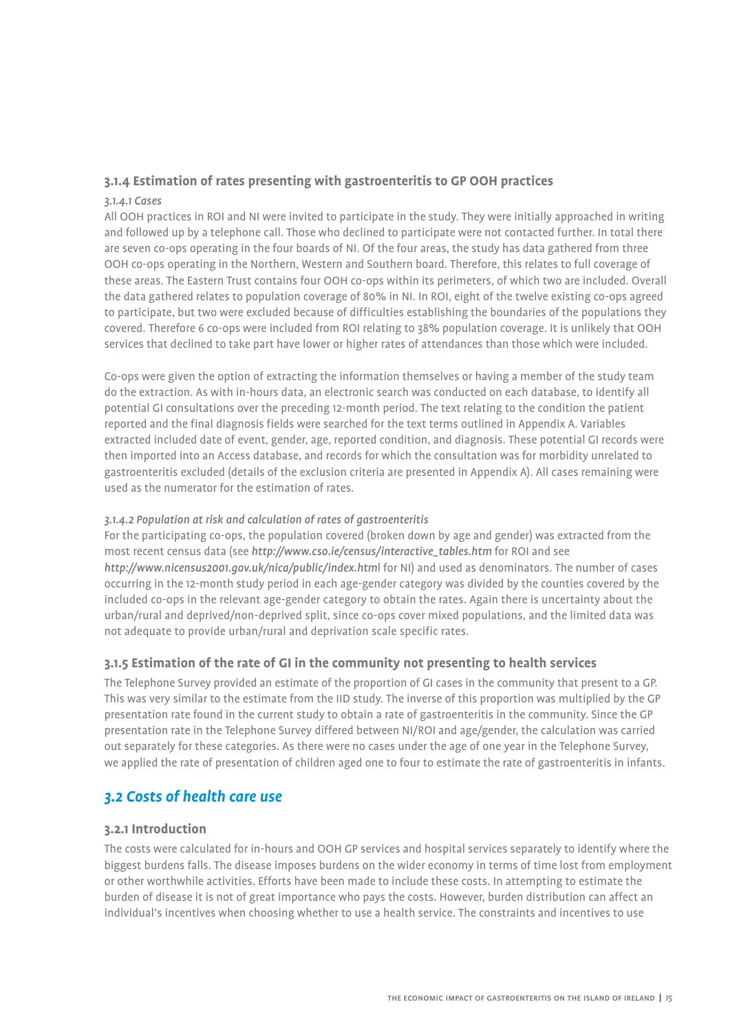### 3.1.4 Estimation of rates presenting with gastroenteritis to GP OOH practices

*3.1.4.1 Cases*

All OOH practices in ROI and NI were invited to participate in the study. They were initially approached in writing and followed up by a telephone call. Those who declined to participate were not contacted further. In total there are seven co-ops operating in the four boards of NI. Of the four areas, the study has data gathered from three OOH co-ops operating in the Northern, Western and Southern board. Therefore, this relates to full coverage of these areas. The Eastern Trust contains four OOH co-ops within its perimeters, of which two are included. Overall the data gathered relates to population coverage of 80% in NI. In ROI, eight of the twelve existing co-ops agreed to participate, but two were excluded because of difficulties establishing the boundaries of the populations they covered. Therefore 6 co-ops were included from ROI relating to 38% population coverage. It is unlikely that OOH services that declined to take part have lower or higher rates of attendances than those which were included.

Co-ops were given the option of extracting the information themselves or having a member of the study team do the extraction. As with in-hours data, an electronic search was conducted on each database, to identify all potential GI consultations over the preceding 12-month period. The text relating to the condition the patient reported and the final diagnosis fields were searched for the text terms outlined in Appendix A. Variables extracted included date of event, gender, age, reported condition, and diagnosis. These potential GI records were then imported into an Access database, and records for which the consultation was for morbidity unrelated to gastroenteritis excluded (details of the exclusion criteria are presented in Appendix A). All cases remaining were used as the numerator for the estimation of rates.

*3.1.4.2 Population at risk and calculation of rates of gastroenteritis*

For the participating co-ops, the population covered (broken down by age and gender) was extracted from the most recent census data (see *http://www.cso.ie/census/interactive_tables.htm* for ROI and see *http://www.nicensus2001.gov.uk/nica/public/index.html* for NI) and used as denominators. The number of cases occurring in the 12-month study period in each age-gender category was divided by the counties covered by the included co-ops in the relevant age-gender category to obtain the rates. Again there is uncertainty about the urban/rural and deprived/non-deprived split, since co-ops cover mixed populations, and the limited data was not adequate to provide urban/rural and deprivation scale specific rates.

### 3.1.5 Estimation of the rate of GI in the community not presenting to health services

The Telephone Survey provided an estimate of the proportion of GI cases in the community that present to a GP. This was very similar to the estimate from the IID study. The inverse of this proportion was multiplied by the GP presentation rate found in the current study to obtain a rate of gastroenteritis in the community. Since the GP presentation rate in the Telephone Survey differed between NI/ROI and age/gender, the calculation was carried out separately for these categories. As there were no cases under the age of one year in the Telephone Survey, we applied the rate of presentation of children aged one to four to estimate the rate of gastroenteritis in infants.

## *3.2 Costs of health care use*

### 3.2.1 Introduction

The costs were calculated for in-hours and OOH GP services and hospital services separately to identify where the biggest burdens falls. The disease imposes burdens on the wider economy in terms of time lost from employment or other worthwhile activities. Efforts have been made to include these costs. In attempting to estimate the burden of disease it is not of great importance who pays the costs. However, burden distribution can affect an individual's incentives when choosing whether to use a health service. The constraints and incentives to use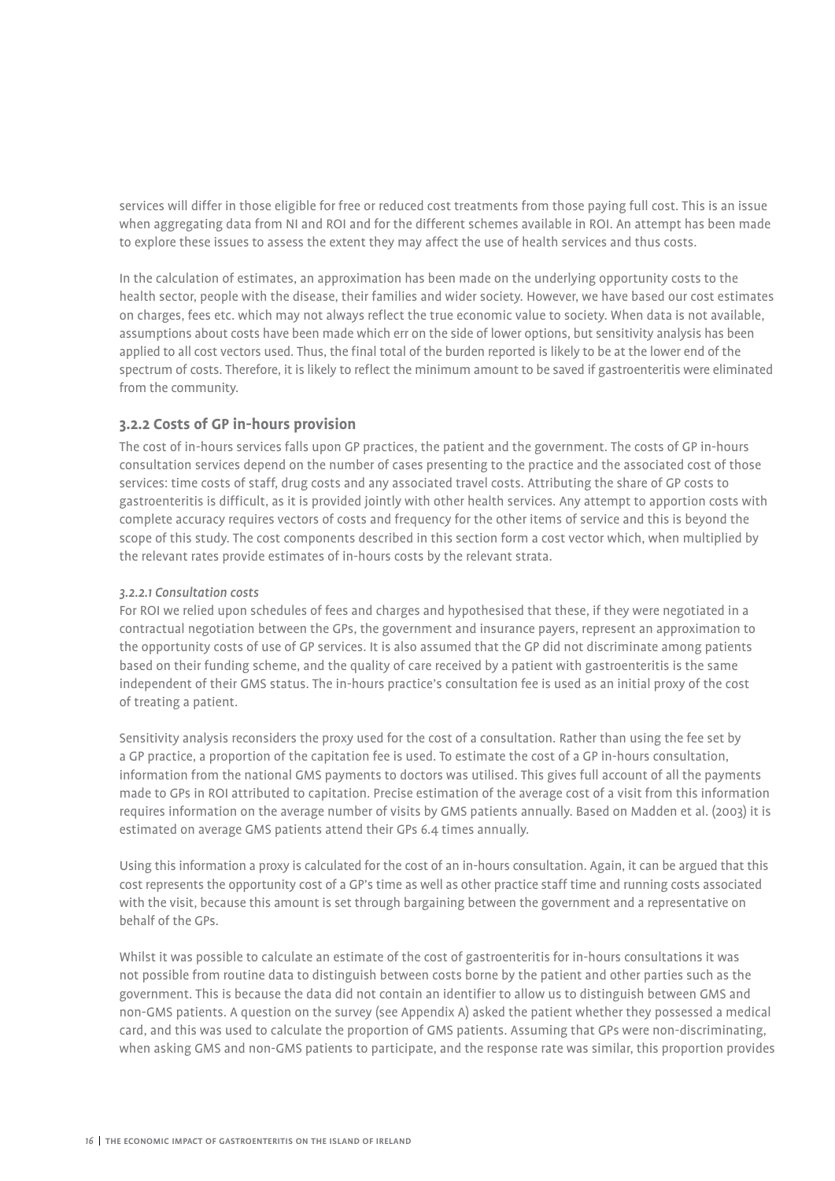services will differ in those eligible for free or reduced cost treatments from those paying full cost. This is an issue when aggregating data from NI and ROI and for the different schemes available in ROI. An attempt has been made to explore these issues to assess the extent they may affect the use of health services and thus costs.

In the calculation of estimates, an approximation has been made on the underlying opportunity costs to the health sector, people with the disease, their families and wider society. However, we have based our cost estimates on charges, fees etc. which may not always reflect the true economic value to society. When data is not available, assumptions about costs have been made which err on the side of lower options, but sensitivity analysis has been applied to all cost vectors used. Thus, the final total of the burden reported is likely to be at the lower end of the spectrum of costs. Therefore, it is likely to reflect the minimum amount to be saved if gastroenteritis were eliminated from the community.

### 3.2.2 Costs of GP in-hours provision

The cost of in-hours services falls upon GP practices, the patient and the government. The costs of GP in-hours consultation services depend on the number of cases presenting to the practice and the associated cost of those services: time costs of staff, drug costs and any associated travel costs. Attributing the share of GP costs to gastroenteritis is difficult, as it is provided jointly with other health services. Any attempt to apportion costs with complete accuracy requires vectors of costs and frequency for the other items of service and this is beyond the scope of this study. The cost components described in this section form a cost vector which, when multiplied by the relevant rates provide estimates of in-hours costs by the relevant strata.

#### *3.2.2.1 Consultation costs*

For ROI we relied upon schedules of fees and charges and hypothesised that these, if they were negotiated in a contractual negotiation between the GPs, the government and insurance payers, represent an approximation to the opportunity costs of use of GP services. It is also assumed that the GP did not discriminate among patients based on their funding scheme, and the quality of care received by a patient with gastroenteritis is the same independent of their GMS status. The in-hours practice's consultation fee is used as an initial proxy of the cost of treating a patient.

Sensitivity analysis reconsiders the proxy used for the cost of a consultation. Rather than using the fee set by a GP practice, a proportion of the capitation fee is used. To estimate the cost of a GP in-hours consultation, information from the national GMS payments to doctors was utilised. This gives full account of all the payments made to GPs in ROI attributed to capitation. Precise estimation of the average cost of a visit from this information requires information on the average number of visits by GMS patients annually. Based on Madden et al. (2003) it is estimated on average GMS patients attend their GPs 6.4 times annually.

Using this information a proxy is calculated for the cost of an in-hours consultation. Again, it can be argued that this cost represents the opportunity cost of a GP's time as well as other practice staff time and running costs associated with the visit, because this amount is set through bargaining between the government and a representative on behalf of the GPs.

Whilst it was possible to calculate an estimate of the cost of gastroenteritis for in-hours consultations it was not possible from routine data to distinguish between costs borne by the patient and other parties such as the government. This is because the data did not contain an identifier to allow us to distinguish between GMS and non-GMS patients. A question on the survey (see Appendix A) asked the patient whether they possessed a medical card, and this was used to calculate the proportion of GMS patients. Assuming that GPs were non-discriminating, when asking GMS and non-GMS patients to participate, and the response rate was similar, this proportion provides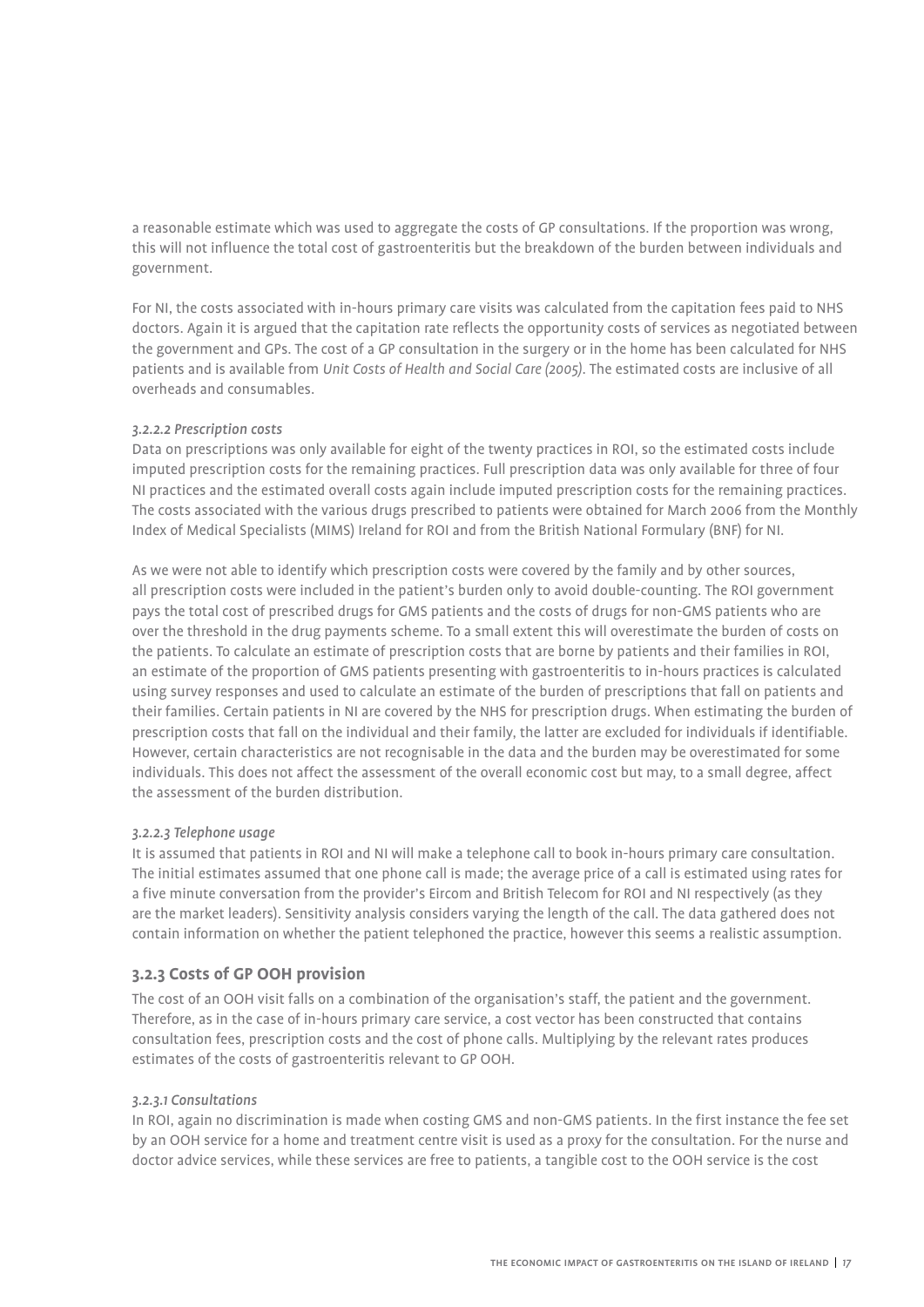a reasonable estimate which was used to aggregate the costs of GP consultations. If the proportion was wrong, this will not influence the total cost of gastroenteritis but the breakdown of the burden between individuals and government.

For NI, the costs associated with in-hours primary care visits was calculated from the capitation fees paid to NHS doctors. Again it is argued that the capitation rate reflects the opportunity costs of services as negotiated between the government and GPs. The cost of a GP consultation in the surgery or in the home has been calculated for NHS patients and is available from *Unit Costs of Health and Social Care (2005)*. The estimated costs are inclusive of all overheads and consumables.

#### *3.2.2.2 Prescription costs*

Data on prescriptions was only available for eight of the twenty practices in ROI, so the estimated costs include imputed prescription costs for the remaining practices. Full prescription data was only available for three of four NI practices and the estimated overall costs again include imputed prescription costs for the remaining practices. The costs associated with the various drugs prescribed to patients were obtained for March 2006 from the Monthly Index of Medical Specialists (MIMS) Ireland for ROI and from the British National Formulary (BNF) for NI.

As we were not able to identify which prescription costs were covered by the family and by other sources, all prescription costs were included in the patient's burden only to avoid double-counting. The ROI government pays the total cost of prescribed drugs for GMS patients and the costs of drugs for non-GMS patients who are over the threshold in the drug payments scheme. To a small extent this will overestimate the burden of costs on the patients. To calculate an estimate of prescription costs that are borne by patients and their families in ROI, an estimate of the proportion of GMS patients presenting with gastroenteritis to in-hours practices is calculated using survey responses and used to calculate an estimate of the burden of prescriptions that fall on patients and their families. Certain patients in NI are covered by the NHS for prescription drugs. When estimating the burden of prescription costs that fall on the individual and their family, the latter are excluded for individuals if identifiable. However, certain characteristics are not recognisable in the data and the burden may be overestimated for some individuals. This does not affect the assessment of the overall economic cost but may, to a small degree, affect the assessment of the burden distribution.

#### *3.2.2.3 Telephone usage*

It is assumed that patients in ROI and NI will make a telephone call to book in-hours primary care consultation. The initial estimates assumed that one phone call is made; the average price of a call is estimated using rates for a five minute conversation from the provider's Eircom and British Telecom for ROI and NI respectively (as they are the market leaders). Sensitivity analysis considers varying the length of the call. The data gathered does not contain information on whether the patient telephoned the practice, however this seems a realistic assumption.

### 3.2.3 Costs of GP OOH provision

The cost of an OOH visit falls on a combination of the organisation's staff, the patient and the government. Therefore, as in the case of in-hours primary care service, a cost vector has been constructed that contains consultation fees, prescription costs and the cost of phone calls. Multiplying by the relevant rates produces estimates of the costs of gastroenteritis relevant to GP OOH.

#### *3.2.3.1 Consultations*

In ROI, again no discrimination is made when costing GMS and non-GMS patients. In the first instance the fee set by an OOH service for a home and treatment centre visit is used as a proxy for the consultation. For the nurse and doctor advice services, while these services are free to patients, a tangible cost to the OOH service is the cost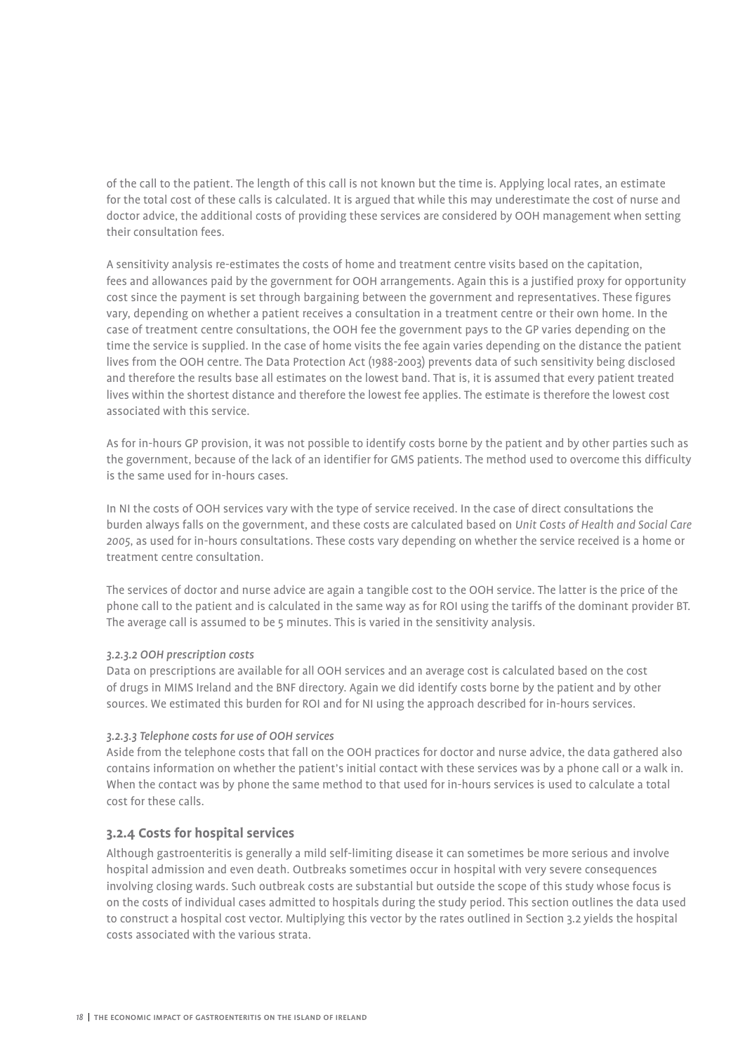of the call to the patient. The length of this call is not known but the time is. Applying local rates, an estimate for the total cost of these calls is calculated. It is argued that while this may underestimate the cost of nurse and doctor advice, the additional costs of providing these services are considered by OOH management when setting their consultation fees.

A sensitivity analysis re-estimates the costs of home and treatment centre visits based on the capitation, fees and allowances paid by the government for OOH arrangements. Again this is a justified proxy for opportunity cost since the payment is set through bargaining between the government and representatives. These figures vary, depending on whether a patient receives a consultation in a treatment centre or their own home. In the case of treatment centre consultations, the OOH fee the government pays to the GP varies depending on the time the service is supplied. In the case of home visits the fee again varies depending on the distance the patient lives from the OOH centre. The Data Protection Act (1988-2003) prevents data of such sensitivity being disclosed and therefore the results base all estimates on the lowest band. That is, it is assumed that every patient treated lives within the shortest distance and therefore the lowest fee applies. The estimate is therefore the lowest cost associated with this service.

As for in-hours GP provision, it was not possible to identify costs borne by the patient and by other parties such as the government, because of the lack of an identifier for GMS patients. The method used to overcome this difficulty is the same used for in-hours cases.

In NI the costs of OOH services vary with the type of service received. In the case of direct consultations the burden always falls on the government, and these costs are calculated based on *Unit Costs of Health and Social Care 2005*, as used for in-hours consultations. These costs vary depending on whether the service received is a home or treatment centre consultation.

The services of doctor and nurse advice are again a tangible cost to the OOH service. The latter is the price of the phone call to the patient and is calculated in the same way as for ROI using the tariffs of the dominant provider BT. The average call is assumed to be 5 minutes. This is varied in the sensitivity analysis.

#### *3.2.3.2 OOH prescription costs*

Data on prescriptions are available for all OOH services and an average cost is calculated based on the cost of drugs in MIMS Ireland and the BNF directory. Again we did identify costs borne by the patient and by other sources. We estimated this burden for ROI and for NI using the approach described for in-hours services.

#### *3.2.3.3 Telephone costs for use of OOH services*

Aside from the telephone costs that fall on the OOH practices for doctor and nurse advice, the data gathered also contains information on whether the patient's initial contact with these services was by a phone call or a walk in. When the contact was by phone the same method to that used for in-hours services is used to calculate a total cost for these calls.

### 3.2.4 Costs for hospital services

Although gastroenteritis is generally a mild self-limiting disease it can sometimes be more serious and involve hospital admission and even death. Outbreaks sometimes occur in hospital with very severe consequences involving closing wards. Such outbreak costs are substantial but outside the scope of this study whose focus is on the costs of individual cases admitted to hospitals during the study period. This section outlines the data used to construct a hospital cost vector. Multiplying this vector by the rates outlined in Section 3.2 yields the hospital costs associated with the various strata.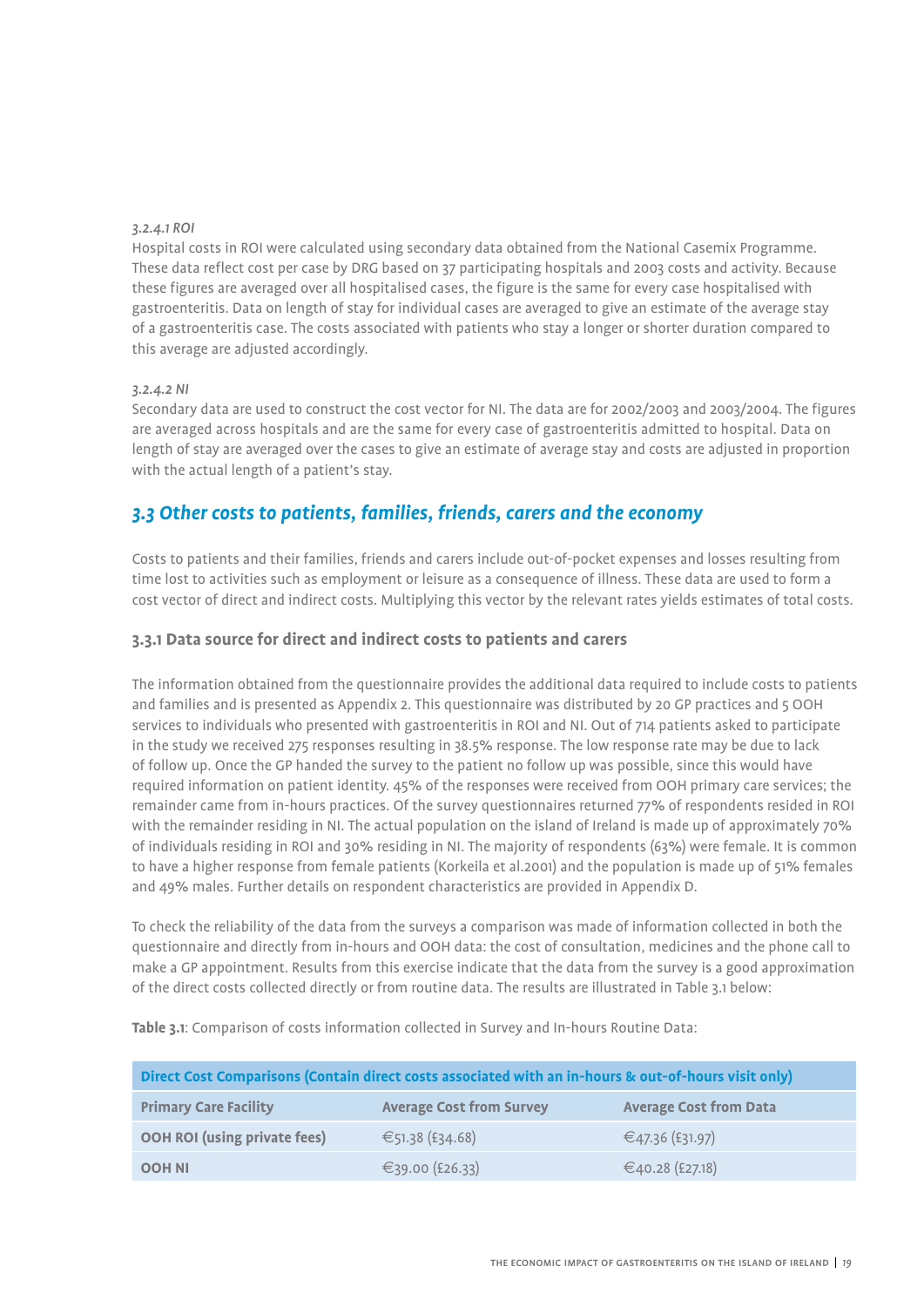*3.2.4.1 ROI*

Hospital costs in ROI were calculated using secondary data obtained from the National Casemix Programme. These data reflect cost per case by DRG based on 37 participating hospitals and 2003 costs and activity. Because these figures are averaged over all hospitalised cases, the figure is the same for every case hospitalised with gastroenteritis. Data on length of stay for individual cases are averaged to give an estimate of the average stay of a gastroenteritis case. The costs associated with patients who stay a longer or shorter duration compared to this average are adjusted accordingly.

*3.2.4.2 NI*

Secondary data are used to construct the cost vector for NI. The data are for 2002/2003 and 2003/2004. The figures are averaged across hospitals and are the same for every case of gastroenteritis admitted to hospital. Data on length of stay are averaged over the cases to give an estimate of average stay and costs are adjusted in proportion with the actual length of a patient's stay.

## *3.3 Other costs to patients, families, friends, carers and the economy*

Costs to patients and their families, friends and carers include out-of-pocket expenses and losses resulting from time lost to activities such as employment or leisure as a consequence of illness. These data are used to form a cost vector of direct and indirect costs. Multiplying this vector by the relevant rates yields estimates of total costs.

### 3.3.1 Data source for direct and indirect costs to patients and carers

The information obtained from the questionnaire provides the additional data required to include costs to patients and families and is presented as Appendix 2. This questionnaire was distributed by 20 GP practices and 5 OOH services to individuals who presented with gastroenteritis in ROI and NI. Out of 714 patients asked to participate in the study we received 275 responses resulting in 38.5% response. The low response rate may be due to lack of follow up. Once the GP handed the survey to the patient no follow up was possible, since this would have required information on patient identity. 45% of the responses were received from OOH primary care services; the remainder came from in-hours practices. Of the survey questionnaires returned 77% of respondents resided in ROI with the remainder residing in NI. The actual population on the island of Ireland is made up of approximately 70% of individuals residing in ROI and 30% residing in NI. The majority of respondents (63%) were female. It is common to have a higher response from female patients (Korkeila et al.2001) and the population is made up of 51% females and 49% males. Further details on respondent characteristics are provided in Appendix D.

To check the reliability of the data from the surveys a comparison was made of information collected in both the questionnaire and directly from in-hours and OOH data: the cost of consultation, medicines and the phone call to make a GP appointment. Results from this exercise indicate that the data from the survey is a good approximation of the direct costs collected directly or from routine data. The results are illustrated in Table 3.1 below:

**Table 3.1**: Comparison of costs information collected in Survey and In-hours Routine Data:

| Direct Cost Comparisons (Contain direct costs associated with an in-hours & out-of-hours visit only) | | |
|---|---|---|
| **Primary Care Facility** | **Average Cost from Survey** | **Average Cost from Data** |
| **OOH ROI (using private fees)** | €51.38 (£34.68) | €47.36 (£31.97) |
| **OOH NI** | €39.00 (£26.33) | €40.28 (£27.18) |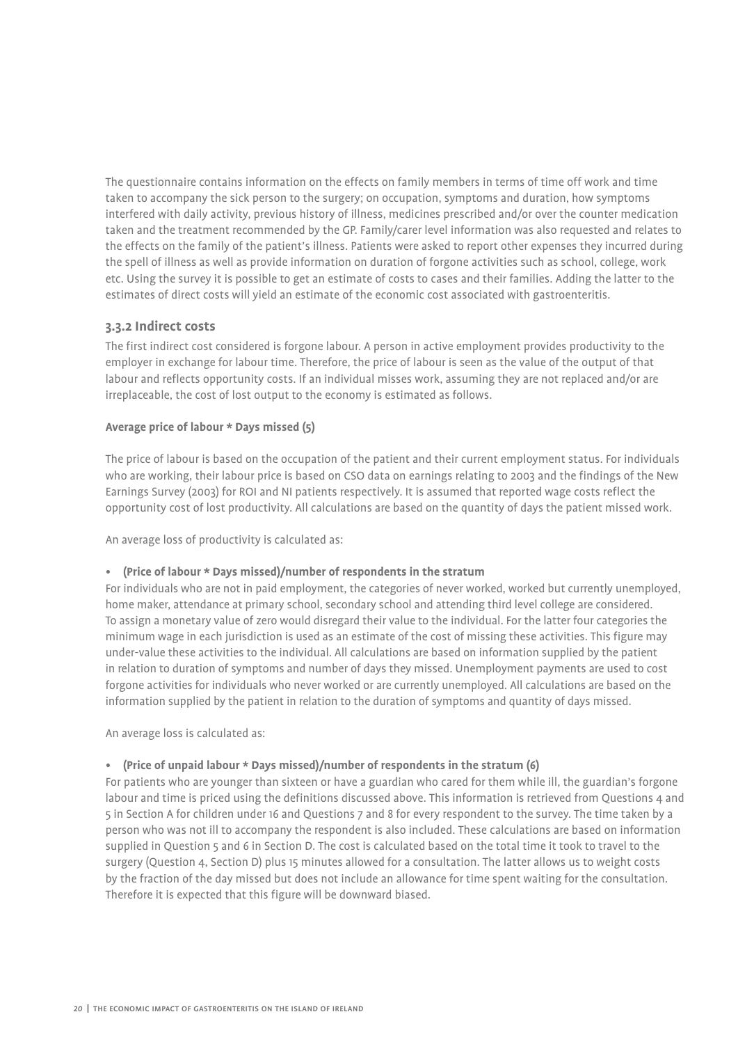The questionnaire contains information on the effects on family members in terms of time off work and time taken to accompany the sick person to the surgery; on occupation, symptoms and duration, how symptoms interfered with daily activity, previous history of illness, medicines prescribed and/or over the counter medication taken and the treatment recommended by the GP. Family/carer level information was also requested and relates to the effects on the family of the patient's illness. Patients were asked to report other expenses they incurred during the spell of illness as well as provide information on duration of forgone activities such as school, college, work etc. Using the survey it is possible to get an estimate of costs to cases and their families. Adding the latter to the estimates of direct costs will yield an estimate of the economic cost associated with gastroenteritis.

### 3.3.2 Indirect costs

The first indirect cost considered is forgone labour. A person in active employment provides productivity to the employer in exchange for labour time. Therefore, the price of labour is seen as the value of the output of that labour and reflects opportunity costs. If an individual misses work, assuming they are not replaced and/or are irreplaceable, the cost of lost output to the economy is estimated as follows.

**Average price of labour * Days missed (5)**

The price of labour is based on the occupation of the patient and their current employment status. For individuals who are working, their labour price is based on CSO data on earnings relating to 2003 and the findings of the New Earnings Survey (2003) for ROI and NI patients respectively. It is assumed that reported wage costs reflect the opportunity cost of lost productivity. All calculations are based on the quantity of days the patient missed work.

An average loss of productivity is calculated as:

- **(Price of labour * Days missed)/number of respondents in the stratum**

For individuals who are not in paid employment, the categories of never worked, worked but currently unemployed, home maker, attendance at primary school, secondary school and attending third level college are considered. To assign a monetary value of zero would disregard their value to the individual. For the latter four categories the minimum wage in each jurisdiction is used as an estimate of the cost of missing these activities. This figure may under-value these activities to the individual. All calculations are based on information supplied by the patient in relation to duration of symptoms and number of days they missed. Unemployment payments are used to cost forgone activities for individuals who never worked or are currently unemployed. All calculations are based on the information supplied by the patient in relation to the duration of symptoms and quantity of days missed.

An average loss is calculated as:

- **(Price of unpaid labour * Days missed)/number of respondents in the stratum (6)**

For patients who are younger than sixteen or have a guardian who cared for them while ill, the guardian's forgone labour and time is priced using the definitions discussed above. This information is retrieved from Questions 4 and 5 in Section A for children under 16 and Questions 7 and 8 for every respondent to the survey. The time taken by a person who was not ill to accompany the respondent is also included. These calculations are based on information supplied in Question 5 and 6 in Section D. The cost is calculated based on the total time it took to travel to the surgery (Question 4, Section D) plus 15 minutes allowed for a consultation. The latter allows us to weight costs by the fraction of the day missed but does not include an allowance for time spent waiting for the consultation. Therefore it is expected that this figure will be downward biased.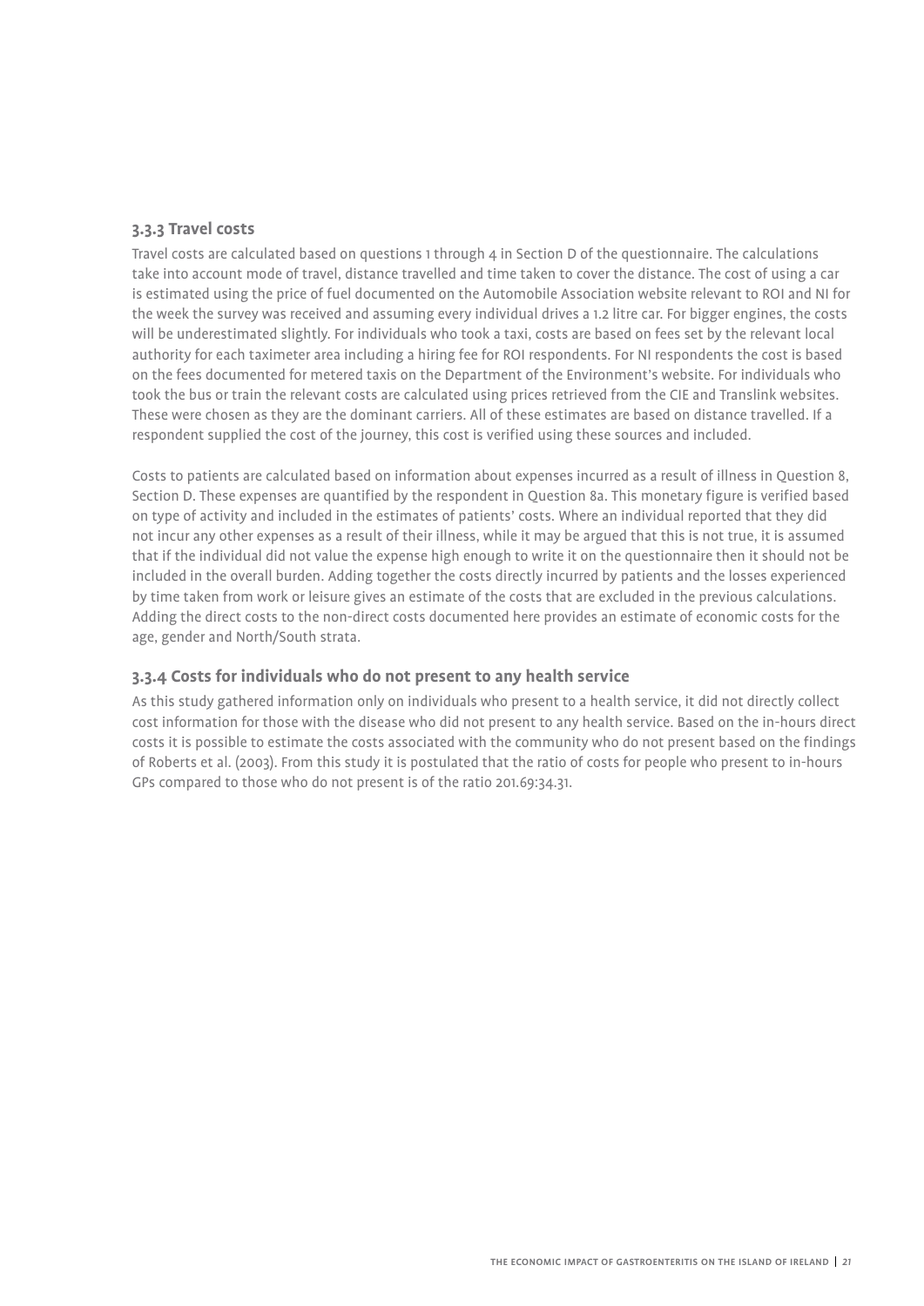### 3.3.3 Travel costs

Travel costs are calculated based on questions 1 through 4 in Section D of the questionnaire. The calculations take into account mode of travel, distance travelled and time taken to cover the distance. The cost of using a car is estimated using the price of fuel documented on the Automobile Association website relevant to ROI and NI for the week the survey was received and assuming every individual drives a 1.2 litre car. For bigger engines, the costs will be underestimated slightly. For individuals who took a taxi, costs are based on fees set by the relevant local authority for each taximeter area including a hiring fee for ROI respondents. For NI respondents the cost is based on the fees documented for metered taxis on the Department of the Environment's website. For individuals who took the bus or train the relevant costs are calculated using prices retrieved from the CIE and Translink websites. These were chosen as they are the dominant carriers. All of these estimates are based on distance travelled. If a respondent supplied the cost of the journey, this cost is verified using these sources and included.

Costs to patients are calculated based on information about expenses incurred as a result of illness in Question 8, Section D. These expenses are quantified by the respondent in Question 8a. This monetary figure is verified based on type of activity and included in the estimates of patients' costs. Where an individual reported that they did not incur any other expenses as a result of their illness, while it may be argued that this is not true, it is assumed that if the individual did not value the expense high enough to write it on the questionnaire then it should not be included in the overall burden. Adding together the costs directly incurred by patients and the losses experienced by time taken from work or leisure gives an estimate of the costs that are excluded in the previous calculations. Adding the direct costs to the non-direct costs documented here provides an estimate of economic costs for the age, gender and North/South strata.

### 3.3.4 Costs for individuals who do not present to any health service

As this study gathered information only on individuals who present to a health service, it did not directly collect cost information for those with the disease who did not present to any health service. Based on the in-hours direct costs it is possible to estimate the costs associated with the community who do not present based on the findings of Roberts et al. (2003). From this study it is postulated that the ratio of costs for people who present to in-hours GPs compared to those who do not present is of the ratio 201.69:34.31.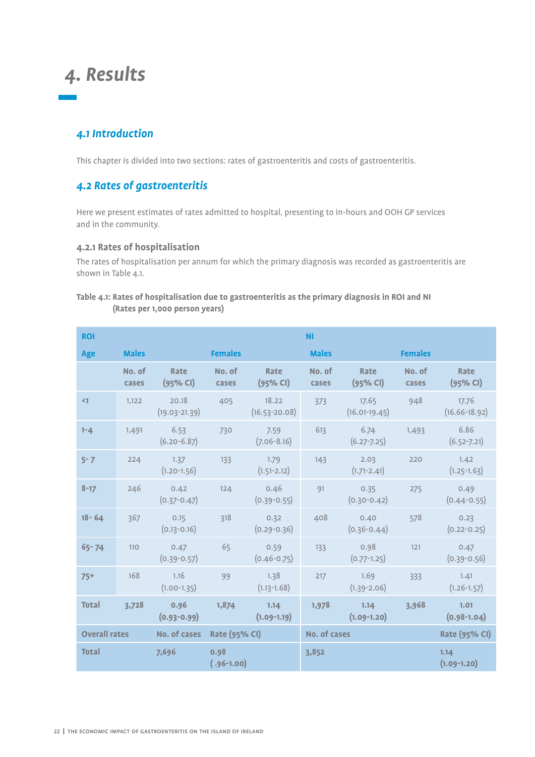# 4. Results

## 4.1 Introduction

This chapter is divided into two sections: rates of gastroenteritis and costs of gastroenteritis.

## 4.2 Rates of gastroenteritis

Here we present estimates of rates admitted to hospital, presenting to in-hours and OOH GP services and in the community.

### 4.2.1 Rates of hospitalisation

The rates of hospitalisation per annum for which the primary diagnosis was recorded as gastroenteritis are shown in Table 4.1.

**Table 4.1: Rates of hospitalisation due to gastroenteritis as the primary diagnosis in ROI and NI (Rates per 1,000 person years)**

| ROI | | | | | NI | | | |
|---|---|---|---|---|---|---|---|---|
| Age | Males | | Females | | Males | | Females | |
| | No. of cases | Rate (95% CI) | No. of cases | Rate (95% CI) | No. of cases | Rate (95% CI) | No. of cases | Rate (95% CI) |
| <1 | 1,122 | 20.18 (19.03-21.39) | 405 | 18.22 (16.53-20.08) | 373 | 17.65 (16.01-19.45) | 948 | 17.76 (16.66-18.92) |
| 1-4 | 1,491 | 6.53 (6.20-6.87) | 730 | 7.59 (7.06-8.16) | 613 | 6.74 (6.27-7.25) | 1,493 | 6.86 (6.52-7.21) |
| 5- 7 | 224 | 1.37 (1.20-1.56) | 133 | 1.79 (1.51-2.12) | 143 | 2.03 (1.71-2.41) | 220 | 1.42 (1.25-1.63) |
| 8-17 | 246 | 0.42 (0.37-0.47) | 124 | 0.46 (0.39-0.55) | 91 | 0.35 (0.30-0.42) | 275 | 0.49 (0.44-0.55) |
| 18- 64 | 367 | 0.15 (0.13-0.16) | 318 | 0.32 (0.29-0.36) | 408 | 0.40 (0.36-0.44) | 578 | 0.23 (0.22-0.25) |
| 65- 74 | 110 | 0.47 (0.39-0.57) | 65 | 0.59 (0.46-0.75) | 133 | 0.98 (0.77-1.25) | 121 | 0.47 (0.39-0.56) |
| 75+ | 168 | 1.16 (1.00-1.35) | 99 | 1.38 (1.13-1.68) | 217 | 1.69 (1.39-2.06) | 333 | 1.41 (1.26-1.57) |
| **Total** | **3,728** | **0.96 (0.93-0.99)** | **1,874** | **1.14 (1.09-1.19)** | **1,978** | **1.14 (1.09-1.20)** | **3,968** | **1.01 (0.98-1.04)** |
| **Overall rates** | | **No. of cases** | **Rate (95% CI)** | | **No. of cases** | | | **Rate (95% CI)** |
| **Total** | | **7,696** | **0.98 (.96-1.00)** | | **3,852** | | | **1.14 (1.09-1.20)** |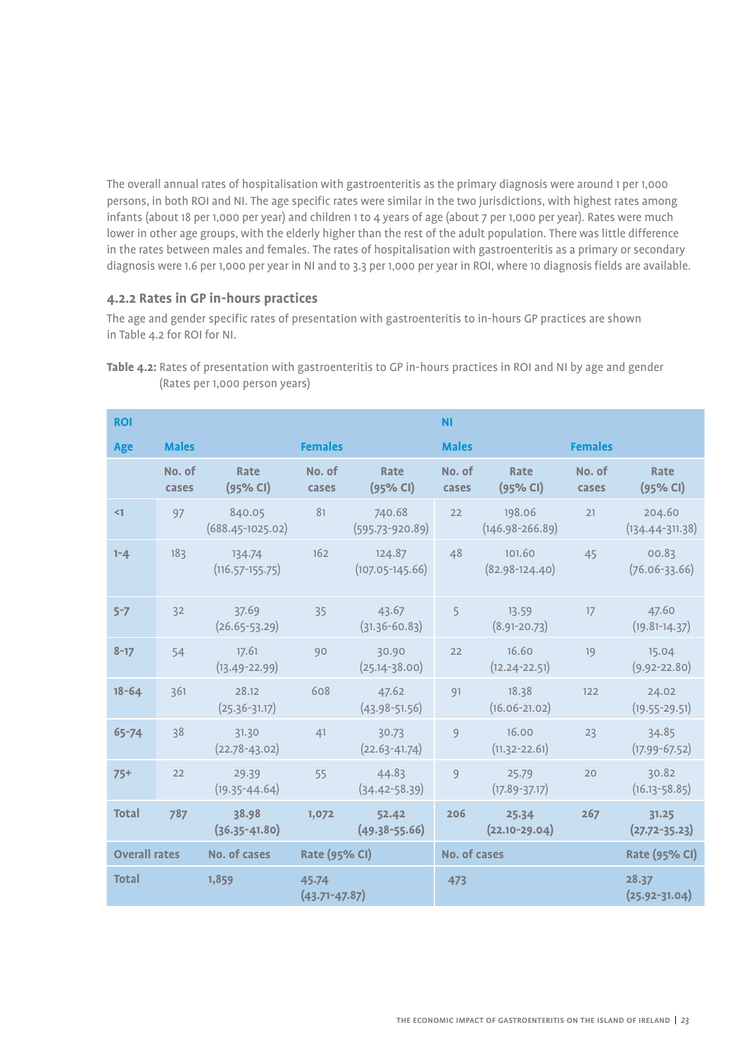The overall annual rates of hospitalisation with gastroenteritis as the primary diagnosis were around 1 per 1,000 persons, in both ROI and NI. The age specific rates were similar in the two jurisdictions, with highest rates among infants (about 18 per 1,000 per year) and children 1 to 4 years of age (about 7 per 1,000 per year). Rates were much lower in other age groups, with the elderly higher than the rest of the adult population. There was little difference in the rates between males and females. The rates of hospitalisation with gastroenteritis as a primary or secondary diagnosis were 1.6 per 1,000 per year in NI and to 3.3 per 1,000 per year in ROI, where 10 diagnosis fields are available.

### 4.2.2 Rates in GP in-hours practices

The age and gender specific rates of presentation with gastroenteritis to in-hours GP practices are shown in Table 4.2 for ROI for NI.

**Table 4.2:** Rates of presentation with gastroenteritis to GP in-hours practices in ROI and NI by age and gender (Rates per 1,000 person years)

| ROI | | | | | NI | | | |
|---|---|---|---|---|---|---|---|---|
| **Age** | **Males** | | **Females** | | **Males** | | **Females** | |
| | No. of cases | Rate (95% CI) | No. of cases | Rate (95% CI) | No. of cases | Rate (95% CI) | No. of cases | Rate (95% CI) |
| <1 | 97 | 840.05 (688.45-1025.02) | 81 | 740.68 (595.73-920.89) | 22 | 198.06 (146.98-266.89) | 21 | 204.60 (134.44-311.38) |
| 1-4 | 183 | 134.74 (116.57-155.75) | 162 | 124.87 (107.05-145.66) | 48 | 101.60 (82.98-124.40) | 45 | 00.83 (76.06-33.66) |
| 5-7 | 32 | 37.69 (26.65-53.29) | 35 | 43.67 (31.36-60.83) | 5 | 13.59 (8.91-20.73) | 17 | 47.60 (19.81-14.37) |
| 8-17 | 54 | 17.61 (13.49-22.99) | 90 | 30.90 (25.14-38.00) | 22 | 16.60 (12.24-22.51) | 19 | 15.04 (9.92-22.80) |
| 18-64 | 361 | 28.12 (25.36-31.17) | 608 | 47.62 (43.98-51.56) | 91 | 18.38 (16.06-21.02) | 122 | 24.02 (19.55-29.51) |
| 65-74 | 38 | 31.30 (22.78-43.02) | 41 | 30.73 (22.63-41.74) | 9 | 16.00 (11.32-22.61) | 23 | 34.85 (17.99-67.52) |
| 75+ | 22 | 29.39 (19.35-44.64) | 55 | 44.83 (34.42-58.39) | 9 | 25.79 (17.89-37.17) | 20 | 30.82 (16.13-58.85) |
| **Total** | **787** | **38.98 (36.35-41.80)** | **1,072** | **52.42 (49.38-55.66)** | **206** | **25.34 (22.10-29.04)** | **267** | **31.25 (27.72-35.23)** |
| **Overall rates** | **No. of cases** | | **Rate (95% CI)** | | **No. of cases** | | | **Rate (95% CI)** |
| **Total** | **1,859** | | **45.74 (43.71-47.87)** | | **473** | | | **28.37 (25.92-31.04)** |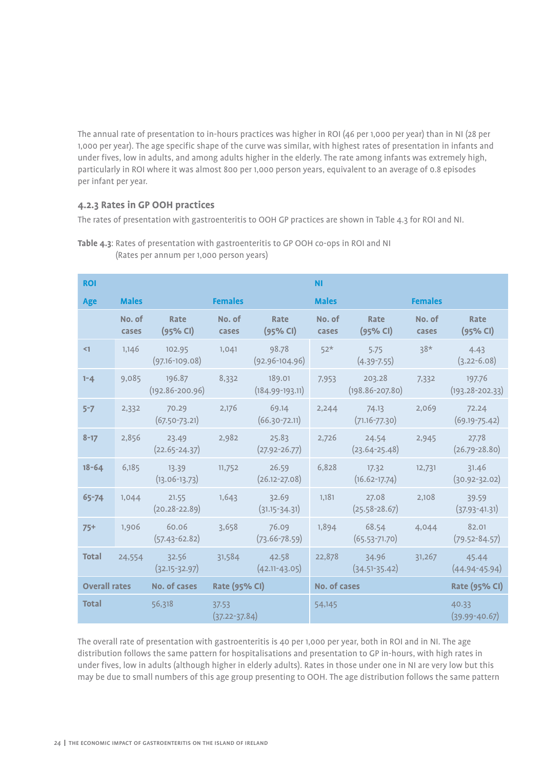The annual rate of presentation to in-hours practices was higher in ROI (46 per 1,000 per year) than in NI (28 per 1,000 per year). The age specific shape of the curve was similar, with highest rates of presentation in infants and under fives, low in adults, and among adults higher in the elderly. The rate among infants was extremely high, particularly in ROI where it was almost 800 per 1,000 person years, equivalent to an average of 0.8 episodes per infant per year.

### 4.2.3 Rates in GP OOH practices

The rates of presentation with gastroenteritis to OOH GP practices are shown in Table 4.3 for ROI and NI.

**Table 4.3**: Rates of presentation with gastroenteritis to GP OOH co-ops in ROI and NI (Rates per annum per 1,000 person years)

| ROI | | | | | NI | | | |
|---|---|---|---|---|---|---|---|---|
| **Age** | **Males** | | **Females** | | **Males** | | **Females** | |
| | No. of cases | Rate (95% CI) | No. of cases | Rate (95% CI) | No. of cases | Rate (95% CI) | No. of cases | Rate (95% CI) |
| <1 | 1,146 | 102.95 (97.16-109.08) | 1,041 | 98.78 (92.96-104.96) | 52* | 5.75 (4.39-7.55) | 38* | 4.43 (3.22-6.08) |
| 1-4 | 9,085 | 196.87 (192.86-200.96) | 8,332 | 189.01 (184.99-193.11) | 7,953 | 203.28 (198.86-207.80) | 7,332 | 197.76 (193.28-202.33) |
| 5-7 | 2,332 | 70.29 (67.50-73.21) | 2,176 | 69.14 (66.30-72.11) | 2,244 | 74.13 (71.16-77.30) | 2,069 | 72.24 (69.19-75.42) |
| 8-17 | 2,856 | 23.49 (22.65-24.37) | 2,982 | 25.83 (27.92-26.77) | 2,726 | 24.54 (23.64-25.48) | 2,945 | 27.78 (26.79-28.80) |
| 18-64 | 6,185 | 13.39 (13.06-13.73) | 11,752 | 26.59 (26.12-27.08) | 6,828 | 17.32 (16.62-17.74) | 12,731 | 31.46 (30.92-32.02) |
| 65-74 | 1,044 | 21.55 (20.28-22.89) | 1,643 | 32.69 (31.15-34.31) | 1,181 | 27.08 (25.58-28.67) | 2,108 | 39.59 (37.93-41.31) |
| 75+ | 1,906 | 60.06 (57.43-62.82) | 3,658 | 76.09 (73.66-78.59) | 1,894 | 68.54 (65.53-71.70) | 4,044 | 82.01 (79.52-84.57) |
| **Total** | 24,554 | 32.56 (32.15-32.97) | 31,584 | 42.58 (42.11-43.05) | 22,878 | 34.96 (34.51-35.42) | 31,267 | 45.44 (44.94-45.94) |
| **Overall rates** | **No. of cases** | | **Rate (95% CI)** | | **No. of cases** | | | **Rate (95% CI)** |
| **Total** | 56,318 | | 37.53 (37.22-37.84) | | 54,145 | | | 40.33 (39.99-40.67) |

The overall rate of presentation with gastroenteritis is 40 per 1,000 per year, both in ROI and in NI. The age distribution follows the same pattern for hospitalisations and presentation to GP in-hours, with high rates in under fives, low in adults (although higher in elderly adults). Rates in those under one in NI are very low but this may be due to small numbers of this age group presenting to OOH. The age distribution follows the same pattern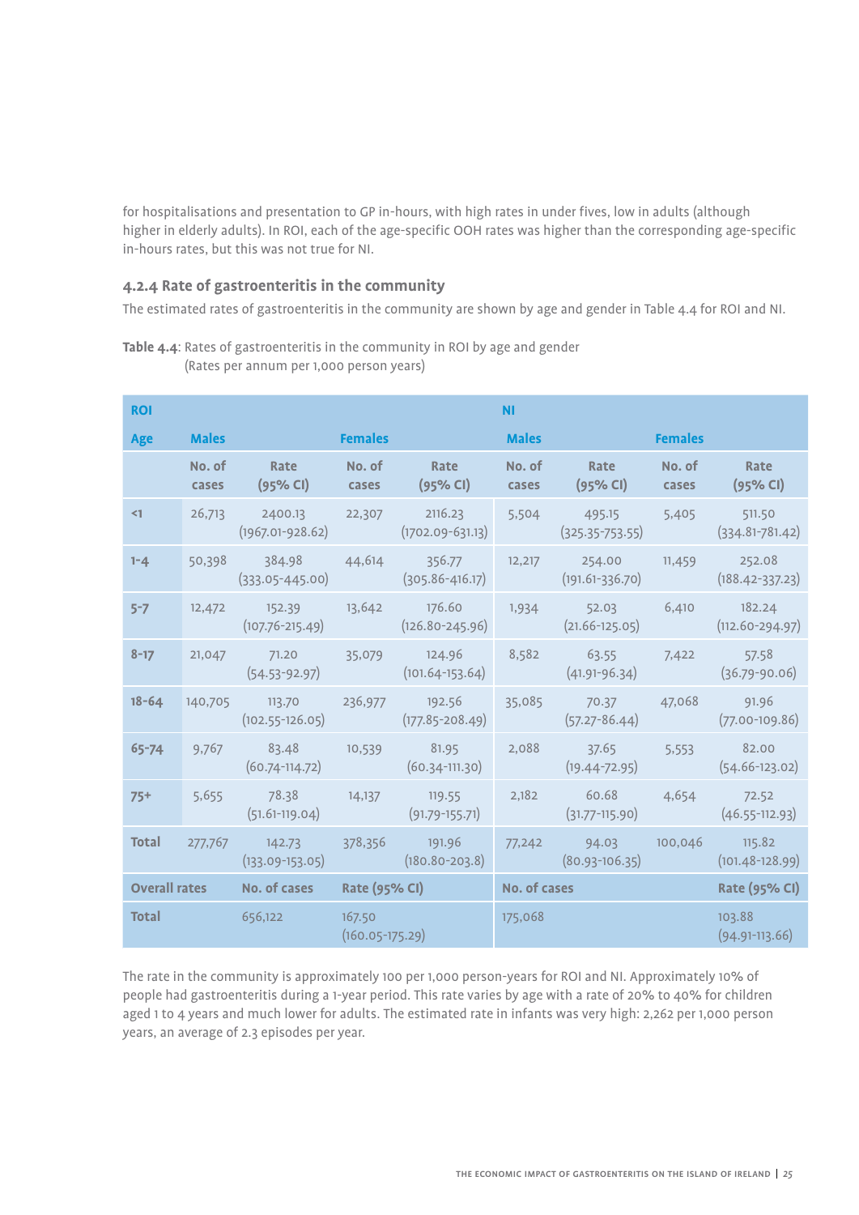for hospitalisations and presentation to GP in-hours, with high rates in under fives, low in adults (although higher in elderly adults). In ROI, each of the age-specific OOH rates was higher than the corresponding age-specific in-hours rates, but this was not true for NI.

### 4.2.4 Rate of gastroenteritis in the community

The estimated rates of gastroenteritis in the community are shown by age and gender in Table 4.4 for ROI and NI.

**Table 4.4**: Rates of gastroenteritis in the community in ROI by age and gender (Rates per annum per 1,000 person years)

| ROI | | | | | NI | | | |
|---|---|---|---|---|---|---|---|---|
| **Age** | **Males** | | **Females** | | **Males** | | **Females** | |
| | **No. of cases** | **Rate (95% CI)** | **No. of cases** | **Rate (95% CI)** | **No. of cases** | **Rate (95% CI)** | **No. of cases** | **Rate (95% CI)** |
| <1 | 26,713 | 2400.13 (1967.01-928.62) | 22,307 | 2116.23 (1702.09-631.13) | 5,504 | 495.15 (325.35-753.55) | 5,405 | 511.50 (334.81-781.42) |
| 1-4 | 50,398 | 384.98 (333.05-445.00) | 44,614 | 356.77 (305.86-416.17) | 12,217 | 254.00 (191.61-336.70) | 11,459 | 252.08 (188.42-337.23) |
| 5-7 | 12,472 | 152.39 (107.76-215.49) | 13,642 | 176.60 (126.80-245.96) | 1,934 | 52.03 (21.66-125.05) | 6,410 | 182.24 (112.60-294.97) |
| 8-17 | 21,047 | 71.20 (54.53-92.97) | 35,079 | 124.96 (101.64-153.64) | 8,582 | 63.55 (41.91-96.34) | 7,422 | 57.58 (36.79-90.06) |
| 18-64 | 140,705 | 113.70 (102.55-126.05) | 236,977 | 192.56 (177.85-208.49) | 35,085 | 70.37 (57.27-86.44) | 47,068 | 91.96 (77.00-109.86) |
| 65-74 | 9,767 | 83.48 (60.74-114.72) | 10,539 | 81.95 (60.34-111.30) | 2,088 | 37.65 (19.44-72.95) | 5,553 | 82.00 (54.66-123.02) |
| 75+ | 5,655 | 78.38 (51.61-119.04) | 14,137 | 119.55 (91.79-155.71) | 2,182 | 60.68 (31.77-115.90) | 4,654 | 72.52 (46.55-112.93) |
| **Total** | 277,767 | 142.73 (133.09-153.05) | 378,356 | 191.96 (180.80-203.8) | 77,242 | 94.03 (80.93-106.35) | 100,046 | 115.82 (101.48-128.99) |
| **Overall rates** | **No. of cases** | | **Rate (95% CI)** | | **No. of cases** | | | **Rate (95% CI)** |
| **Total** | 656,122 | | 167.50 (160.05-175.29) | | 175,068 | | | 103.88 (94.91-113.66) |

The rate in the community is approximately 100 per 1,000 person-years for ROI and NI. Approximately 10% of people had gastroenteritis during a 1-year period. This rate varies by age with a rate of 20% to 40% for children aged 1 to 4 years and much lower for adults. The estimated rate in infants was very high: 2,262 per 1,000 person years, an average of 2.3 episodes per year.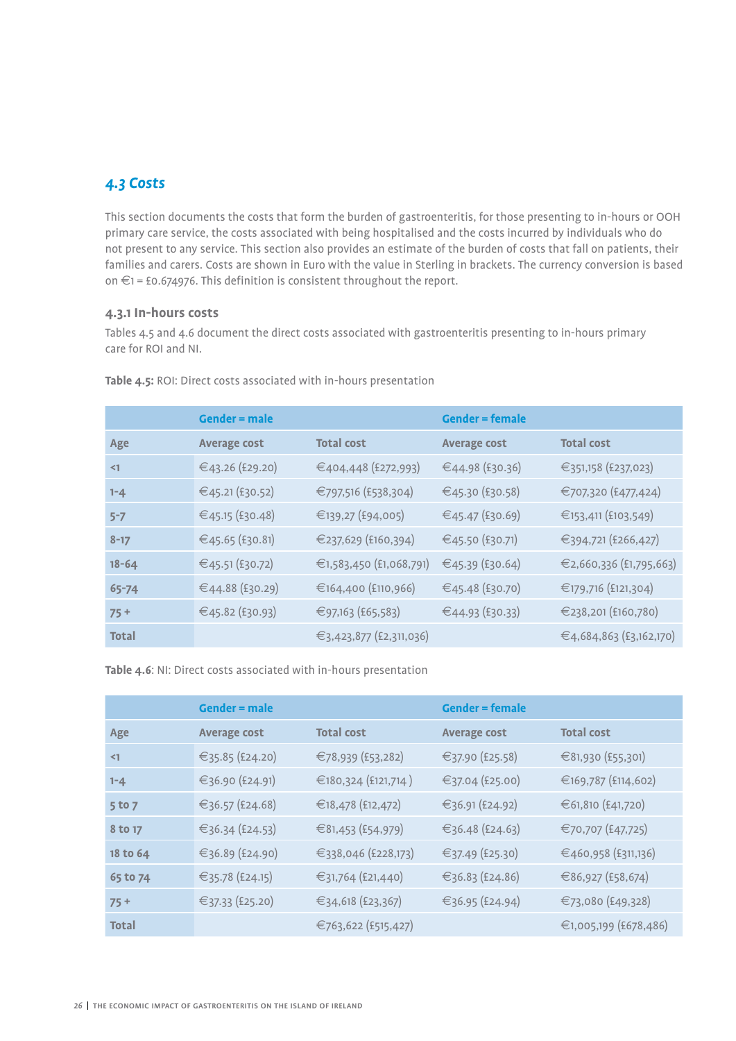## 4.3 Costs

This section documents the costs that form the burden of gastroenteritis, for those presenting to in-hours or OOH primary care service, the costs associated with being hospitalised and the costs incurred by individuals who do not present to any service. This section also provides an estimate of the burden of costs that fall on patients, their families and carers. Costs are shown in Euro with the value in Sterling in brackets. The currency conversion is based on €1 = £0.674976. This definition is consistent throughout the report.

### 4.3.1 In-hours costs

Tables 4.5 and 4.6 document the direct costs associated with gastroenteritis presenting to in-hours primary care for ROI and NI.

**Table 4.5:** ROI: Direct costs associated with in-hours presentation

| | Gender = male | | Gender = female | |
|---|---|---|---|---|
| **Age** | **Average cost** | **Total cost** | **Average cost** | **Total cost** |
| <1 | €43.26 (£29.20) | €404,448 (£272,993) | €44.98 (£30.36) | €351,158 (£237,023) |
| 1-4 | €45.21 (£30.52) | €797,516 (£538,304) | €45.30 (£30.58) | €707,320 (£477,424) |
| 5-7 | €45.15 (£30.48) | €139,27 (£94,005) | €45.47 (£30.69) | €153,411 (£103,549) |
| 8-17 | €45.65 (£30.81) | €237,629 (£160,394) | €45.50 (£30.71) | €394,721 (£266,427) |
| 18-64 | €45.51 (£30.72) | €1,583,450 (£1,068,791) | €45.39 (£30.64) | €2,660,336 (£1,795,663) |
| 65-74 | €44.88 (£30.29) | €164,400 (£110,966) | €45.48 (£30.70) | €179,716 (£121,304) |
| 75 + | €45.82 (£30.93) | €97,163 (£65,583) | €44.93 (£30.33) | €238,201 (£160,780) |
| **Total** | | €3,423,877 (£2,311,036) | | €4,684,863 (£3,162,170) |

**Table 4.6**: NI: Direct costs associated with in-hours presentation

| | Gender = male | | Gender = female | |
|---|---|---|---|---|
| **Age** | **Average cost** | **Total cost** | **Average cost** | **Total cost** |
| <1 | €35.85 (£24.20) | €78,939 (£53,282) | €37.90 (£25.58) | €81,930 (£55,301) |
| 1-4 | €36.90 (£24.91) | €180,324 (£121,714 ) | €37.04 (£25.00) | €169,787 (£114,602) |
| 5 to 7 | €36.57 (£24.68) | €18,478 (£12,472) | €36.91 (£24.92) | €61,810 (£41,720) |
| 8 to 17 | €36.34 (£24.53) | €81,453 (£54,979) | €36.48 (£24.63) | €70,707 (£47,725) |
| 18 to 64 | €36.89 (£24.90) | €338,046 (£228,173) | €37.49 (£25.30) | €460,958 (£311,136) |
| 65 to 74 | €35.78 (£24.15) | €31,764 (£21,440) | €36.83 (£24.86) | €86,927 (£58,674) |
| 75 + | €37.33 (£25.20) | €34,618 (£23,367) | €36.95 (£24.94) | €73,080 (£49,328) |
| **Total** | | €763,622 (£515,427) | | €1,005,199 (£678,486) |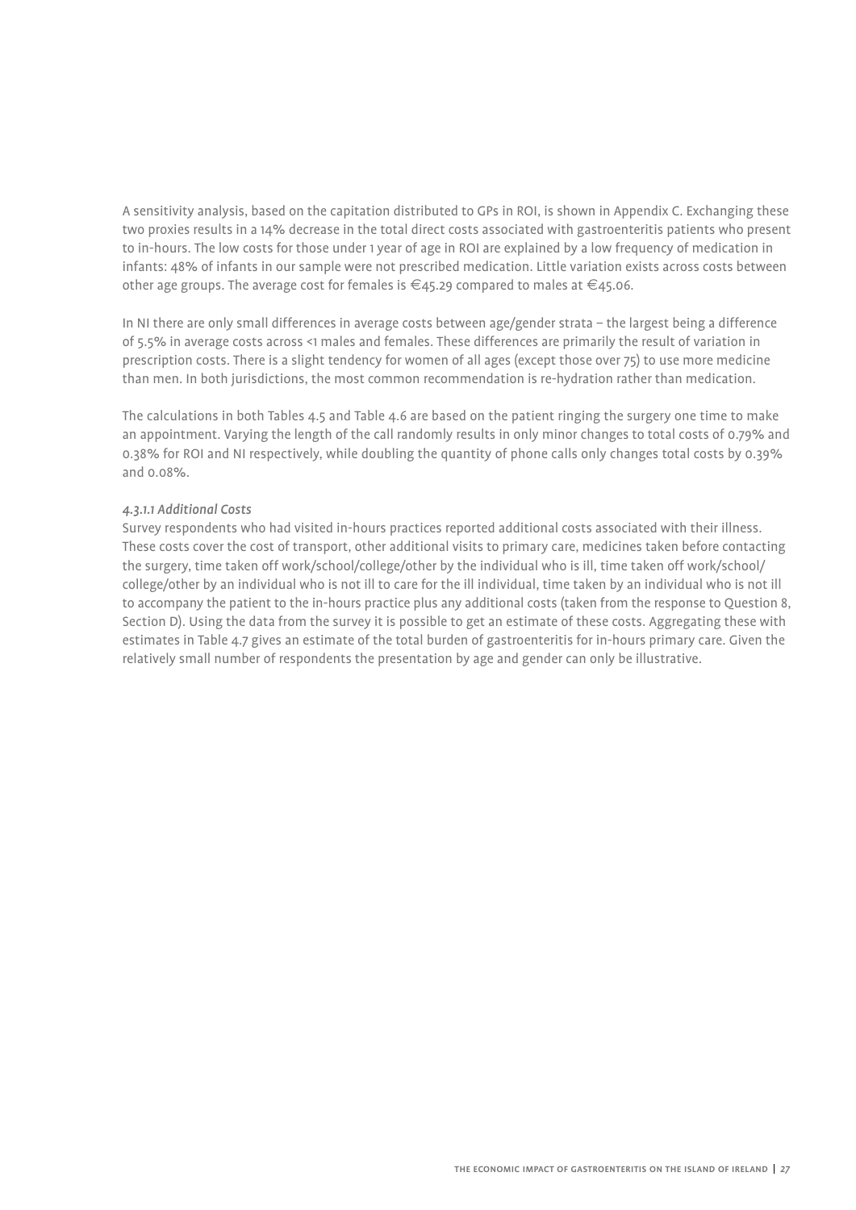A sensitivity analysis, based on the capitation distributed to GPs in ROI, is shown in Appendix C. Exchanging these two proxies results in a 14% decrease in the total direct costs associated with gastroenteritis patients who present to in-hours. The low costs for those under 1 year of age in ROI are explained by a low frequency of medication in infants: 48% of infants in our sample were not prescribed medication. Little variation exists across costs between other age groups. The average cost for females is €45.29 compared to males at €45.06.

In NI there are only small differences in average costs between age/gender strata – the largest being a difference of 5.5% in average costs across <1 males and females. These differences are primarily the result of variation in prescription costs. There is a slight tendency for women of all ages (except those over 75) to use more medicine than men. In both jurisdictions, the most common recommendation is re-hydration rather than medication.

The calculations in both Tables 4.5 and Table 4.6 are based on the patient ringing the surgery one time to make an appointment. Varying the length of the call randomly results in only minor changes to total costs of 0.79% and 0.38% for ROI and NI respectively, while doubling the quantity of phone calls only changes total costs by 0.39% and 0.08%.

#### *4.3.1.1 Additional Costs*

Survey respondents who had visited in-hours practices reported additional costs associated with their illness. These costs cover the cost of transport, other additional visits to primary care, medicines taken before contacting the surgery, time taken off work/school/college/other by the individual who is ill, time taken off work/school/college/other by an individual who is not ill to care for the ill individual, time taken by an individual who is not ill to accompany the patient to the in-hours practice plus any additional costs (taken from the response to Question 8, Section D). Using the data from the survey it is possible to get an estimate of these costs. Aggregating these with estimates in Table 4.7 gives an estimate of the total burden of gastroenteritis for in-hours primary care. Given the relatively small number of respondents the presentation by age and gender can only be illustrative.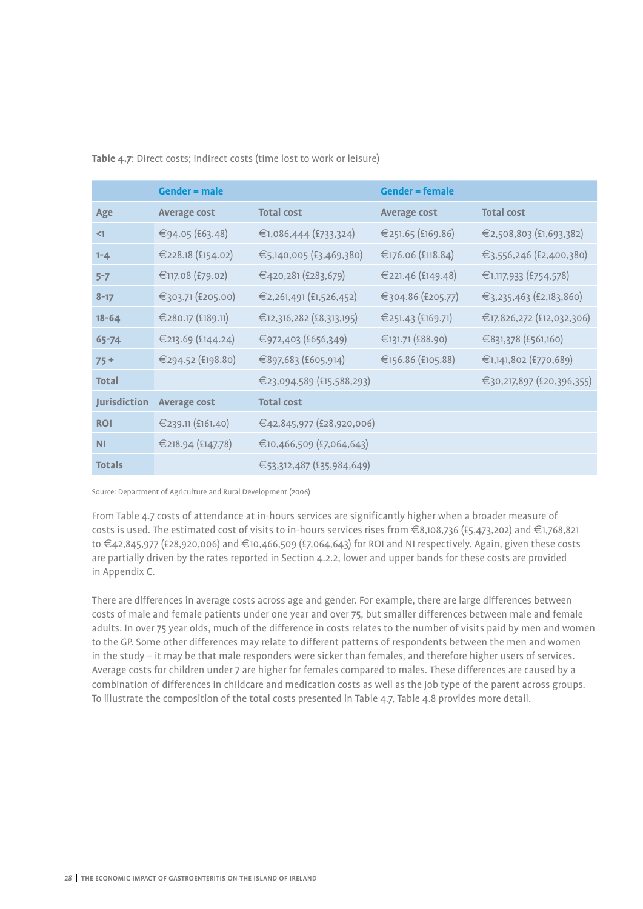**Table 4.7**: Direct costs; indirect costs (time lost to work or leisure)

| | Gender = male | | Gender = female | |
|---|---|---|---|---|
| **Age** | **Average cost** | **Total cost** | **Average cost** | **Total cost** |
| <1 | €94.05 (£63.48) | €1,086,444 (£733,324) | €251.65 (£169.86) | €2,508,803 (£1,693,382) |
| 1-4 | €228.18 (£154.02) | €5,140,005 (£3,469,380) | €176.06 (£118.84) | €3,556,246 (£2,400,380) |
| 5-7 | €117.08 (£79.02) | €420,281 (£283,679) | €221.46 (£149.48) | €1,117,933 (£754,578) |
| 8-17 | €303.71 (£205.00) | €2,261,491 (£1,526,452) | €304.86 (£205.77) | €3,235,463 (£2,183,860) |
| 18-64 | €280.17 (£189.11) | €12,316,282 (£8,313,195) | €251.43 (£169.71) | €17,826,272 (£12,032,306) |
| 65-74 | €213.69 (£144.24) | €972,403 (£656,349) | €131.71 (£88.90) | €831,378 (£561,160) |
| 75 + | €294.52 (£198.80) | €897,683 (£605,914) | €156.86 (£105.88) | €1,141,802 (£770,689) |
| **Total** | | €23,094,589 (£15,588,293) | | €30,217,897 (£20,396,355) |
| **Jurisdiction** | **Average cost** | **Total cost** | | |
| ROI | €239.11 (£161.40) | €42,845,977 (£28,920,006) | | |
| NI | €218.94 (£147.78) | €10,466,509 (£7,064,643) | | |
| **Totals** | | €53,312,487 (£35,984,649) | | |

Source: Department of Agriculture and Rural Development (2006)

From Table 4.7 costs of attendance at in-hours services are significantly higher when a broader measure of costs is used. The estimated cost of visits to in-hours services rises from €8,108,736 (£5,473,202) and €1,768,821 to €42,845,977 (£28,920,006) and €10,466,509 (£7,064,643) for ROI and NI respectively. Again, given these costs are partially driven by the rates reported in Section 4.2.2, lower and upper bands for these costs are provided in Appendix C.

There are differences in average costs across age and gender. For example, there are large differences between costs of male and female patients under one year and over 75, but smaller differences between male and female adults. In over 75 year olds, much of the difference in costs relates to the number of visits paid by men and women to the GP. Some other differences may relate to different patterns of respondents between the men and women in the study – it may be that male responders were sicker than females, and therefore higher users of services. Average costs for children under 7 are higher for females compared to males. These differences are caused by a combination of differences in childcare and medication costs as well as the job type of the parent across groups. To illustrate the composition of the total costs presented in Table 4.7, Table 4.8 provides more detail.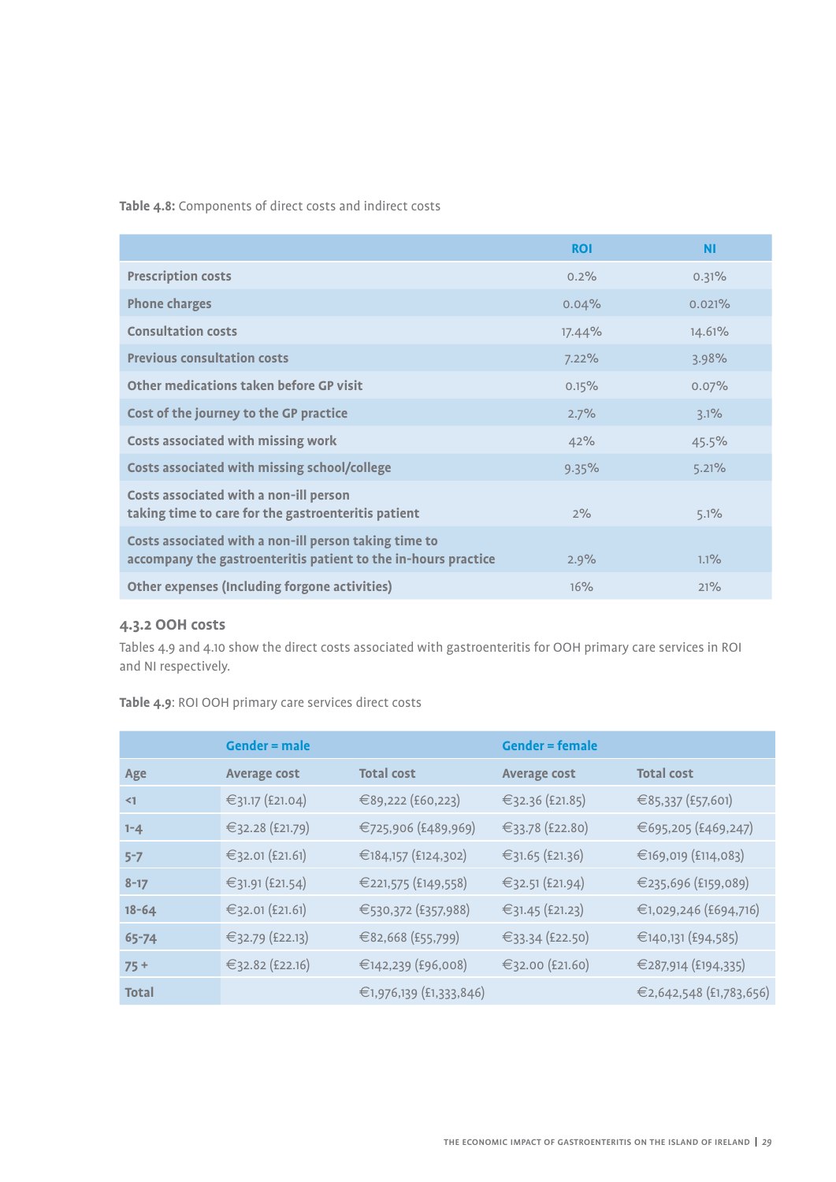**Table 4.8:** Components of direct costs and indirect costs

| | ROI | NI |
|---|---|---|
| Prescription costs | 0.2% | 0.31% |
| Phone charges | 0.04% | 0.021% |
| Consultation costs | 17.44% | 14.61% |
| Previous consultation costs | 7.22% | 3.98% |
| Other medications taken before GP visit | 0.15% | 0.07% |
| Cost of the journey to the GP practice | 2.7% | 3.1% |
| Costs associated with missing work | 42% | 45.5% |
| Costs associated with missing school/college | 9.35% | 5.21% |
| Costs associated with a non-ill person taking time to care for the gastroenteritis patient | 2% | 5.1% |
| Costs associated with a non-ill person taking time to accompany the gastroenteritis patient to the in-hours practice | 2.9% | 1.1% |
| Other expenses (Including forgone activities) | 16% | 21% |

### 4.3.2 OOH costs

Tables 4.9 and 4.10 show the direct costs associated with gastroenteritis for OOH primary care services in ROI and NI respectively.

**Table 4.9**: ROI OOH primary care services direct costs

| | Gender = male | | Gender = female | |
|---|---|---|---|---|
| Age | Average cost | Total cost | Average cost | Total cost |
| <1 | €31.17 (£21.04) | €89,222 (£60,223) | €32.36 (£21.85) | €85,337 (£57,601) |
| 1-4 | €32.28 (£21.79) | €725,906 (£489,969) | €33.78 (£22.80) | €695,205 (£469,247) |
| 5-7 | €32.01 (£21.61) | €184,157 (£124,302) | €31.65 (£21.36) | €169,019 (£114,083) |
| 8-17 | €31.91 (£21.54) | €221,575 (£149,558) | €32.51 (£21.94) | €235,696 (£159,089) |
| 18-64 | €32.01 (£21.61) | €530,372 (£357,988) | €31.45 (£21.23) | €1,029,246 (£694,716) |
| 65-74 | €32.79 (£22.13) | €82,668 (£55,799) | €33.34 (£22.50) | €140,131 (£94,585) |
| 75 + | €32.82 (£22.16) | €142,239 (£96,008) | €32.00 (£21.60) | €287,914 (£194,335) |
| Total | | €1,976,139 (£1,333,846) | | €2,642,548 (£1,783,656) |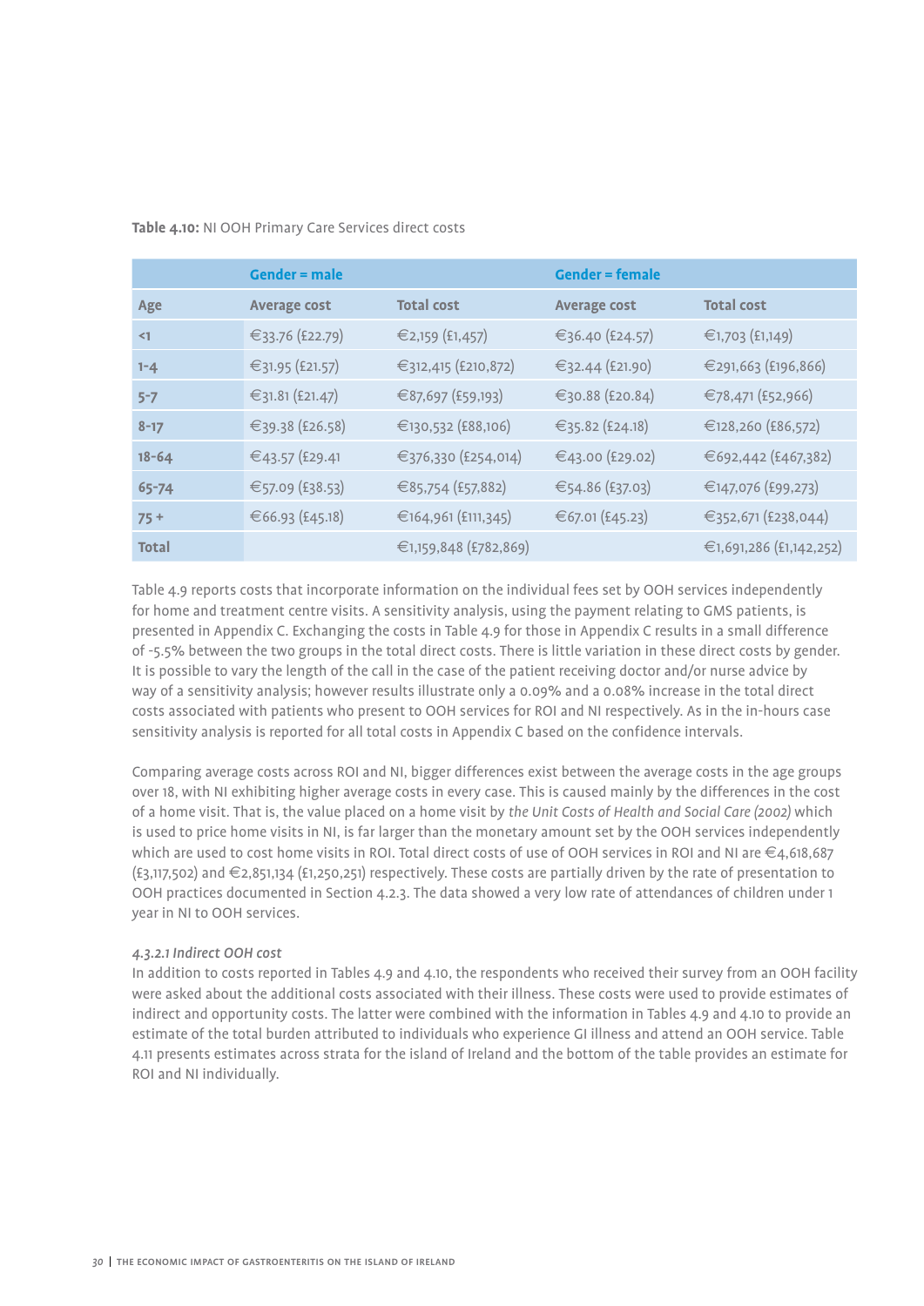**Table 4.10:** NI OOH Primary Care Services direct costs

| | Gender = male | | Gender = female | |
|---|---|---|---|---|
| **Age** | **Average cost** | **Total cost** | **Average cost** | **Total cost** |
| <1 | €33.76 (£22.79) | €2,159 (£1,457) | €36.40 (£24.57) | €1,703 (£1,149) |
| 1-4 | €31.95 (£21.57) | €312,415 (£210,872) | €32.44 (£21.90) | €291,663 (£196,866) |
| 5-7 | €31.81 (£21.47) | €87,697 (£59,193) | €30.88 (£20.84) | €78,471 (£52,966) |
| 8-17 | €39.38 (£26.58) | €130,532 (£88,106) | €35.82 (£24.18) | €128,260 (£86,572) |
| 18-64 | €43.57 (£29.41 | €376,330 (£254,014) | €43.00 (£29.02) | €692,442 (£467,382) |
| 65-74 | €57.09 (£38.53) | €85,754 (£57,882) | €54.86 (£37.03) | €147,076 (£99,273) |
| 75 + | €66.93 (£45.18) | €164,961 (£111,345) | €67.01 (£45.23) | €352,671 (£238,044) |
| **Total** | | €1,159,848 (£782,869) | | €1,691,286 (£1,142,252) |

Table 4.9 reports costs that incorporate information on the individual fees set by OOH services independently for home and treatment centre visits. A sensitivity analysis, using the payment relating to GMS patients, is presented in Appendix C. Exchanging the costs in Table 4.9 for those in Appendix C results in a small difference of -5.5% between the two groups in the total direct costs. There is little variation in these direct costs by gender. It is possible to vary the length of the call in the case of the patient receiving doctor and/or nurse advice by way of a sensitivity analysis; however results illustrate only a 0.09% and a 0.08% increase in the total direct costs associated with patients who present to OOH services for ROI and NI respectively. As in the in-hours case sensitivity analysis is reported for all total costs in Appendix C based on the confidence intervals.

Comparing average costs across ROI and NI, bigger differences exist between the average costs in the age groups over 18, with NI exhibiting higher average costs in every case. This is caused mainly by the differences in the cost of a home visit. That is, the value placed on a home visit by *the Unit Costs of Health and Social Care (2002)* which is used to price home visits in NI, is far larger than the monetary amount set by the OOH services independently which are used to cost home visits in ROI. Total direct costs of use of OOH services in ROI and NI are €4,618,687 (£3,117,502) and €2,851,134 (£1,250,251) respectively. These costs are partially driven by the rate of presentation to OOH practices documented in Section 4.2.3. The data showed a very low rate of attendances of children under 1 year in NI to OOH services.

*4.3.2.1 Indirect OOH cost*

In addition to costs reported in Tables 4.9 and 4.10, the respondents who received their survey from an OOH facility were asked about the additional costs associated with their illness. These costs were used to provide estimates of indirect and opportunity costs. The latter were combined with the information in Tables 4.9 and 4.10 to provide an estimate of the total burden attributed to individuals who experience GI illness and attend an OOH service. Table 4.11 presents estimates across strata for the island of Ireland and the bottom of the table provides an estimate for ROI and NI individually.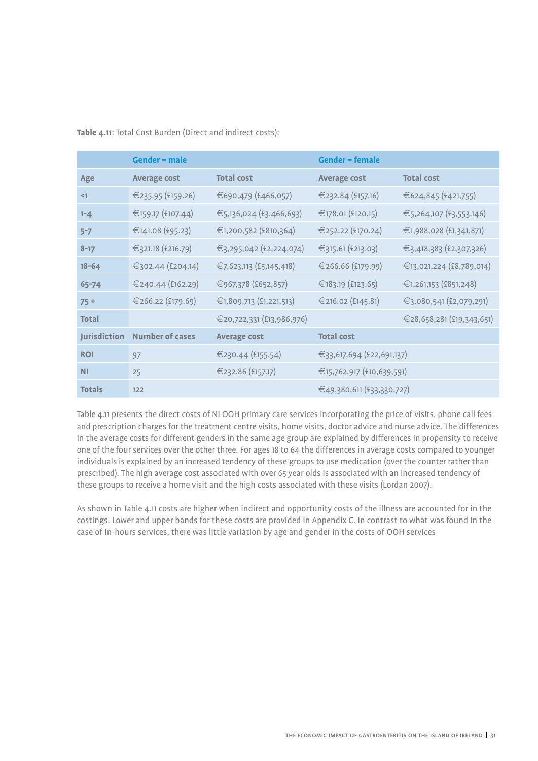**Table 4.11**: Total Cost Burden (Direct and indirect costs):

| | Gender = male | | Gender = female | |
|---|---|---|---|---|
| **Age** | **Average cost** | **Total cost** | **Average cost** | **Total cost** |
| <1 | €235.95 (£159.26) | €690,479 (£466,057) | €232.84 (£157.16) | €624,845 (£421,755) |
| 1-4 | €159.17 (£107.44) | €5,136,024 (£3,466,693) | €178.01 (£120.15) | €5,264,107 (£3,553,146) |
| 5-7 | €141.08 (£95.23) | €1,200,582 (£810,364) | €252.22 (£170.24) | €1,988,028 (£1,341,871) |
| 8-17 | €321.18 (£216.79) | €3,295,042 (£2,224,074) | €315.61 (£213.03) | €3,418,383 (£2,307,326) |
| 18-64 | €302.44 (£204.14) | €7,623,113 (£5,145,418) | €266.66 (£179.99) | €13,021,224 (£8,789,014) |
| 65-74 | €240.44 (£162.29) | €967,378 (£652,857) | €183.19 (£123.65) | €1,261,153 (£851,248) |
| 75 + | €266.22 (£179.69) | €1,809,713 (£1,221,513) | €216.02 (£145.81) | €3,080,541 (£2,079,291) |
| **Total** | | €20,722,331 (£13,986,976) | | €28,658,281 (£19,343,651) |
| **Jurisdiction** | **Number of cases** | **Average cost** | **Total cost** | |
| ROI | 97 | €230.44 (£155.54) | €33,617,694 (£22,691,137) | |
| NI | 25 | €232.86 (£157.17) | €15,762,917 (£10,639,591) | |
| **Totals** | 122 | | €49,380,611 (£33,330,727) | |

Table 4.11 presents the direct costs of NI OOH primary care services incorporating the price of visits, phone call fees and prescription charges for the treatment centre visits, home visits, doctor advice and nurse advice. The differences in the average costs for different genders in the same age group are explained by differences in propensity to receive one of the four services over the other three. For ages 18 to 64 the differences in average costs compared to younger individuals is explained by an increased tendency of these groups to use medication (over the counter rather than prescribed). The high average cost associated with over 65 year olds is associated with an increased tendency of these groups to receive a home visit and the high costs associated with these visits (Lordan 2007).

As shown in Table 4.11 costs are higher when indirect and opportunity costs of the illness are accounted for in the costings. Lower and upper bands for these costs are provided in Appendix C. In contrast to what was found in the case of in-hours services, there was little variation by age and gender in the costs of OOH services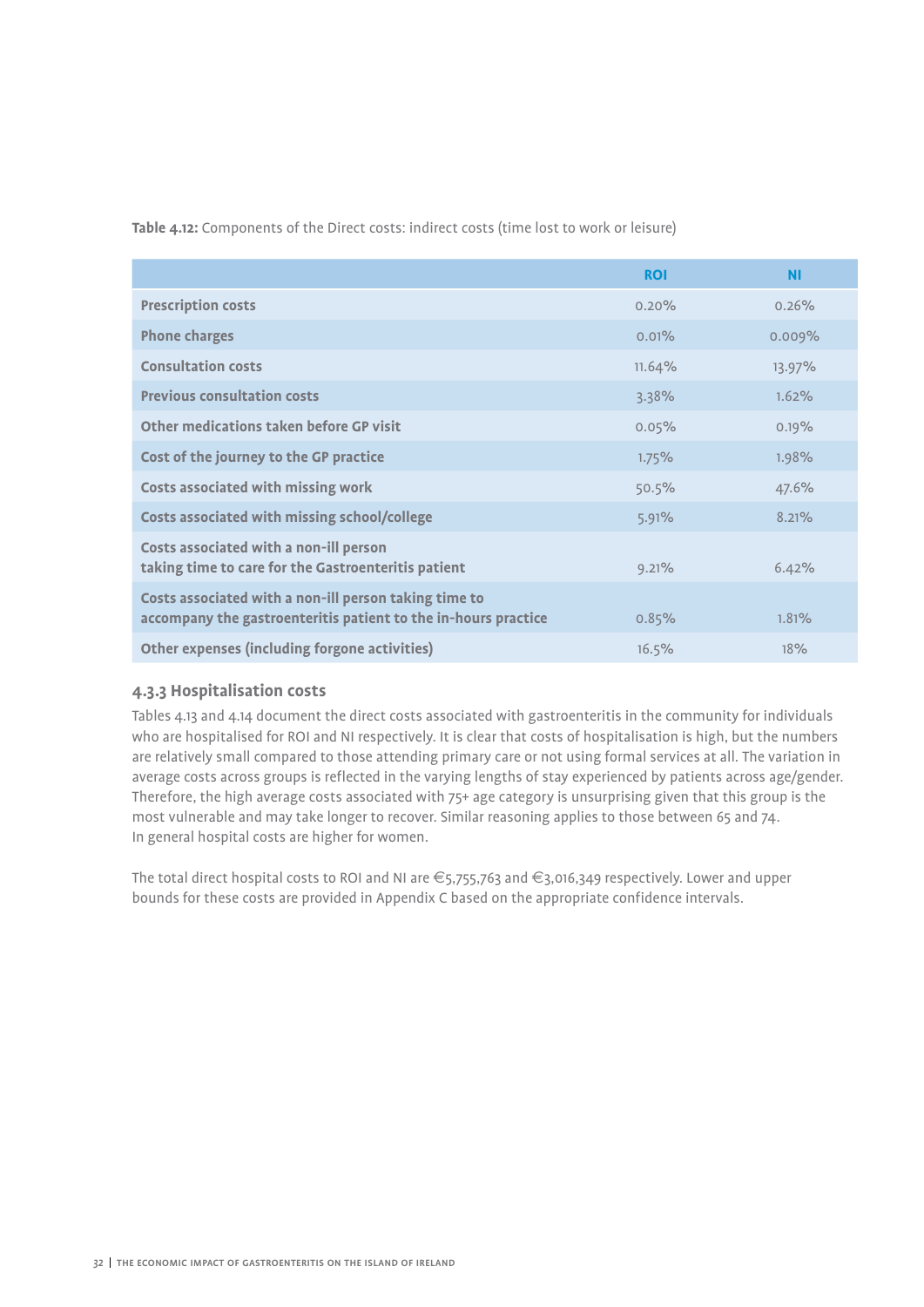**Table 4.12:** Components of the Direct costs: indirect costs (time lost to work or leisure)

| | ROI | NI |
|---|---|---|
| **Prescription costs** | 0.20% | 0.26% |
| **Phone charges** | 0.01% | 0.009% |
| **Consultation costs** | 11.64% | 13.97% |
| **Previous consultation costs** | 3.38% | 1.62% |
| **Other medications taken before GP visit** | 0.05% | 0.19% |
| **Cost of the journey to the GP practice** | 1.75% | 1.98% |
| **Costs associated with missing work** | 50.5% | 47.6% |
| **Costs associated with missing school/college** | 5.91% | 8.21% |
| **Costs associated with a non-ill person taking time to care for the Gastroenteritis patient** | 9.21% | 6.42% |
| **Costs associated with a non-ill person taking time to accompany the gastroenteritis patient to the in-hours practice** | 0.85% | 1.81% |
| **Other expenses (including forgone activities)** | 16.5% | 18% |

### 4.3.3 Hospitalisation costs

Tables 4.13 and 4.14 document the direct costs associated with gastroenteritis in the community for individuals who are hospitalised for ROI and NI respectively. It is clear that costs of hospitalisation is high, but the numbers are relatively small compared to those attending primary care or not using formal services at all. The variation in average costs across groups is reflected in the varying lengths of stay experienced by patients across age/gender. Therefore, the high average costs associated with 75+ age category is unsurprising given that this group is the most vulnerable and may take longer to recover. Similar reasoning applies to those between 65 and 74. In general hospital costs are higher for women.

The total direct hospital costs to ROI and NI are €5,755,763 and €3,016,349 respectively. Lower and upper bounds for these costs are provided in Appendix C based on the appropriate confidence intervals.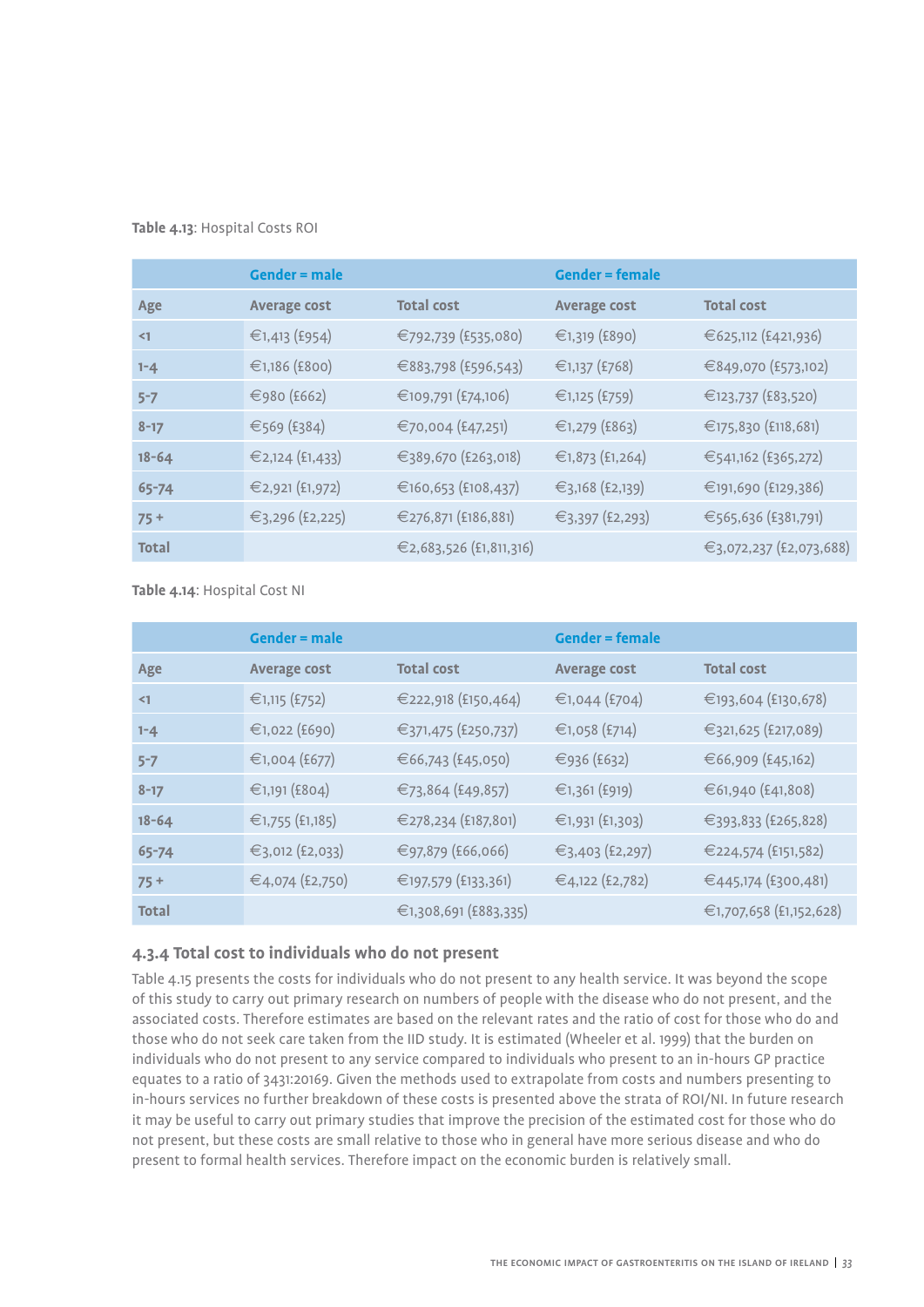**Table 4.13**: Hospital Costs ROI

| | Gender = male | | Gender = female | |
|---|---|---|---|---|
| **Age** | **Average cost** | **Total cost** | **Average cost** | **Total cost** |
| <1 | €1,413 (£954) | €792,739 (£535,080) | €1,319 (£890) | €625,112 (£421,936) |
| 1-4 | €1,186 (£800) | €883,798 (£596,543) | €1,137 (£768) | €849,070 (£573,102) |
| 5-7 | €980 (£662) | €109,791 (£74,106) | €1,125 (£759) | €123,737 (£83,520) |
| 8-17 | €569 (£384) | €70,004 (£47,251) | €1,279 (£863) | €175,830 (£118,681) |
| 18-64 | €2,124 (£1,433) | €389,670 (£263,018) | €1,873 (£1,264) | €541,162 (£365,272) |
| 65-74 | €2,921 (£1,972) | €160,653 (£108,437) | €3,168 (£2,139) | €191,690 (£129,386) |
| 75 + | €3,296 (£2,225) | €276,871 (£186,881) | €3,397 (£2,293) | €565,636 (£381,791) |
| **Total** | | €2,683,526 (£1,811,316) | | €3,072,237 (£2,073,688) |

**Table 4.14**: Hospital Cost NI

| | Gender = male | | Gender = female | |
|---|---|---|---|---|
| **Age** | **Average cost** | **Total cost** | **Average cost** | **Total cost** |
| <1 | €1,115 (£752) | €222,918 (£150,464) | €1,044 (£704) | €193,604 (£130,678) |
| 1-4 | €1,022 (£690) | €371,475 (£250,737) | €1,058 (£714) | €321,625 (£217,089) |
| 5-7 | €1,004 (£677) | €66,743 (£45,050) | €936 (£632) | €66,909 (£45,162) |
| 8-17 | €1,191 (£804) | €73,864 (£49,857) | €1,361 (£919) | €61,940 (£41,808) |
| 18-64 | €1,755 (£1,185) | €278,234 (£187,801) | €1,931 (£1,303) | €393,833 (£265,828) |
| 65-74 | €3,012 (£2,033) | €97,879 (£66,066) | €3,403 (£2,297) | €224,574 (£151,582) |
| 75 + | €4,074 (£2,750) | €197,579 (£133,361) | €4,122 (£2,782) | €445,174 (£300,481) |
| **Total** | | €1,308,691 (£883,335) | | €1,707,658 (£1,152,628) |

### 4.3.4 Total cost to individuals who do not present

Table 4.15 presents the costs for individuals who do not present to any health service. It was beyond the scope of this study to carry out primary research on numbers of people with the disease who do not present, and the associated costs. Therefore estimates are based on the relevant rates and the ratio of cost for those who do and those who do not seek care taken from the IID study. It is estimated (Wheeler et al. 1999) that the burden on individuals who do not present to any service compared to individuals who present to an in-hours GP practice equates to a ratio of 3431:20169. Given the methods used to extrapolate from costs and numbers presenting to in-hours services no further breakdown of these costs is presented above the strata of ROI/NI. In future research it may be useful to carry out primary studies that improve the precision of the estimated cost for those who do not present, but these costs are small relative to those who in general have more serious disease and who do present to formal health services. Therefore impact on the economic burden is relatively small.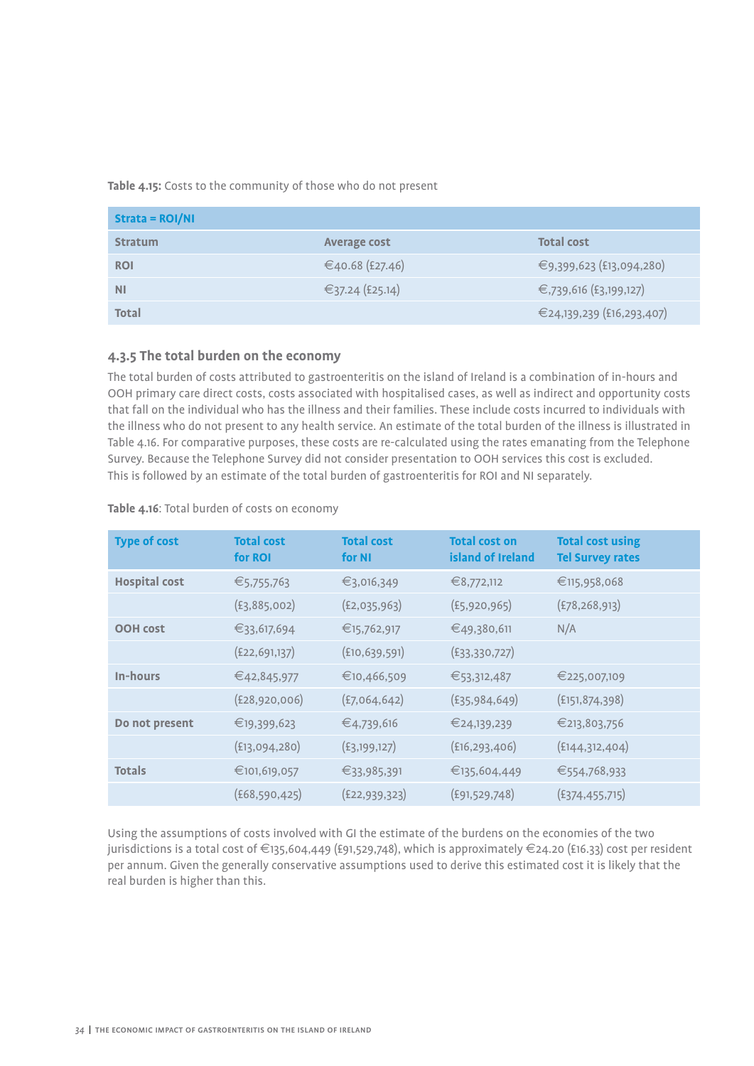**Table 4.15:** Costs to the community of those who do not present

| Strata = ROI/NI | | |
|---|---|---|
| **Stratum** | **Average cost** | **Total cost** |
| **ROI** | €40.68 (£27.46) | €9,399,623 (£13,094,280) |
| **NI** | €37.24 (£25.14) | €,739,616 (£3,199,127) |
| **Total** | | €24,139,239 (£16,293,407) |

### 4.3.5 The total burden on the economy

The total burden of costs attributed to gastroenteritis on the island of Ireland is a combination of in-hours and OOH primary care direct costs, costs associated with hospitalised cases, as well as indirect and opportunity costs that fall on the individual who has the illness and their families. These include costs incurred to individuals with the illness who do not present to any health service. An estimate of the total burden of the illness is illustrated in Table 4.16. For comparative purposes, these costs are re-calculated using the rates emanating from the Telephone Survey. Because the Telephone Survey did not consider presentation to OOH services this cost is excluded. This is followed by an estimate of the total burden of gastroenteritis for ROI and NI separately.

**Table 4.16**: Total burden of costs on economy

| Type of cost | Total cost for ROI | Total cost for NI | Total cost on island of Ireland | Total cost using Tel Survey rates |
|---|---|---|---|---|
| **Hospital cost** | €5,755,763 | €3,016,349 | €8,772,112 | €115,958,068 |
| | (£3,885,002) | (£2,035,963) | (£5,920,965) | (£78,268,913) |
| **OOH cost** | €33,617,694 | €15,762,917 | €49,380,611 | N/A |
| | (£22,691,137) | (£10,639,591) | (£33,330,727) | |
| **In-hours** | €42,845,977 | €10,466,509 | €53,312,487 | €225,007,109 |
| | (£28,920,006) | (£7,064,642) | (£35,984,649) | (£151,874,398) |
| **Do not present** | €19,399,623 | €4,739,616 | €24,139,239 | €213,803,756 |
| | (£13,094,280) | (£3,199,127) | (£16,293,406) | (£144,312,404) |
| **Totals** | €101,619,057 | €33,985,391 | €135,604,449 | €554,768,933 |
| | (£68,590,425) | (£22,939,323) | (£91,529,748) | (£374,455,715) |

Using the assumptions of costs involved with GI the estimate of the burdens on the economies of the two jurisdictions is a total cost of €135,604,449 (£91,529,748), which is approximately €24.20 (£16.33) cost per resident per annum. Given the generally conservative assumptions used to derive this estimated cost it is likely that the real burden is higher than this.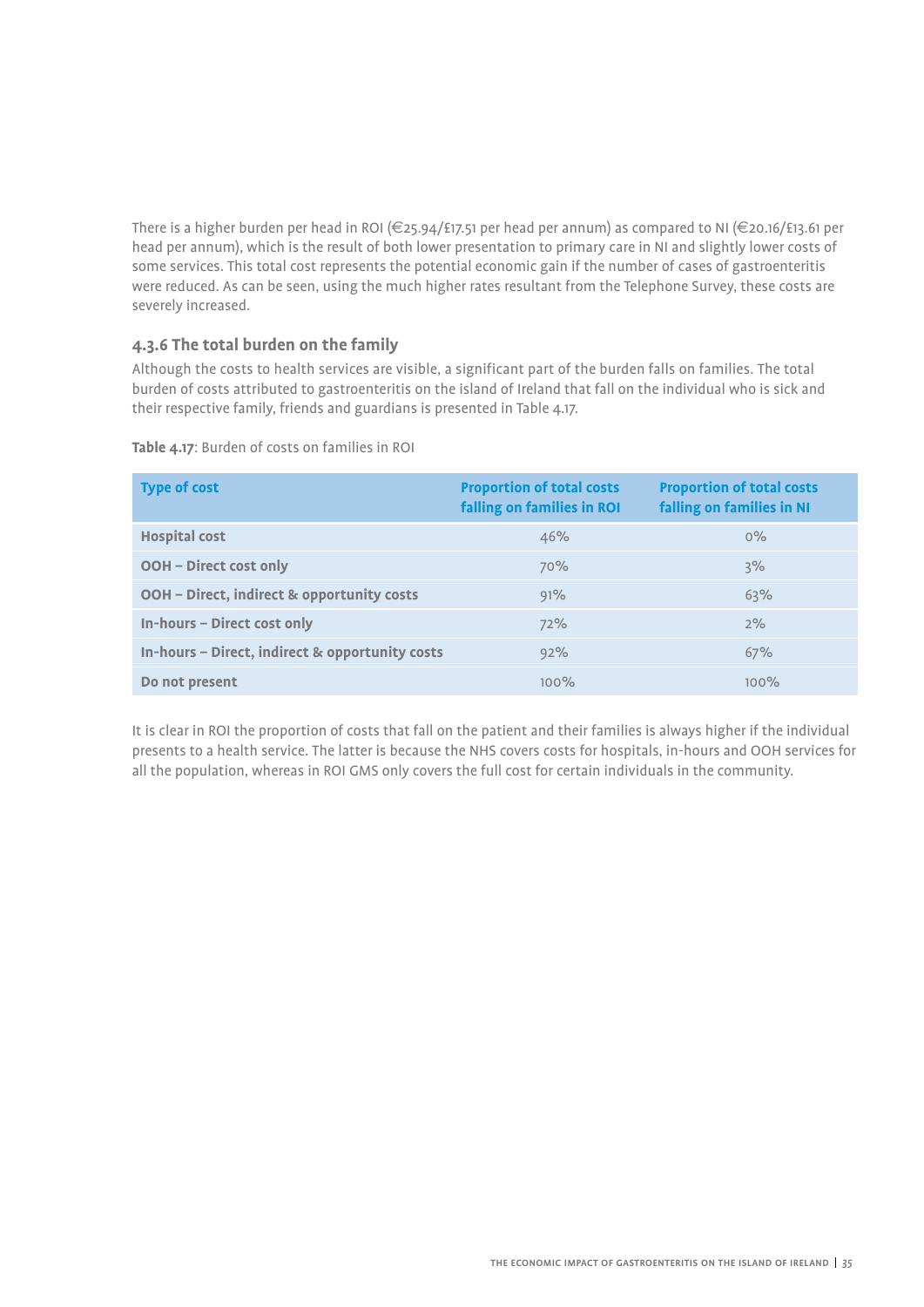There is a higher burden per head in ROI (€25.94/£17.51 per head per annum) as compared to NI (€20.16/£13.61 per head per annum), which is the result of both lower presentation to primary care in NI and slightly lower costs of some services. This total cost represents the potential economic gain if the number of cases of gastroenteritis were reduced. As can be seen, using the much higher rates resultant from the Telephone Survey, these costs are severely increased.

### 4.3.6 The total burden on the family

Although the costs to health services are visible, a significant part of the burden falls on families. The total burden of costs attributed to gastroenteritis on the island of Ireland that fall on the individual who is sick and their respective family, friends and guardians is presented in Table 4.17.

**Table 4.17**: Burden of costs on families in ROI

| Type of cost | Proportion of total costs falling on families in ROI | Proportion of total costs falling on families in NI |
|---|---|---|
| **Hospital cost** | 46% | 0% |
| **OOH – Direct cost only** | 70% | 3% |
| **OOH – Direct, indirect & opportunity costs** | 91% | 63% |
| **In-hours – Direct cost only** | 72% | 2% |
| **In-hours – Direct, indirect & opportunity costs** | 92% | 67% |
| **Do not present** | 100% | 100% |

It is clear in ROI the proportion of costs that fall on the patient and their families is always higher if the individual presents to a health service. The latter is because the NHS covers costs for hospitals, in-hours and OOH services for all the population, whereas in ROI GMS only covers the full cost for certain individuals in the community.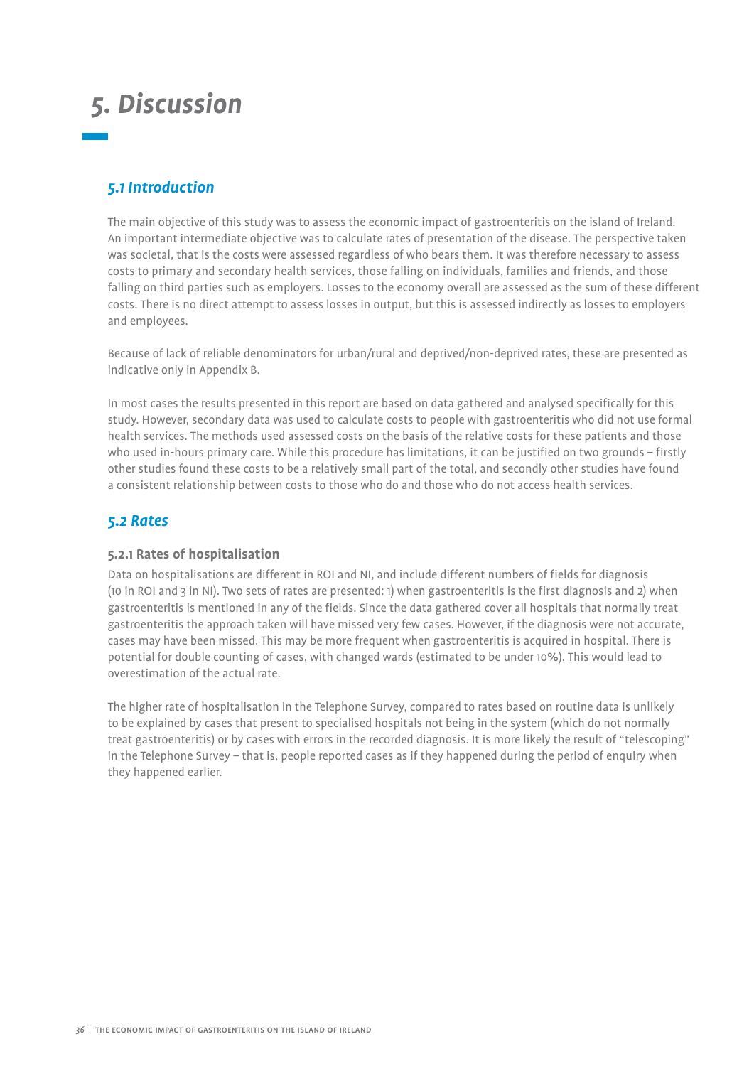# 5. Discussion

## 5.1 Introduction

The main objective of this study was to assess the economic impact of gastroenteritis on the island of Ireland. An important intermediate objective was to calculate rates of presentation of the disease. The perspective taken was societal, that is the costs were assessed regardless of who bears them. It was therefore necessary to assess costs to primary and secondary health services, those falling on individuals, families and friends, and those falling on third parties such as employers. Losses to the economy overall are assessed as the sum of these different costs. There is no direct attempt to assess losses in output, but this is assessed indirectly as losses to employers and employees.

Because of lack of reliable denominators for urban/rural and deprived/non-deprived rates, these are presented as indicative only in Appendix B.

In most cases the results presented in this report are based on data gathered and analysed specifically for this study. However, secondary data was used to calculate costs to people with gastroenteritis who did not use formal health services. The methods used assessed costs on the basis of the relative costs for these patients and those who used in-hours primary care. While this procedure has limitations, it can be justified on two grounds – firstly other studies found these costs to be a relatively small part of the total, and secondly other studies have found a consistent relationship between costs to those who do and those who do not access health services.

## 5.2 Rates

### 5.2.1 Rates of hospitalisation

Data on hospitalisations are different in ROI and NI, and include different numbers of fields for diagnosis (10 in ROI and 3 in NI). Two sets of rates are presented: 1) when gastroenteritis is the first diagnosis and 2) when gastroenteritis is mentioned in any of the fields. Since the data gathered cover all hospitals that normally treat gastroenteritis the approach taken will have missed very few cases. However, if the diagnosis were not accurate, cases may have been missed. This may be more frequent when gastroenteritis is acquired in hospital. There is potential for double counting of cases, with changed wards (estimated to be under 10%). This would lead to overestimation of the actual rate.

The higher rate of hospitalisation in the Telephone Survey, compared to rates based on routine data is unlikely to be explained by cases that present to specialised hospitals not being in the system (which do not normally treat gastroenteritis) or by cases with errors in the recorded diagnosis. It is more likely the result of "telescoping" in the Telephone Survey – that is, people reported cases as if they happened during the period of enquiry when they happened earlier.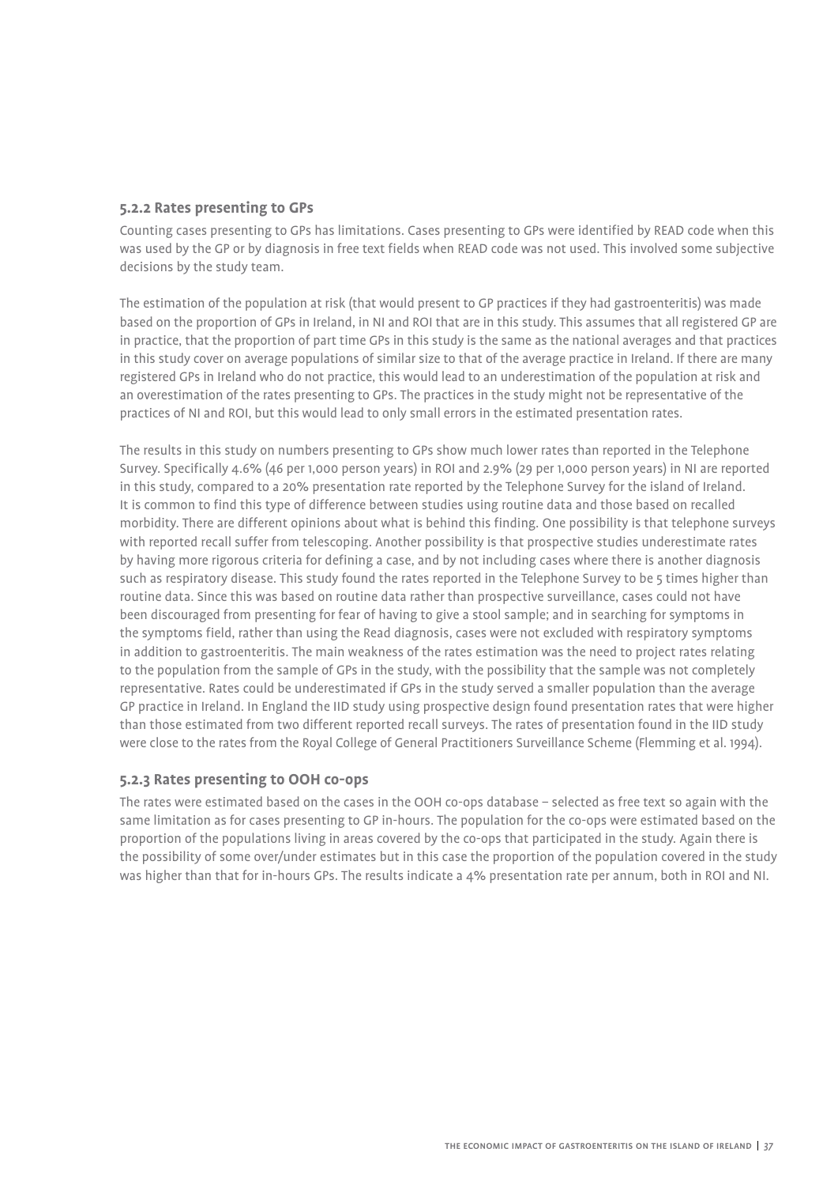### 5.2.2 Rates presenting to GPs

Counting cases presenting to GPs has limitations. Cases presenting to GPs were identified by READ code when this was used by the GP or by diagnosis in free text fields when READ code was not used. This involved some subjective decisions by the study team.

The estimation of the population at risk (that would present to GP practices if they had gastroenteritis) was made based on the proportion of GPs in Ireland, in NI and ROI that are in this study. This assumes that all registered GP are in practice, that the proportion of part time GPs in this study is the same as the national averages and that practices in this study cover on average populations of similar size to that of the average practice in Ireland. If there are many registered GPs in Ireland who do not practice, this would lead to an underestimation of the population at risk and an overestimation of the rates presenting to GPs. The practices in the study might not be representative of the practices of NI and ROI, but this would lead to only small errors in the estimated presentation rates.

The results in this study on numbers presenting to GPs show much lower rates than reported in the Telephone Survey. Specifically 4.6% (46 per 1,000 person years) in ROI and 2.9% (29 per 1,000 person years) in NI are reported in this study, compared to a 20% presentation rate reported by the Telephone Survey for the island of Ireland. It is common to find this type of difference between studies using routine data and those based on recalled morbidity. There are different opinions about what is behind this finding. One possibility is that telephone surveys with reported recall suffer from telescoping. Another possibility is that prospective studies underestimate rates by having more rigorous criteria for defining a case, and by not including cases where there is another diagnosis such as respiratory disease. This study found the rates reported in the Telephone Survey to be 5 times higher than routine data. Since this was based on routine data rather than prospective surveillance, cases could not have been discouraged from presenting for fear of having to give a stool sample; and in searching for symptoms in the symptoms field, rather than using the Read diagnosis, cases were not excluded with respiratory symptoms in addition to gastroenteritis. The main weakness of the rates estimation was the need to project rates relating to the population from the sample of GPs in the study, with the possibility that the sample was not completely representative. Rates could be underestimated if GPs in the study served a smaller population than the average GP practice in Ireland. In England the IID study using prospective design found presentation rates that were higher than those estimated from two different reported recall surveys. The rates of presentation found in the IID study were close to the rates from the Royal College of General Practitioners Surveillance Scheme (Flemming et al. 1994).

### 5.2.3 Rates presenting to OOH co-ops

The rates were estimated based on the cases in the OOH co-ops database – selected as free text so again with the same limitation as for cases presenting to GP in-hours. The population for the co-ops were estimated based on the proportion of the populations living in areas covered by the co-ops that participated in the study. Again there is the possibility of some over/under estimates but in this case the proportion of the population covered in the study was higher than that for in-hours GPs. The results indicate a 4% presentation rate per annum, both in ROI and NI.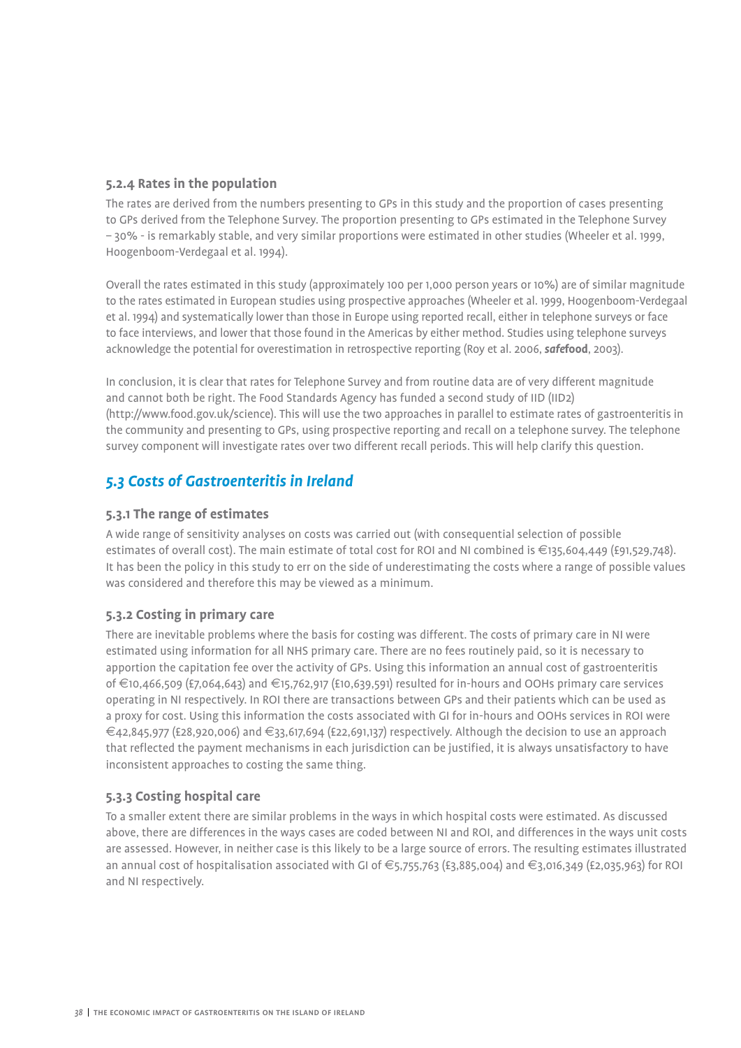#### 5.2.4 Rates in the population

The rates are derived from the numbers presenting to GPs in this study and the proportion of cases presenting to GPs derived from the Telephone Survey. The proportion presenting to GPs estimated in the Telephone Survey – 30% - is remarkably stable, and very similar proportions were estimated in other studies (Wheeler et al. 1999, Hoogenboom-Verdegaal et al. 1994).

Overall the rates estimated in this study (approximately 100 per 1,000 person years or 10%) are of similar magnitude to the rates estimated in European studies using prospective approaches (Wheeler et al. 1999, Hoogenboom-Verdegaal et al. 1994) and systematically lower than those in Europe using reported recall, either in telephone surveys or face to face interviews, and lower that those found in the Americas by either method. Studies using telephone surveys acknowledge the potential for overestimation in retrospective reporting (Roy et al. 2006, ***safe*food**, 2003).

In conclusion, it is clear that rates for Telephone Survey and from routine data are of very different magnitude and cannot both be right. The Food Standards Agency has funded a second study of IID (IID2) (http://www.food.gov.uk/science). This will use the two approaches in parallel to estimate rates of gastroenteritis in the community and presenting to GPs, using prospective reporting and recall on a telephone survey. The telephone survey component will investigate rates over two different recall periods. This will help clarify this question.

### *5.3 Costs of Gastroenteritis in Ireland*

#### 5.3.1 The range of estimates

A wide range of sensitivity analyses on costs was carried out (with consequential selection of possible estimates of overall cost). The main estimate of total cost for ROI and NI combined is €135,604,449 (£91,529,748). It has been the policy in this study to err on the side of underestimating the costs where a range of possible values was considered and therefore this may be viewed as a minimum.

#### 5.3.2 Costing in primary care

There are inevitable problems where the basis for costing was different. The costs of primary care in NI were estimated using information for all NHS primary care. There are no fees routinely paid, so it is necessary to apportion the capitation fee over the activity of GPs. Using this information an annual cost of gastroenteritis of €10,466,509 (£7,064,643) and €15,762,917 (£10,639,591) resulted for in-hours and OOHs primary care services operating in NI respectively. In ROI there are transactions between GPs and their patients which can be used as a proxy for cost. Using this information the costs associated with GI for in-hours and OOHs services in ROI were €42,845,977 (£28,920,006) and €33,617,694 (£22,691,137) respectively. Although the decision to use an approach that reflected the payment mechanisms in each jurisdiction can be justified, it is always unsatisfactory to have inconsistent approaches to costing the same thing.

#### 5.3.3 Costing hospital care

To a smaller extent there are similar problems in the ways in which hospital costs were estimated. As discussed above, there are differences in the ways cases are coded between NI and ROI, and differences in the ways unit costs are assessed. However, in neither case is this likely to be a large source of errors. The resulting estimates illustrated an annual cost of hospitalisation associated with GI of €5,755,763 (£3,885,004) and €3,016,349 (£2,035,963) for ROI and NI respectively.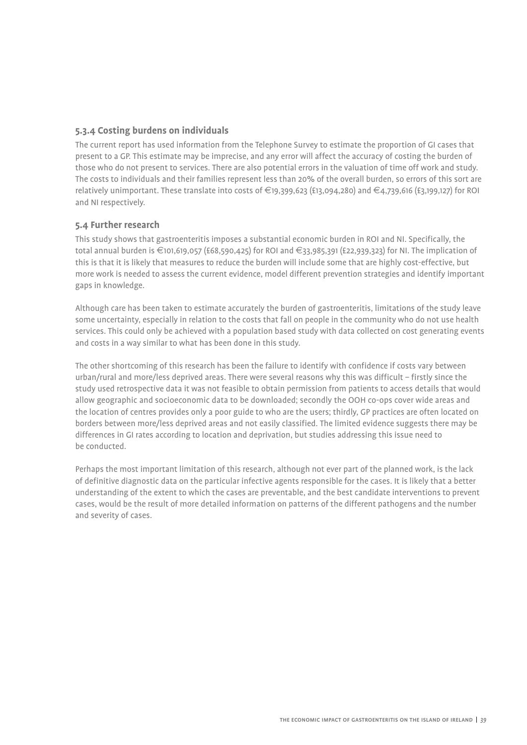### 5.3.4 Costing burdens on individuals

The current report has used information from the Telephone Survey to estimate the proportion of GI cases that present to a GP. This estimate may be imprecise, and any error will affect the accuracy of costing the burden of those who do not present to services. There are also potential errors in the valuation of time off work and study. The costs to individuals and their families represent less than 20% of the overall burden, so errors of this sort are relatively unimportant. These translate into costs of €19,399,623 (£13,094,280) and €4,739,616 (£3,199,127) for ROI and NI respectively.

## 5.4 Further research

This study shows that gastroenteritis imposes a substantial economic burden in ROI and NI. Specifically, the total annual burden is €101,619,057 (£68,590,425) for ROI and €33,985,391 (£22,939,323) for NI. The implication of this is that it is likely that measures to reduce the burden will include some that are highly cost-effective, but more work is needed to assess the current evidence, model different prevention strategies and identify important gaps in knowledge.

Although care has been taken to estimate accurately the burden of gastroenteritis, limitations of the study leave some uncertainty, especially in relation to the costs that fall on people in the community who do not use health services. This could only be achieved with a population based study with data collected on cost generating events and costs in a way similar to what has been done in this study.

The other shortcoming of this research has been the failure to identify with confidence if costs vary between urban/rural and more/less deprived areas. There were several reasons why this was difficult – firstly since the study used retrospective data it was not feasible to obtain permission from patients to access details that would allow geographic and socioeconomic data to be downloaded; secondly the OOH co-ops cover wide areas and the location of centres provides only a poor guide to who are the users; thirdly, GP practices are often located on borders between more/less deprived areas and not easily classified. The limited evidence suggests there may be differences in GI rates according to location and deprivation, but studies addressing this issue need to be conducted.

Perhaps the most important limitation of this research, although not ever part of the planned work, is the lack of definitive diagnostic data on the particular infective agents responsible for the cases. It is likely that a better understanding of the extent to which the cases are preventable, and the best candidate interventions to prevent cases, would be the result of more detailed information on patterns of the different pathogens and the number and severity of cases.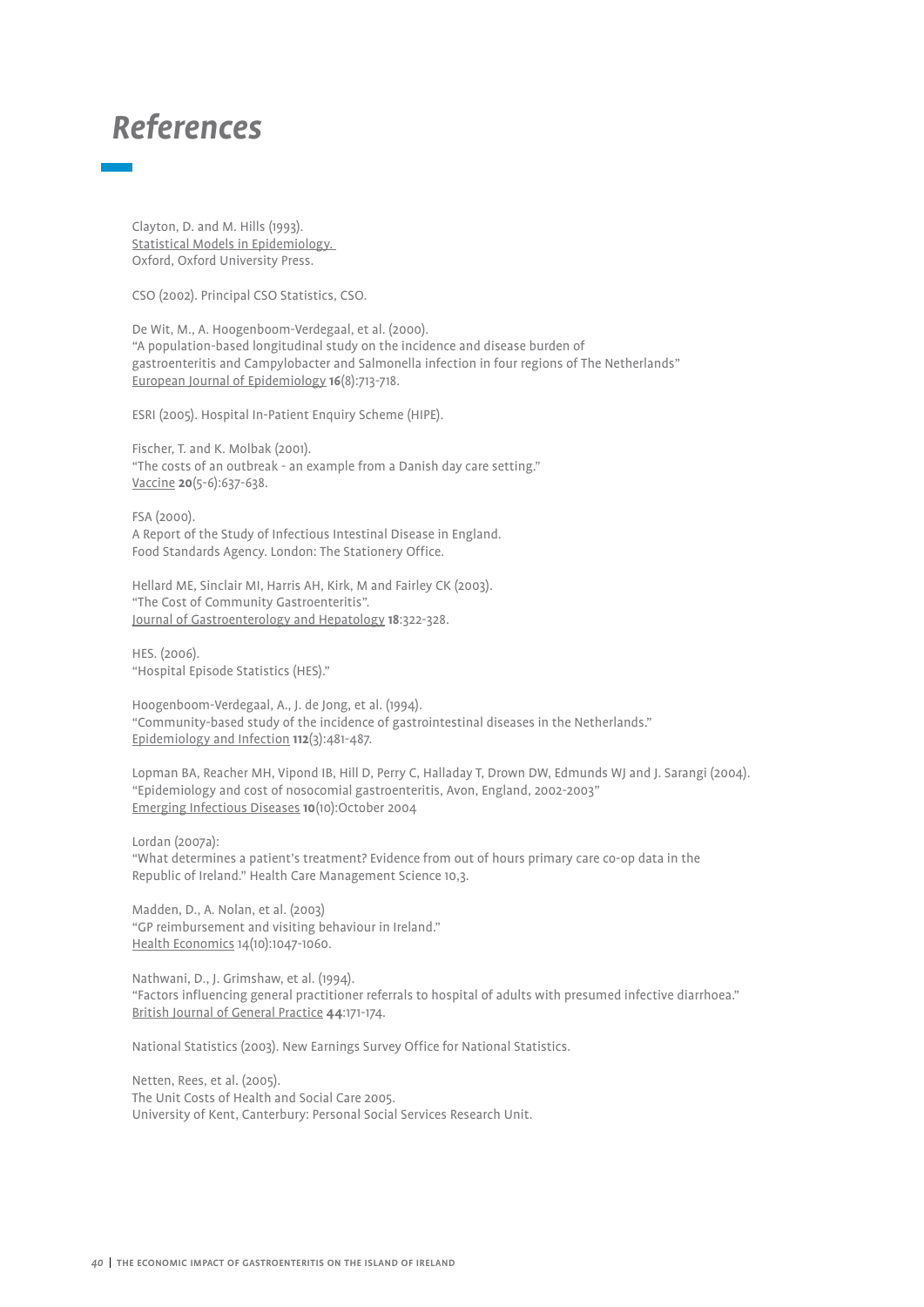# References

Clayton, D. and M. Hills (1993).
Statistical Models in Epidemiology.
Oxford, Oxford University Press.

CSO (2002). Principal CSO Statistics, CSO.

De Wit, M., A. Hoogenboom-Verdegaal, et al. (2000).
"A population-based longitudinal study on the incidence and disease burden of gastroenteritis and Campylobacter and Salmonella infection in four regions of The Netherlands"
European Journal of Epidemiology **16**(8):713-718.

ESRI (2005). Hospital In-Patient Enquiry Scheme (HIPE).

Fischer, T. and K. Molbak (2001).
"The costs of an outbreak - an example from a Danish day care setting."
Vaccine **20**(5-6):637-638.

FSA (2000).
A Report of the Study of Infectious Intestinal Disease in England.
Food Standards Agency. London: The Stationery Office.

Hellard ME, Sinclair MI, Harris AH, Kirk, M and Fairley CK (2003).
"The Cost of Community Gastroenteritis".
Journal of Gastroenterology and Hepatology **18**:322-328.

HES. (2006).
"Hospital Episode Statistics (HES)."

Hoogenboom-Verdegaal, A., J. de Jong, et al. (1994).
"Community-based study of the incidence of gastrointestinal diseases in the Netherlands."
Epidemiology and Infection **112**(3):481-487.

Lopman BA, Reacher MH, Vipond IB, Hill D, Perry C, Halladay T, Drown DW, Edmunds WJ and J. Sarangi (2004).
"Epidemiology and cost of nosocomial gastroenteritis, Avon, England, 2002-2003"
Emerging Infectious Diseases **10**(10):October 2004

Lordan (2007a):
"What determines a patient's treatment? Evidence from out of hours primary care co-op data in the Republic of Ireland." Health Care Management Science 10,3.

Madden, D., A. Nolan, et al. (2003)
"GP reimbursement and visiting behaviour in Ireland."
Health Economics 14(10):1047-1060.

Nathwani, D., J. Grimshaw, et al. (1994).
"Factors influencing general practitioner referrals to hospital of adults with presumed infective diarrhoea."
British Journal of General Practice **44**:171-174.

National Statistics (2003). New Earnings Survey Office for National Statistics.

Netten, Rees, et al. (2005).
The Unit Costs of Health and Social Care 2005.
University of Kent, Canterbury: Personal Social Services Research Unit.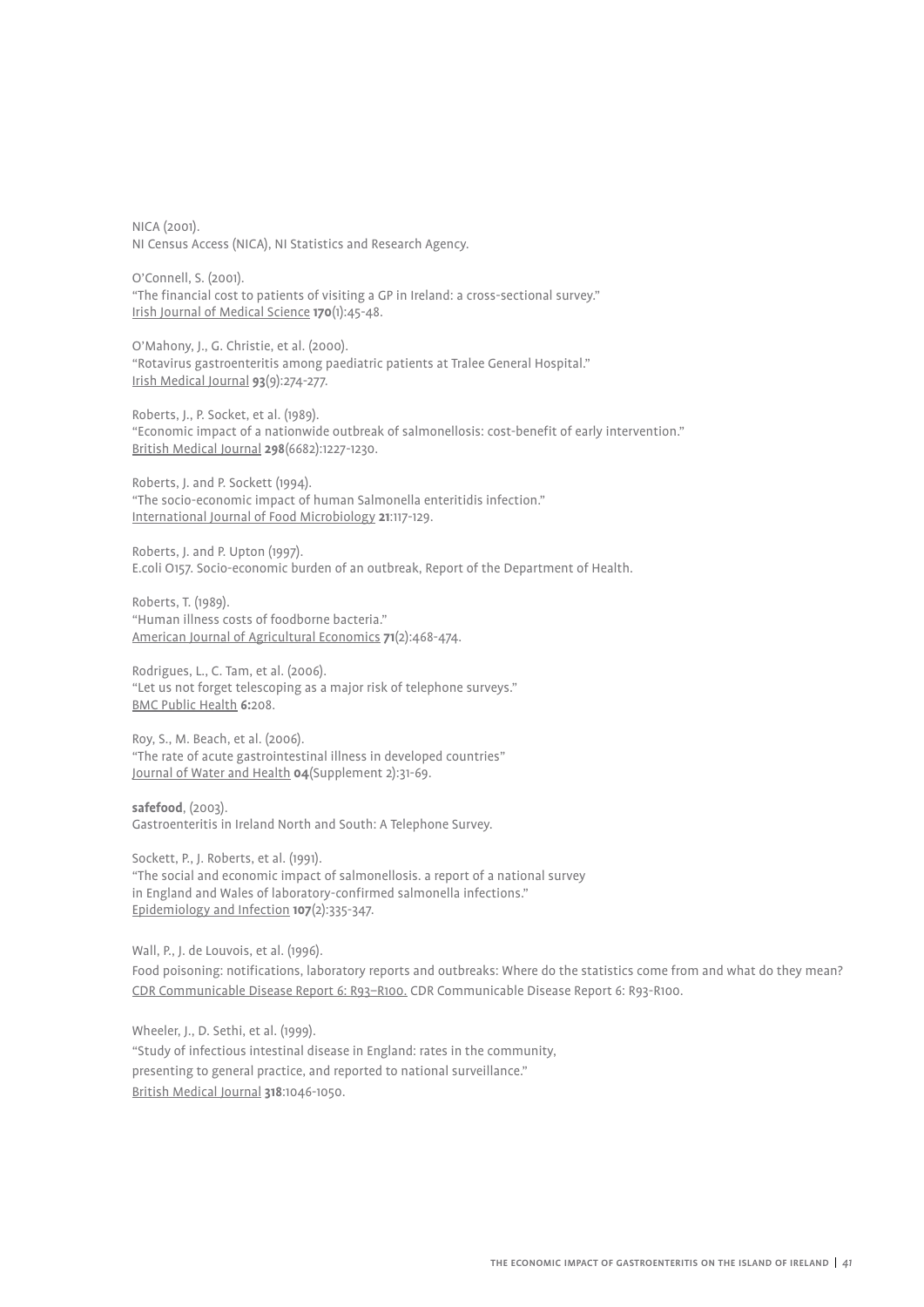NICA (2001).
NI Census Access (NICA), NI Statistics and Research Agency.

O'Connell, S. (2001).
"The financial cost to patients of visiting a GP in Ireland: a cross-sectional survey."
Irish Journal of Medical Science **170**(1):45-48.

O'Mahony, J., G. Christie, et al. (2000).
"Rotavirus gastroenteritis among paediatric patients at Tralee General Hospital."
Irish Medical Journal **93**(9):274-277.

Roberts, J., P. Socket, et al. (1989).
"Economic impact of a nationwide outbreak of salmonellosis: cost-benefit of early intervention."
British Medical Journal **298**(6682):1227-1230.

Roberts, J. and P. Sockett (1994).
"The socio-economic impact of human Salmonella enteritidis infection."
International Journal of Food Microbiology **21**:117-129.

Roberts, J. and P. Upton (1997).
E.coli O157. Socio-economic burden of an outbreak, Report of the Department of Health.

Roberts, T. (1989).
"Human illness costs of foodborne bacteria."
American Journal of Agricultural Economics **71**(2):468-474.

Rodrigues, L., C. Tam, et al. (2006).
"Let us not forget telescoping as a major risk of telephone surveys."
BMC Public Health **6:**208.

Roy, S., M. Beach, et al. (2006).
"The rate of acute gastrointestinal illness in developed countries"
Journal of Water and Health **04**(Supplement 2):31-69.

**safefood**, (2003).
Gastroenteritis in Ireland North and South: A Telephone Survey.

Sockett, P., J. Roberts, et al. (1991).
"The social and economic impact of salmonellosis. a report of a national survey in England and Wales of laboratory-confirmed salmonella infections."
Epidemiology and Infection **107**(2):335-347.

Wall, P., J. de Louvois, et al. (1996).
Food poisoning: notifications, laboratory reports and outbreaks: Where do the statistics come from and what do they mean?
CDR Communicable Disease Report 6: R93–R100. CDR Communicable Disease Report 6: R93-R100.

Wheeler, J., D. Sethi, et al. (1999).
"Study of infectious intestinal disease in England: rates in the community, presenting to general practice, and reported to national surveillance."
British Medical Journal **318**:1046-1050.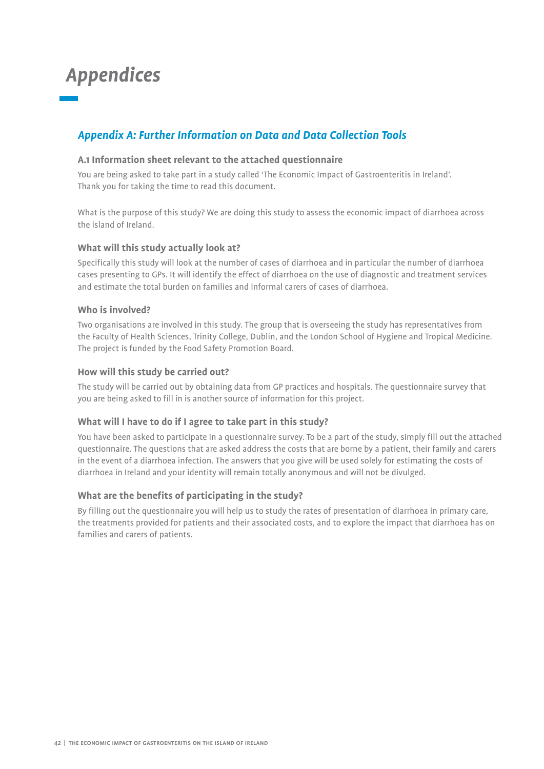# Appendices

## Appendix A: Further Information on Data and Data Collection Tools

### A.1 Information sheet relevant to the attached questionnaire

You are being asked to take part in a study called 'The Economic Impact of Gastroenteritis in Ireland'. Thank you for taking the time to read this document.

What is the purpose of this study? We are doing this study to assess the economic impact of diarrhoea across the island of Ireland.

#### What will this study actually look at?

Specifically this study will look at the number of cases of diarrhoea and in particular the number of diarrhoea cases presenting to GPs. It will identify the effect of diarrhoea on the use of diagnostic and treatment services and estimate the total burden on families and informal carers of cases of diarrhoea.

#### Who is involved?

Two organisations are involved in this study. The group that is overseeing the study has representatives from the Faculty of Health Sciences, Trinity College, Dublin, and the London School of Hygiene and Tropical Medicine. The project is funded by the Food Safety Promotion Board.

#### How will this study be carried out?

The study will be carried out by obtaining data from GP practices and hospitals. The questionnaire survey that you are being asked to fill in is another source of information for this project.

#### What will I have to do if I agree to take part in this study?

You have been asked to participate in a questionnaire survey. To be a part of the study, simply fill out the attached questionnaire. The questions that are asked address the costs that are borne by a patient, their family and carers in the event of a diarrhoea infection. The answers that you give will be used solely for estimating the costs of diarrhoea in Ireland and your identity will remain totally anonymous and will not be divulged.

#### What are the benefits of participating in the study?

By filling out the questionnaire you will help us to study the rates of presentation of diarrhoea in primary care, the treatments provided for patients and their associated costs, and to explore the impact that diarrhoea has on families and carers of patients.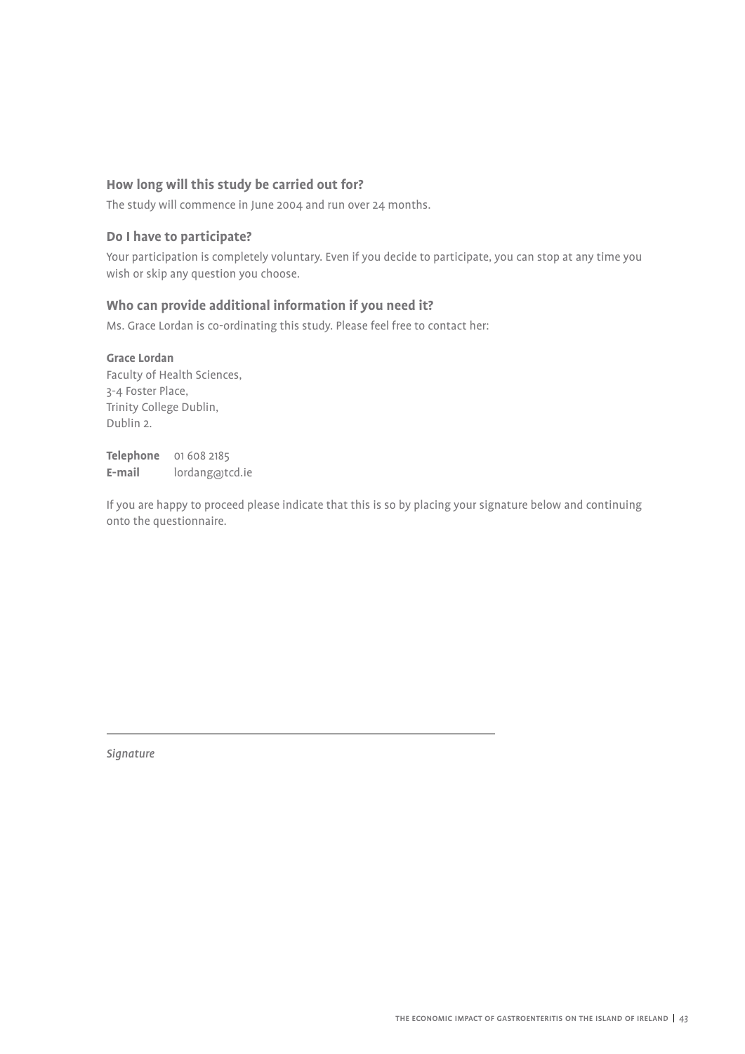### How long will this study be carried out for?

The study will commence in June 2004 and run over 24 months.

### Do I have to participate?

Your participation is completely voluntary. Even if you decide to participate, you can stop at any time you wish or skip any question you choose.

### Who can provide additional information if you need it?

Ms. Grace Lordan is co-ordinating this study. Please feel free to contact her:

**Grace Lordan**
Faculty of Health Sciences,
3-4 Foster Place,
Trinity College Dublin,
Dublin 2.

**Telephone** 01 608 2185
**E-mail** lordang@tcd.ie

If you are happy to proceed please indicate that this is so by placing your signature below and continuing onto the questionnaire.

______________________________________________

*Signature*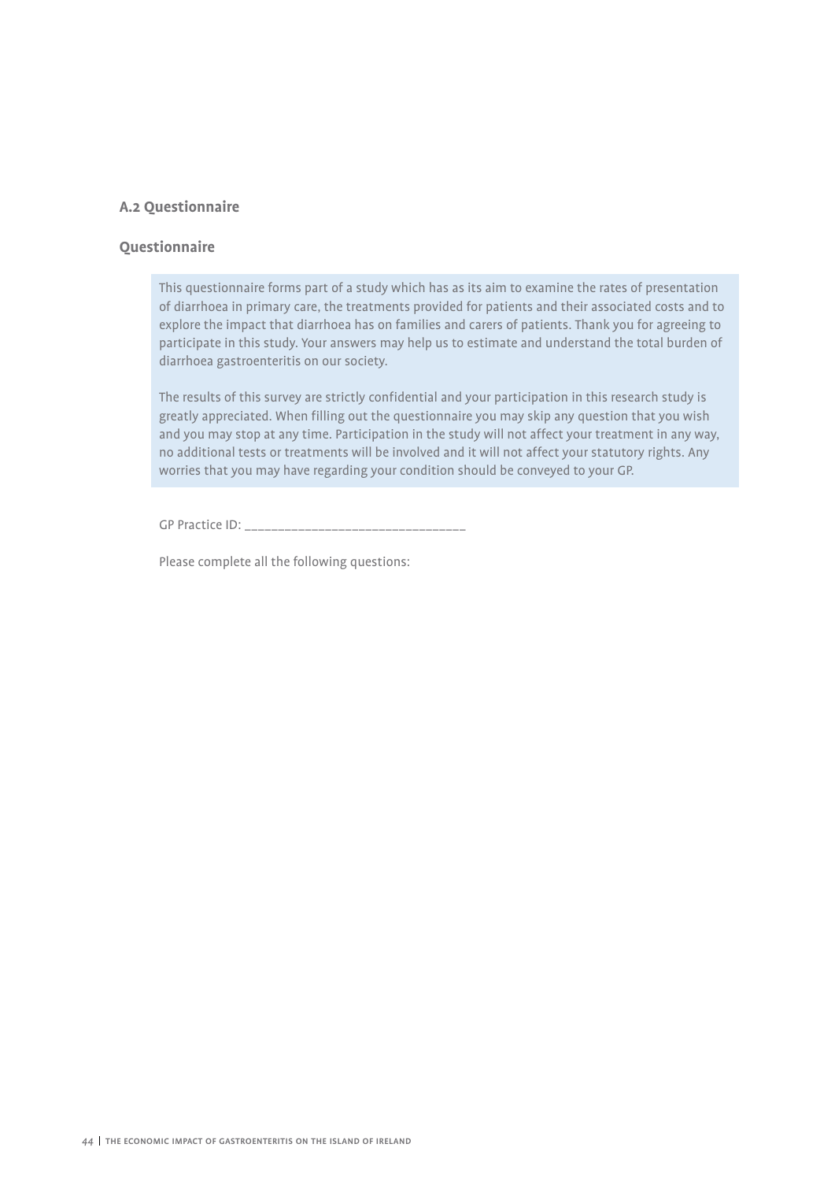### A.2 Questionnaire

#### Questionnaire

This questionnaire forms part of a study which has as its aim to examine the rates of presentation of diarrhoea in primary care, the treatments provided for patients and their associated costs and to explore the impact that diarrhoea has on families and carers of patients. Thank you for agreeing to participate in this study. Your answers may help us to estimate and understand the total burden of diarrhoea gastroenteritis on our society.

The results of this survey are strictly confidential and your participation in this research study is greatly appreciated. When filling out the questionnaire you may skip any question that you wish and you may stop at any time. Participation in the study will not affect your treatment in any way, no additional tests or treatments will be involved and it will not affect your statutory rights. Any worries that you may have regarding your condition should be conveyed to your GP.

GP Practice ID: ________________________________

Please complete all the following questions: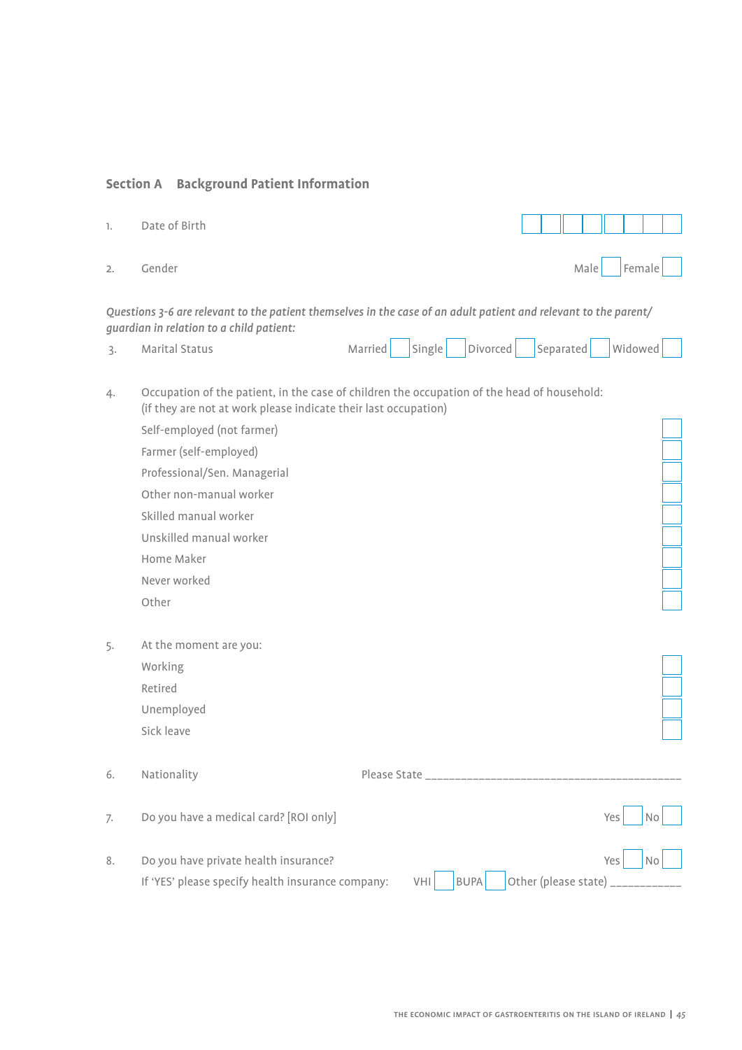## Section A Background Patient Information

1. Date of Birth ☐☐☐☐☐☐☐☐

2. Gender Male ☐ Female ☐

*Questions 3-6 are relevant to the patient themselves in the case of an adult patient and relevant to the parent/guardian in relation to a child patient:*

3. Marital Status Married ☐ Single ☐ Divorced ☐ Separated ☐ Widowed ☐

4. Occupation of the patient, in the case of children the occupation of the head of household:
   (if they are not at work please indicate their last occupation)
   - Self-employed (not farmer) ☐
   - Farmer (self-employed) ☐
   - Professional/Sen. Managerial ☐
   - Other non-manual worker ☐
   - Skilled manual worker ☐
   - Unskilled manual worker ☐
   - Home Maker ☐
   - Never worked ☐
   - Other ☐

5. At the moment are you:
   - Working ☐
   - Retired ☐
   - Unemployed ☐
   - Sick leave ☐

6. Nationality Please State ________________________________________

7. Do you have a medical card? [ROI only] Yes ☐ No ☐

8. Do you have private health insurance? Yes ☐ No ☐
   If 'YES' please specify health insurance company: VHI ☐ BUPA ☐ Other (please state) ___________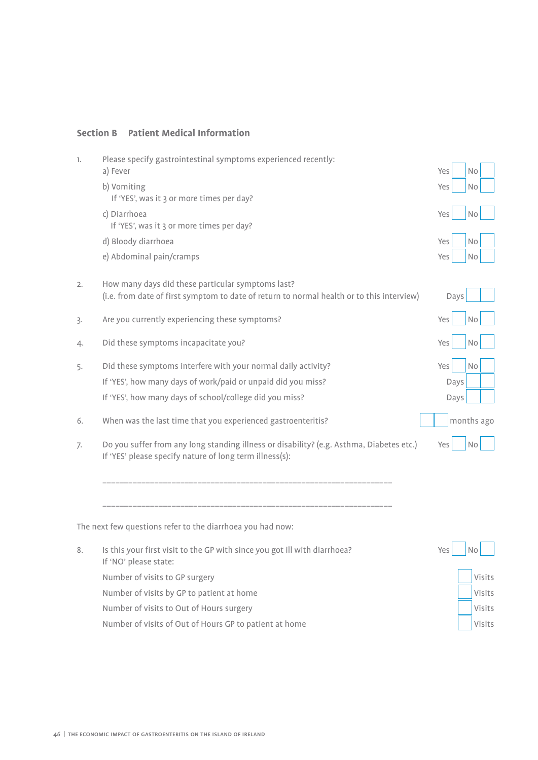## Section B Patient Medical Information

1. Please specify gastrointestinal symptoms experienced recently:
   - a) Fever — Yes ☐ No ☐
   - b) Vomiting — Yes ☐ No ☐
     If 'YES', was it 3 or more times per day?
   - c) Diarrhoea — Yes ☐ No ☐
     If 'YES', was it 3 or more times per day?
   - d) Bloody diarrhoea — Yes ☐ No ☐
   - e) Abdominal pain/cramps — Yes ☐ No ☐

2. How many days did these particular symptoms last?
   (i.e. from date of first symptom to date of return to normal health or to this interview) — Days ☐☐

3. Are you currently experiencing these symptoms? — Yes ☐ No ☐

4. Did these symptoms incapacitate you? — Yes ☐ No ☐

5. Did these symptoms interfere with your normal daily activity? — Yes ☐ No ☐
   If 'YES', how many days of work/paid or unpaid did you miss? — Days ☐☐
   If 'YES', how many days of school/college did you miss? — Days ☐☐

6. When was the last time that you experienced gastroenteritis? — ☐☐ months ago

7. Do you suffer from any long standing illness or disability? (e.g. Asthma, Diabetes etc.) — Yes ☐ No ☐
   If 'YES' please specify nature of long term illness(s):

   ______________________________________________________________

   ______________________________________________________________

The next few questions refer to the diarrhoea you had now:

8. Is this your first visit to the GP with since you got ill with diarrhoea? — Yes ☐ No ☐
   If 'NO' please state:
   - Number of visits to GP surgery — ☐ Visits
   - Number of visits by GP to patient at home — ☐ Visits
   - Number of visits to Out of Hours surgery — ☐ Visits
   - Number of visits of Out of Hours GP to patient at home — ☐ Visits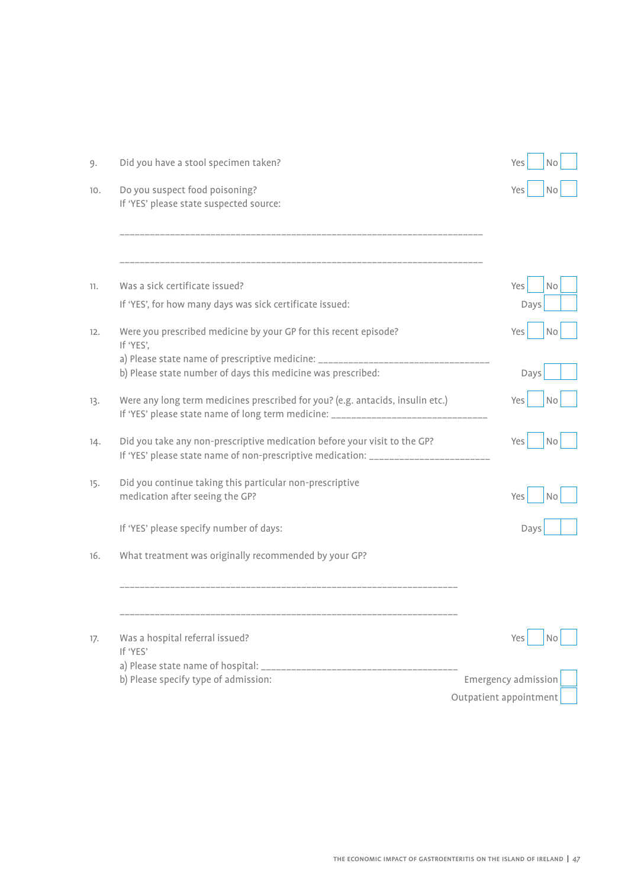9. Did you have a stool specimen taken? Yes ☐ No ☐

10. Do you suspect food poisoning? Yes ☐ No ☐
 If 'YES' please state suspected source:

 ___________________________________________________________________________

 ___________________________________________________________________________

11. Was a sick certificate issued? Yes ☐ No ☐
 If 'YES', for how many days was sick certificate issued: Days ☐☐

12. Were you prescribed medicine by your GP for this recent episode? Yes ☐ No ☐
 If 'YES',
 a) Please state name of prescriptive medicine: ___________________________________
 b) Please state number of days this medicine was prescribed: Days ☐☐

13. Were any long term medicines prescribed for you? (e.g. antacids, insulin etc.) Yes ☐ No ☐
 If 'YES' please state name of long term medicine: ______________________________

14. Did you take any non-prescriptive medication before your visit to the GP? Yes ☐ No ☐
 If 'YES' please state name of non-prescriptive medication: _______________________

15. Did you continue taking this particular non-prescriptive medication after seeing the GP? Yes ☐ No ☐

 If 'YES' please specify number of days: Days ☐☐

16. What treatment was originally recommended by your GP?

 ____________________________________________________________________

 ____________________________________________________________________

17. Was a hospital referral issued? Yes ☐ No ☐
 If 'YES'
 a) Please state name of hospital: ______________________________________
 b) Please specify type of admission: Emergency admission ☐
 Outpatient appointment ☐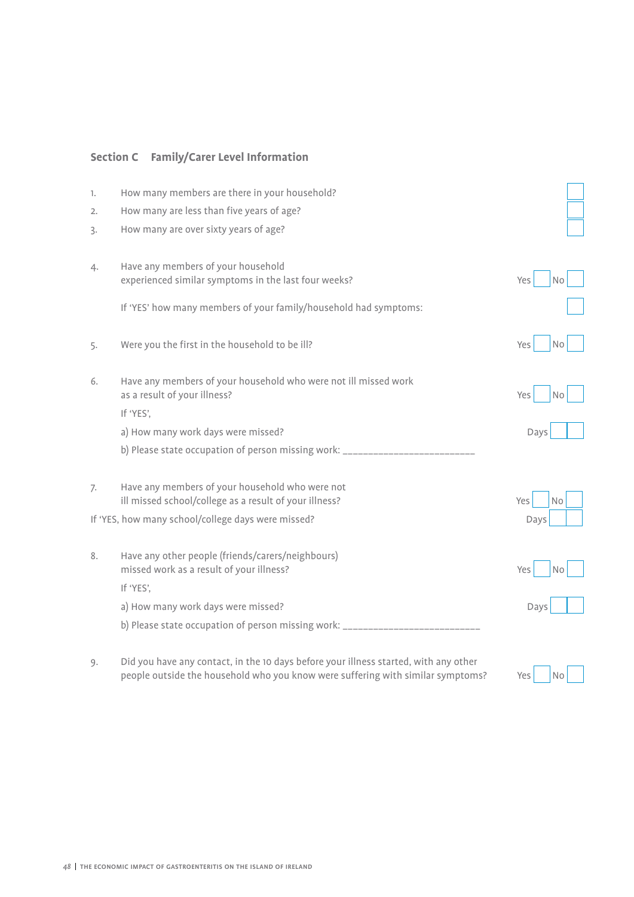## Section C Family/Carer Level Information

1. How many members are there in your household? ☐
2. How many are less than five years of age? ☐
3. How many are over sixty years of age? ☐

4. Have any members of your household experienced similar symptoms in the last four weeks? Yes ☐ No ☐

   If 'YES' how many members of your family/household had symptoms: ☐

5. Were you the first in the household to be ill? Yes ☐ No ☐

6. Have any members of your household who were not ill missed work as a result of your illness? Yes ☐ No ☐

   If 'YES',

   a) How many work days were missed? Days ☐☐

   b) Please state occupation of person missing work: ________________________

7. Have any members of your household who were not ill missed school/college as a result of your illness? Yes ☐ No ☐

If 'YES, how many school/college days were missed? Days ☐☐

8. Have any other people (friends/carers/neighbours) missed work as a result of your illness? Yes ☐ No ☐

   If 'YES',

   a) How many work days were missed? Days ☐☐

   b) Please state occupation of person missing work: __________________________

9. Did you have any contact, in the 10 days before your illness started, with any other people outside the household who you know were suffering with similar symptoms? Yes ☐ No ☐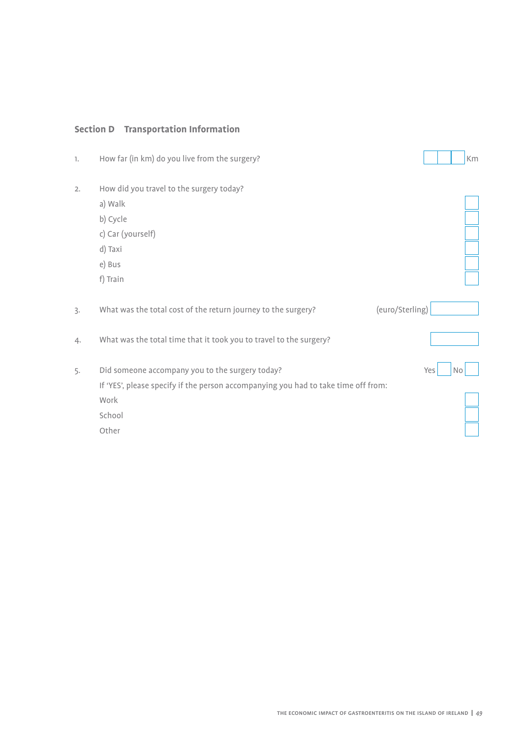## Section D Transportation Information

1. How far (in km) do you live from the surgery? ☐☐☐ Km

2. How did you travel to the surgery today?
   - a) Walk ☐
   - b) Cycle ☐
   - c) Car (yourself) ☐
   - d) Taxi ☐
   - e) Bus ☐
   - f) Train ☐

3. What was the total cost of the return journey to the surgery? (euro/Sterling) ☐

4. What was the total time that it took you to travel to the surgery? ☐

5. Did someone accompany you to the surgery today? Yes ☐ No ☐

   If 'YES', please specify if the person accompanying you had to take time off from:
   - Work ☐
   - School ☐
   - Other ☐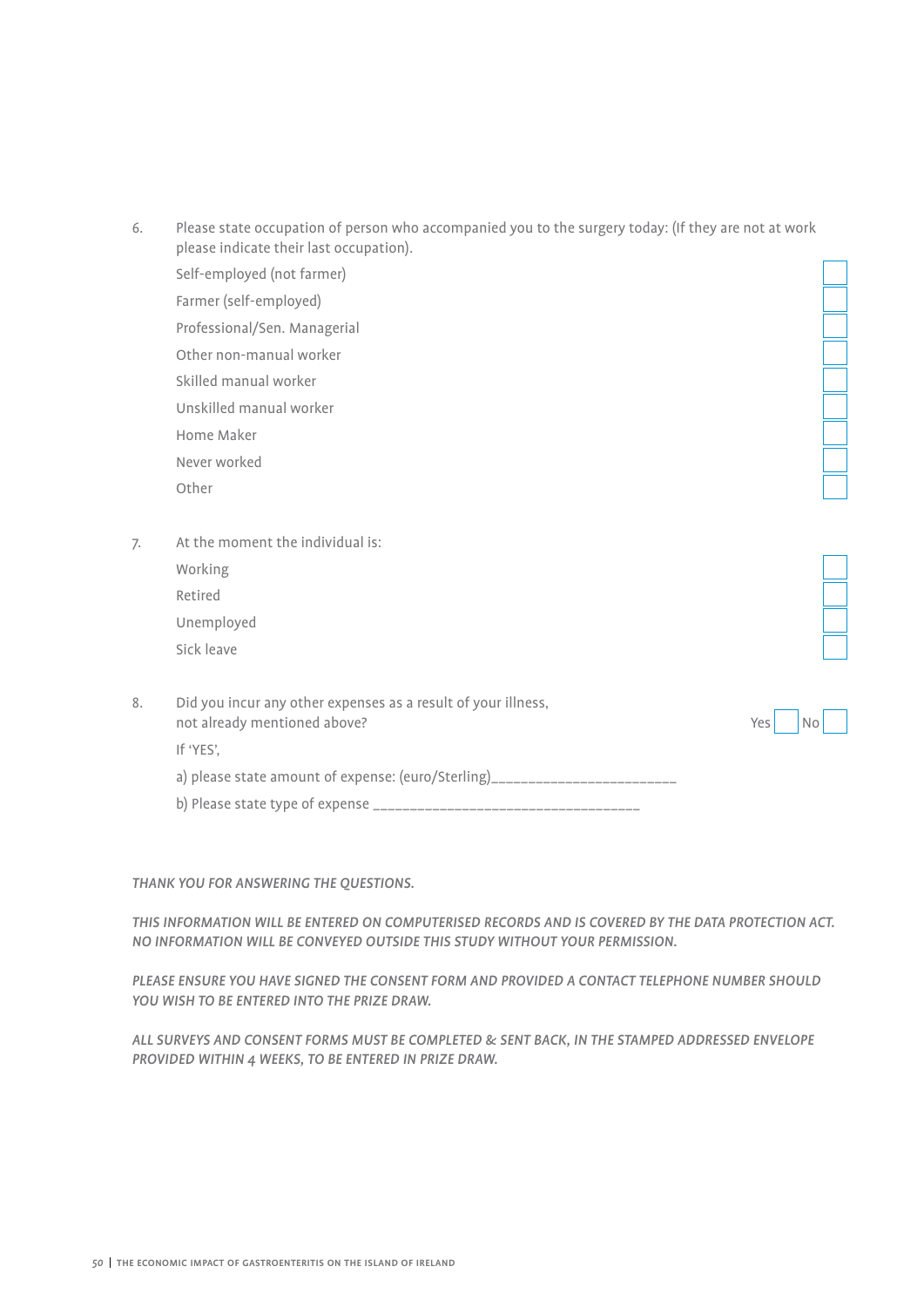6. Please state occupation of person who accompanied you to the surgery today: (If they are not at work please indicate their last occupation).

   - Self-employed (not farmer) ☐
   - Farmer (self-employed) ☐
   - Professional/Sen. Managerial ☐
   - Other non-manual worker ☐
   - Skilled manual worker ☐
   - Unskilled manual worker ☐
   - Home Maker ☐
   - Never worked ☐
   - Other ☐

7. At the moment the individual is:

   - Working ☐
   - Retired ☐
   - Unemployed ☐
   - Sick leave ☐

8. Did you incur any other expenses as a result of your illness, not already mentioned above? Yes ☐ No ☐

   If 'YES',

   a) please state amount of expense: (euro/Sterling)________________________

   b) Please state type of expense ___________________________________

*THANK YOU FOR ANSWERING THE QUESTIONS.*

*THIS INFORMATION WILL BE ENTERED ON COMPUTERISED RECORDS AND IS COVERED BY THE DATA PROTECTION ACT. NO INFORMATION WILL BE CONVEYED OUTSIDE THIS STUDY WITHOUT YOUR PERMISSION.*

*PLEASE ENSURE YOU HAVE SIGNED THE CONSENT FORM AND PROVIDED A CONTACT TELEPHONE NUMBER SHOULD YOU WISH TO BE ENTERED INTO THE PRIZE DRAW.*

*ALL SURVEYS AND CONSENT FORMS MUST BE COMPLETED & SENT BACK, IN THE STAMPED ADDRESSED ENVELOPE PROVIDED WITHIN 4 WEEKS, TO BE ENTERED IN PRIZE DRAW.*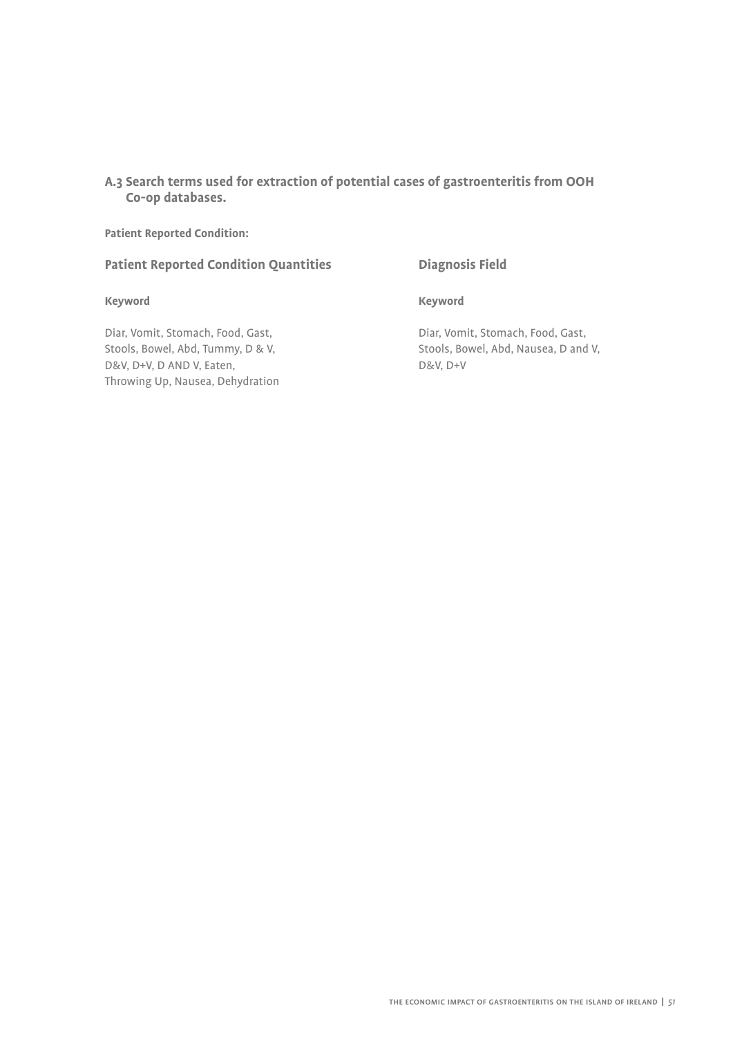## A.3 Search terms used for extraction of potential cases of gastroenteritis from OOH Co-op databases.

**Patient Reported Condition:**

### Patient Reported Condition Quantities

**Keyword**

Diar, Vomit, Stomach, Food, Gast, Stools, Bowel, Abd, Tummy, D & V, D&V, D+V, D AND V, Eaten, Throwing Up, Nausea, Dehydration

### Diagnosis Field

**Keyword**

Diar, Vomit, Stomach, Food, Gast, Stools, Bowel, Abd, Nausea, D and V, D&V, D+V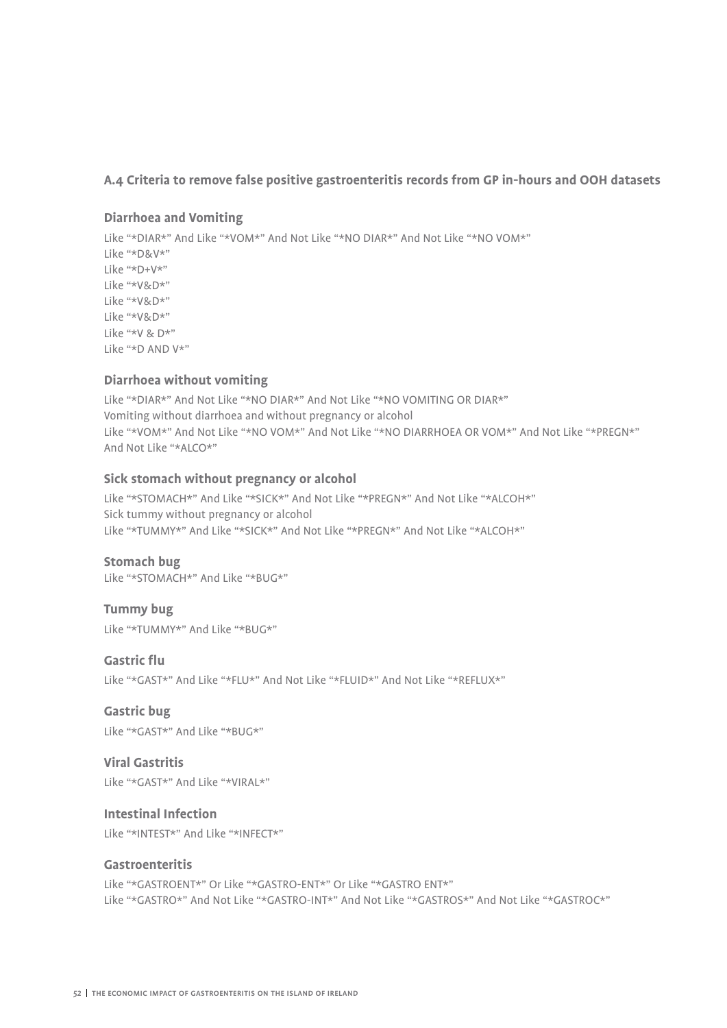## A.4 Criteria to remove false positive gastroenteritis records from GP in-hours and OOH datasets

### Diarrhoea and Vomiting

Like "*DIAR*" And Like "*VOM*" And Not Like "*NO DIAR*" And Not Like "*NO VOM*"
Like "*D&V*"
Like "*D+V*"
Like "*V&D*"
Like "*V&D*"
Like "*V&D*"
Like "*V & D*"
Like "*D AND V*"

### Diarrhoea without vomiting

Like "*DIAR*" And Not Like "*NO DIAR*" And Not Like "*NO VOMITING OR DIAR*"
Vomiting without diarrhoea and without pregnancy or alcohol
Like "*VOM*" And Not Like "*NO VOM*" And Not Like "*NO DIARRHOEA OR VOM*" And Not Like "*PREGN*" And Not Like "*ALCO*"

### Sick stomach without pregnancy or alcohol

Like "*STOMACH*" And Like "*SICK*" And Not Like "*PREGN*" And Not Like "*ALCOH*"
Sick tummy without pregnancy or alcohol
Like "*TUMMY*" And Like "*SICK*" And Not Like "*PREGN*" And Not Like "*ALCOH*"

### Stomach bug

Like "*STOMACH*" And Like "*BUG*"

### Tummy bug

Like "*TUMMY*" And Like "*BUG*"

### Gastric flu

Like "*GAST*" And Like "*FLU*" And Not Like "*FLUID*" And Not Like "*REFLUX*"

### Gastric bug

Like "*GAST*" And Like "*BUG*"

### Viral Gastritis

Like "*GAST*" And Like "*VIRAL*"

### Intestinal Infection

Like "*INTEST*" And Like "*INFECT*"

### Gastroenteritis

Like "*GASTROENT*" Or Like "*GASTRO-ENT*" Or Like "*GASTRO ENT*"
Like "*GASTRO*" And Not Like "*GASTRO-INT*" And Not Like "*GASTROS*" And Not Like "*GASTROC*"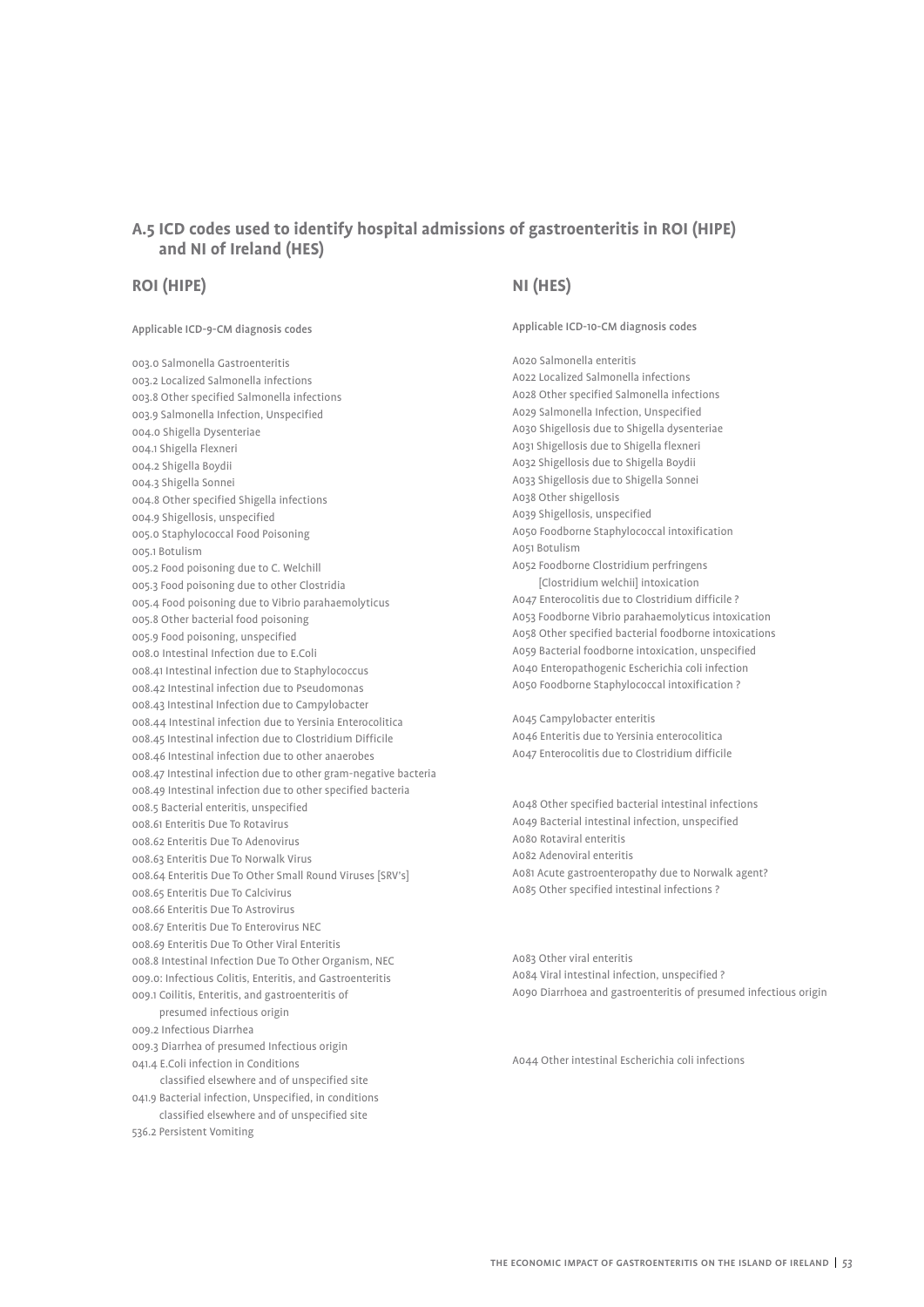## A.5 ICD codes used to identify hospital admissions of gastroenteritis in ROI (HIPE) and NI of Ireland (HES)

### ROI (HIPE)

Applicable ICD-9-CM diagnosis codes

003.0 Salmonella Gastroenteritis
003.2 Localized Salmonella infections
003.8 Other specified Salmonella infections
003.9 Salmonella Infection, Unspecified
004.0 Shigella Dysenteriae
004.1 Shigella Flexneri
004.2 Shigella Boydii
004.3 Shigella Sonnei
004.8 Other specified Shigella infections
004.9 Shigellosis, unspecified
005.0 Staphylococcal Food Poisoning
005.1 Botulism
005.2 Food poisoning due to C. Welchill
005.3 Food poisoning due to other Clostridia
005.4 Food poisoning due to Vibrio parahaemolyticus
005.8 Other bacterial food poisoning
005.9 Food poisoning, unspecified
008.0 Intestinal Infection due to E.Coli
008.41 Intestinal infection due to Staphylococcus
008.42 Intestinal infection due to Pseudomonas
008.43 Intestinal Infection due to Campylobacter
008.44 Intestinal infection due to Yersinia Enterocolitica
008.45 Intestinal infection due to Clostridium Difficile
008.46 Intestinal infection due to other anaerobes
008.47 Intestinal infection due to other gram-negative bacteria
008.49 Intestinal infection due to other specified bacteria
008.5 Bacterial enteritis, unspecified
008.61 Enteritis Due To Rotavirus
008.62 Enteritis Due To Adenovirus
008.63 Enteritis Due To Norwalk Virus
008.64 Enteritis Due To Other Small Round Viruses [SRV's]
008.65 Enteritis Due To Calcivirus
008.66 Enteritis Due To Astrovirus
008.67 Enteritis Due To Enterovirus NEC
008.69 Enteritis Due To Other Viral Enteritis
008.8 Intestinal Infection Due To Other Organism, NEC
009.0: Infectious Colitis, Enteritis, and Gastroenteritis
009.1 Coilitis, Enteritis, and gastroenteritis of presumed infectious origin
009.2 Infectious Diarrhea
009.3 Diarrhea of presumed Infectious origin
041.4 E.Coli infection in Conditions classified elsewhere and of unspecified site
041.9 Bacterial infection, Unspecified, in conditions classified elsewhere and of unspecified site
536.2 Persistent Vomiting

### NI (HES)

Applicable ICD-10-CM diagnosis codes

A020 Salmonella enteritis
A022 Localized Salmonella infections
A028 Other specified Salmonella infections
A029 Salmonella Infection, Unspecified
A030 Shigellosis due to Shigella dysenteriae
A031 Shigellosis due to Shigella flexneri
A032 Shigellosis due to Shigella Boydii
A033 Shigellosis due to Shigella Sonnei
A038 Other shigellosis
A039 Shigellosis, unspecified
A050 Foodborne Staphylococcal intoxification
A051 Botulism
A052 Foodborne Clostridium perfringens [Clostridium welchii] intoxication
A047 Enterocolitis due to Clostridium difficile ?
A053 Foodborne Vibrio parahaemolyticus intoxication
A058 Other specified bacterial foodborne intoxications
A059 Bacterial foodborne intoxication, unspecified
A040 Enteropathogenic Escherichia coli infection
A050 Foodborne Staphylococcal intoxification ?

A045 Campylobacter enteritis
A046 Enteritis due to Yersinia enterocolitica
A047 Enterocolitis due to Clostridium difficile

A048 Other specified bacterial intestinal infections
A049 Bacterial intestinal infection, unspecified
A080 Rotaviral enteritis
A082 Adenoviral enteritis
A081 Acute gastroenteropathy due to Norwalk agent?
A085 Other specified intestinal infections ?

A083 Other viral enteritis
A084 Viral intestinal infection, unspecified ?
A090 Diarrhoea and gastroenteritis of presumed infectious origin

A044 Other intestinal Escherichia coli infections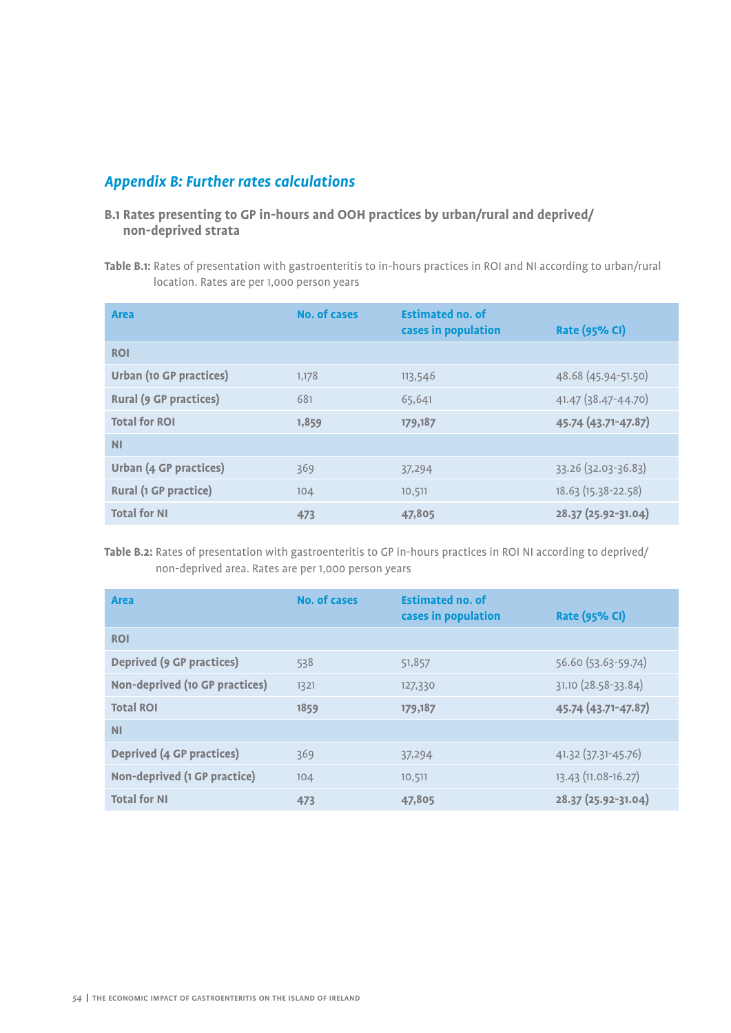## *Appendix B: Further rates calculations*

### B.1 Rates presenting to GP in-hours and OOH practices by urban/rural and deprived/non-deprived strata

**Table B.1:** Rates of presentation with gastroenteritis to in-hours practices in ROI and NI according to urban/rural location. Rates are per 1,000 person years

| Area | No. of cases | Estimated no. of cases in population | Rate (95% CI) |
|---|---|---|---|
| **ROI** | | | |
| **Urban (10 GP practices)** | 1,178 | 113,546 | 48.68 (45.94-51.50) |
| **Rural (9 GP practices)** | 681 | 65,641 | 41.47 (38.47-44.70) |
| **Total for ROI** | **1,859** | **179,187** | **45.74 (43.71-47.87)** |
| **NI** | | | |
| **Urban (4 GP practices)** | 369 | 37,294 | 33.26 (32.03-36.83) |
| **Rural (1 GP practice)** | 104 | 10,511 | 18.63 (15.38-22.58) |
| **Total for NI** | **473** | **47,805** | **28.37 (25.92-31.04)** |

**Table B.2:** Rates of presentation with gastroenteritis to GP in-hours practices in ROI NI according to deprived/non-deprived area. Rates are per 1,000 person years

| Area | No. of cases | Estimated no. of cases in population | Rate (95% CI) |
|---|---|---|---|
| **ROI** | | | |
| **Deprived (9 GP practices)** | 538 | 51,857 | 56.60 (53.63-59.74) |
| **Non-deprived (10 GP practices)** | 1321 | 127,330 | 31.10 (28.58-33.84) |
| **Total ROI** | **1859** | **179,187** | **45.74 (43.71-47.87)** |
| **NI** | | | |
| **Deprived (4 GP practices)** | 369 | 37,294 | 41.32 (37.31-45.76) |
| **Non-deprived (1 GP practice)** | 104 | 10,511 | 13.43 (11.08-16.27) |
| **Total for NI** | **473** | **47,805** | **28.37 (25.92-31.04)** |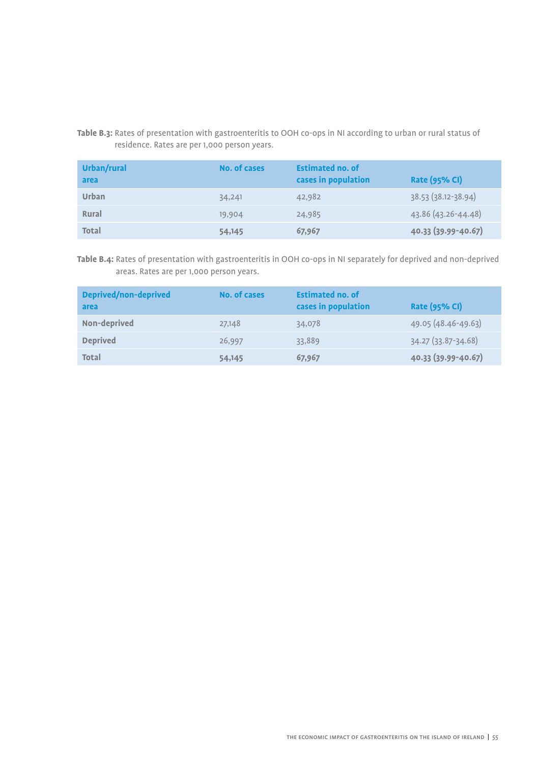**Table B.3:** Rates of presentation with gastroenteritis to OOH co-ops in NI according to urban or rural status of residence. Rates are per 1,000 person years.

| Urban/rural area | No. of cases | Estimated no. of cases in population | Rate (95% CI) |
|---|---|---|---|
| **Urban** | 34,241 | 42,982 | 38.53 (38.12-38.94) |
| **Rural** | 19,904 | 24,985 | 43.86 (43.26-44.48) |
| **Total** | **54,145** | **67,967** | **40.33 (39.99-40.67)** |

**Table B.4:** Rates of presentation with gastroenteritis in OOH co-ops in NI separately for deprived and non-deprived areas. Rates are per 1,000 person years.

| Deprived/non-deprived area | No. of cases | Estimated no. of cases in population | Rate (95% CI) |
|---|---|---|---|
| **Non-deprived** | 27,148 | 34,078 | 49.05 (48.46-49.63) |
| **Deprived** | 26,997 | 33,889 | 34.27 (33.87-34.68) |
| **Total** | **54,145** | **67,967** | **40.33 (39.99-40.67)** |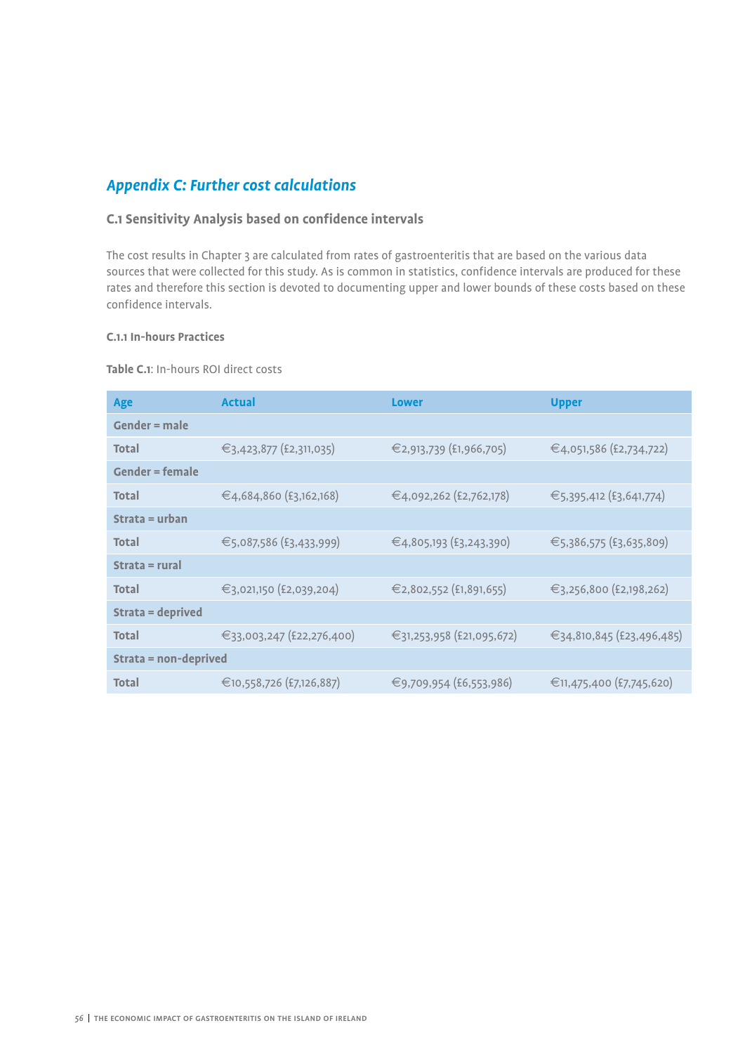## *Appendix C: Further cost calculations*

### C.1 Sensitivity Analysis based on confidence intervals

The cost results in Chapter 3 are calculated from rates of gastroenteritis that are based on the various data sources that were collected for this study. As is common in statistics, confidence intervals are produced for these rates and therefore this section is devoted to documenting upper and lower bounds of these costs based on these confidence intervals.

#### C.1.1 In-hours Practices

**Table C.1**: In-hours ROI direct costs

| Age | Actual | Lower | Upper |
|---|---|---|---|
| **Gender = male** | | | |
| **Total** | €3,423,877 (£2,311,035) | €2,913,739 (£1,966,705) | €4,051,586 (£2,734,722) |
| **Gender = female** | | | |
| **Total** | €4,684,860 (£3,162,168) | €4,092,262 (£2,762,178) | €5,395,412 (£3,641,774) |
| **Strata = urban** | | | |
| **Total** | €5,087,586 (£3,433,999) | €4,805,193 (£3,243,390) | €5,386,575 (£3,635,809) |
| **Strata = rural** | | | |
| **Total** | €3,021,150 (£2,039,204) | €2,802,552 (£1,891,655) | €3,256,800 (£2,198,262) |
| **Strata = deprived** | | | |
| **Total** | €33,003,247 (£22,276,400) | €31,253,958 (£21,095,672) | €34,810,845 (£23,496,485) |
| **Strata = non-deprived** | | | |
| **Total** | €10,558,726 (£7,126,887) | €9,709,954 (£6,553,986) | €11,475,400 (£7,745,620) |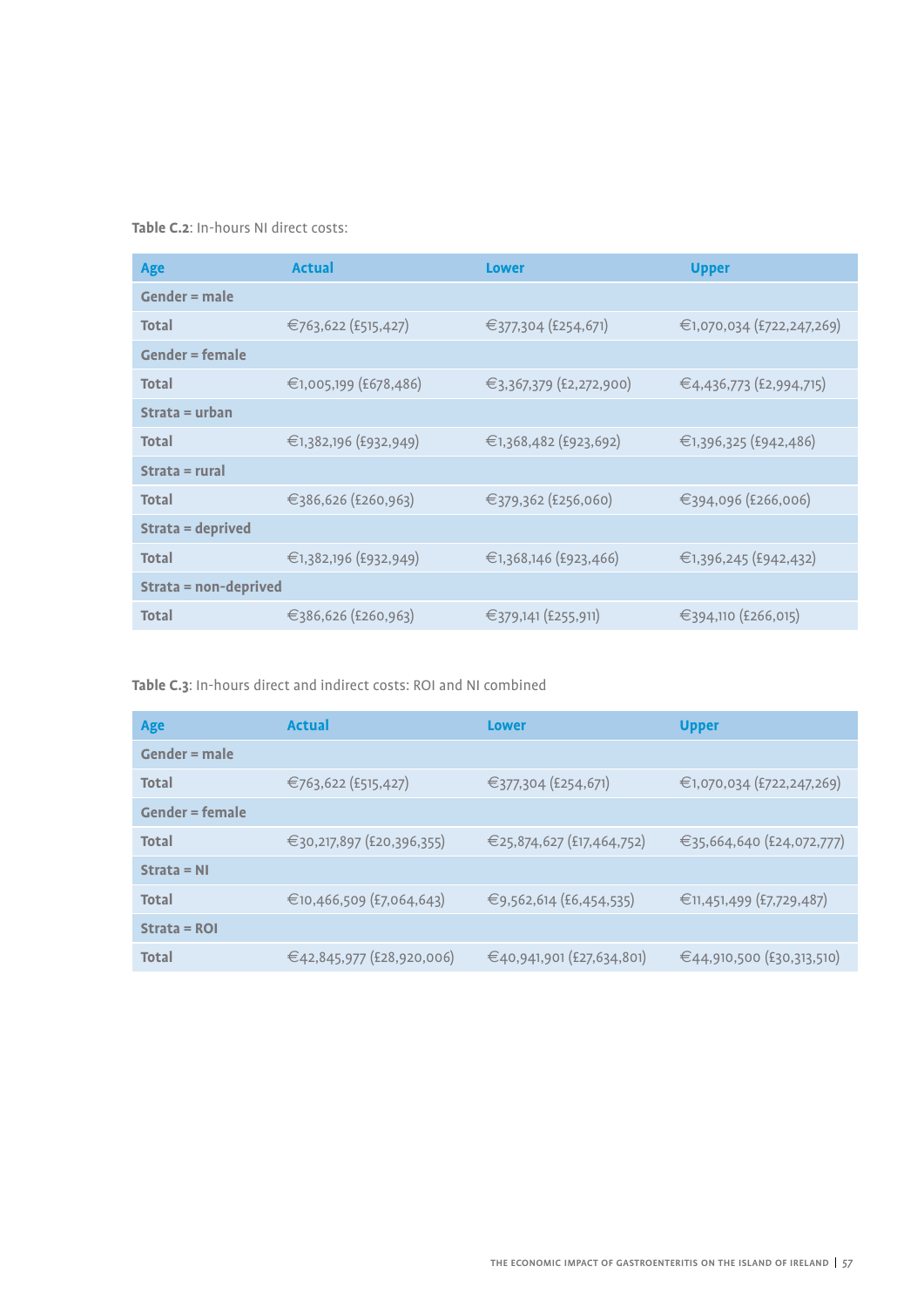**Table C.2**: In-hours NI direct costs:

| Age | Actual | Lower | Upper |
|---|---|---|---|
| **Gender = male** | | | |
| **Total** | €763,622 (£515,427) | €377,304 (£254,671) | €1,070,034 (£722,247,269) |
| **Gender = female** | | | |
| **Total** | €1,005,199 (£678,486) | €3,367,379 (£2,272,900) | €4,436,773 (£2,994,715) |
| **Strata = urban** | | | |
| **Total** | €1,382,196 (£932,949) | €1,368,482 (£923,692) | €1,396,325 (£942,486) |
| **Strata = rural** | | | |
| **Total** | €386,626 (£260,963) | €379,362 (£256,060) | €394,096 (£266,006) |
| **Strata = deprived** | | | |
| **Total** | €1,382,196 (£932,949) | €1,368,146 (£923,466) | €1,396,245 (£942,432) |
| **Strata = non-deprived** | | | |
| **Total** | €386,626 (£260,963) | €379,141 (£255,911) | €394,110 (£266,015) |

**Table C.3**: In-hours direct and indirect costs: ROI and NI combined

| Age | Actual | Lower | Upper |
|---|---|---|---|
| **Gender = male** | | | |
| **Total** | €763,622 (£515,427) | €377,304 (£254,671) | €1,070,034 (£722,247,269) |
| **Gender = female** | | | |
| **Total** | €30,217,897 (£20,396,355) | €25,874,627 (£17,464,752) | €35,664,640 (£24,072,777) |
| **Strata = NI** | | | |
| **Total** | €10,466,509 (£7,064,643) | €9,562,614 (£6,454,535) | €11,451,499 (£7,729,487) |
| **Strata = ROI** | | | |
| **Total** | €42,845,977 (£28,920,006) | €40,941,901 (£27,634,801) | €44,910,500 (£30,313,510) |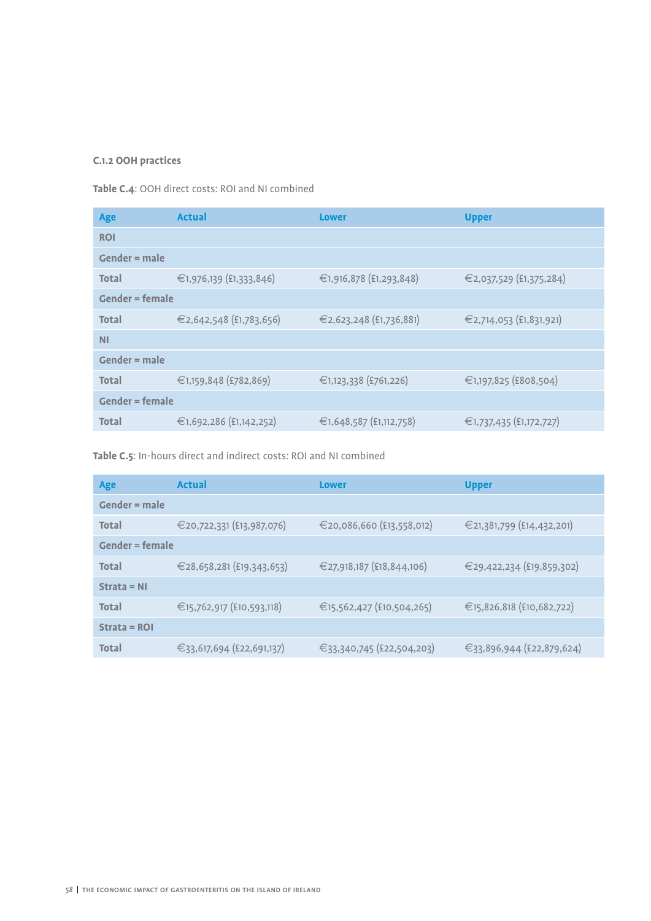### C.1.2 OOH practices

**Table C.4**: OOH direct costs: ROI and NI combined

| Age | Actual | Lower | Upper |
|---|---|---|---|
| **ROI** | | | |
| **Gender = male** | | | |
| **Total** | €1,976,139 (£1,333,846) | €1,916,878 (£1,293,848) | €2,037,529 (£1,375,284) |
| **Gender = female** | | | |
| **Total** | €2,642,548 (£1,783,656) | €2,623,248 (£1,736,881) | €2,714,053 (£1,831,921) |
| **NI** | | | |
| **Gender = male** | | | |
| **Total** | €1,159,848 (£782,869) | €1,123,338 (£761,226) | €1,197,825 (£808,504) |
| **Gender = female** | | | |
| **Total** | €1,692,286 (£1,142,252) | €1,648,587 (£1,112,758) | €1,737,435 (£1,172,727) |

**Table C.5**: In-hours direct and indirect costs: ROI and NI combined

| Age | Actual | Lower | Upper |
|---|---|---|---|
| **Gender = male** | | | |
| **Total** | €20,722,331 (£13,987,076) | €20,086,660 (£13,558,012) | €21,381,799 (£14,432,201) |
| **Gender = female** | | | |
| **Total** | €28,658,281 (£19,343,653) | €27,918,187 (£18,844,106) | €29,422,234 (£19,859,302) |
| **Strata = NI** | | | |
| **Total** | €15,762,917 (£10,593,118) | €15,562,427 (£10,504,265) | €15,826,818 (£10,682,722) |
| **Strata = ROI** | | | |
| **Total** | €33,617,694 (£22,691,137) | €33,340,745 (£22,504,203) | €33,896,944 (£22,879,624) |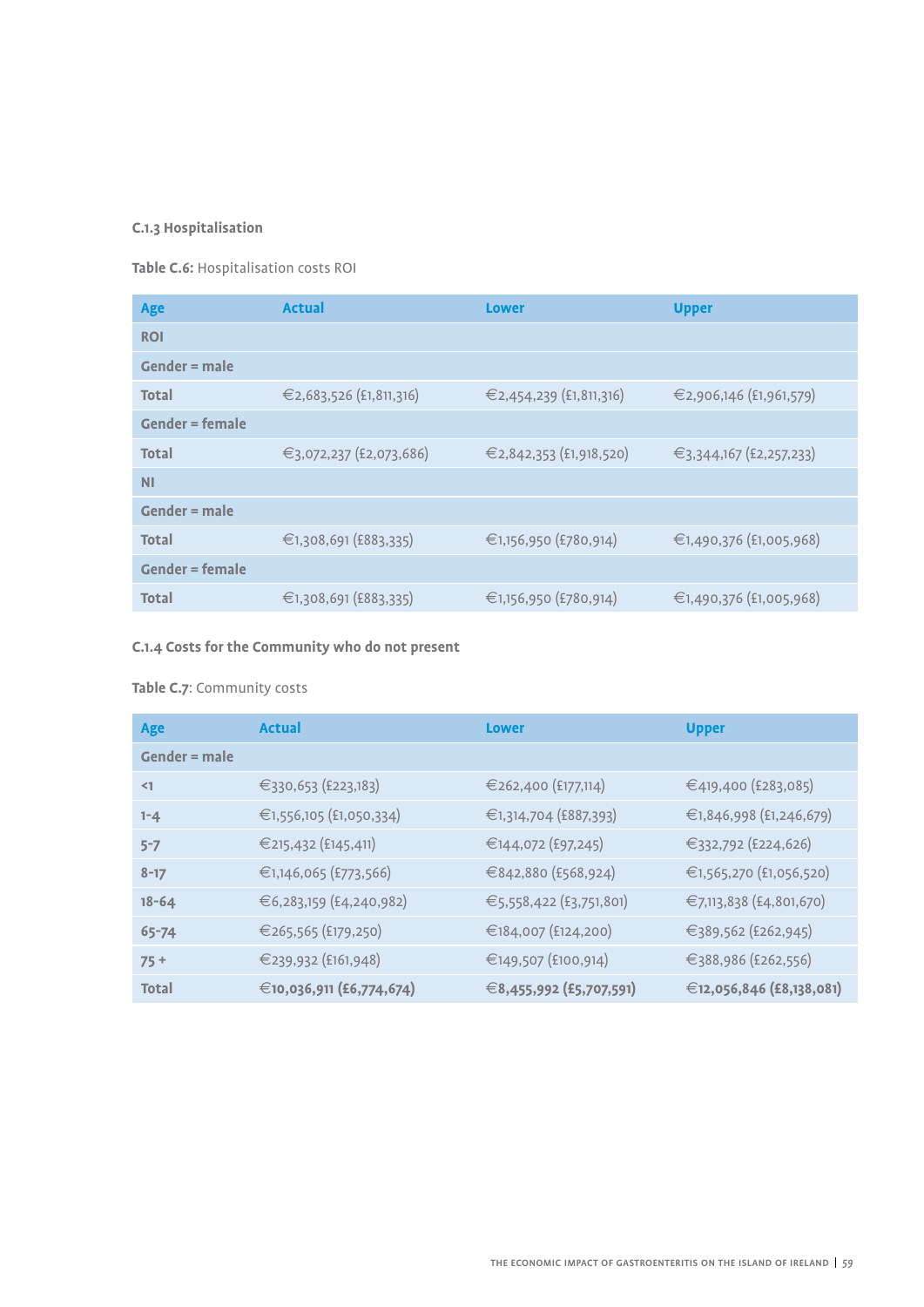### C.1.3 Hospitalisation

**Table C.6:** Hospitalisation costs ROI

| Age | Actual | Lower | Upper |
|---|---|---|---|
| **ROI** | | | |
| **Gender = male** | | | |
| **Total** | €2,683,526 (£1,811,316) | €2,454,239 (£1,811,316) | €2,906,146 (£1,961,579) |
| **Gender = female** | | | |
| **Total** | €3,072,237 (£2,073,686) | €2,842,353 (£1,918,520) | €3,344,167 (£2,257,233) |
| **NI** | | | |
| **Gender = male** | | | |
| **Total** | €1,308,691 (£883,335) | €1,156,950 (£780,914) | €1,490,376 (£1,005,968) |
| **Gender = female** | | | |
| **Total** | €1,308,691 (£883,335) | €1,156,950 (£780,914) | €1,490,376 (£1,005,968) |

### C.1.4 Costs for the Community who do not present

**Table C.7**: Community costs

| Age | Actual | Lower | Upper |
|---|---|---|---|
| **Gender = male** | | | |
| <1 | €330,653 (£223,183) | €262,400 (£177,114) | €419,400 (£283,085) |
| 1-4 | €1,556,105 (£1,050,334) | €1,314,704 (£887,393) | €1,846,998 (£1,246,679) |
| 5-7 | €215,432 (£145,411) | €144,072 (£97,245) | €332,792 (£224,626) |
| 8-17 | €1,146,065 (£773,566) | €842,880 (£568,924) | €1,565,270 (£1,056,520) |
| 18-64 | €6,283,159 (£4,240,982) | €5,558,422 (£3,751,801) | €7,113,838 (£4,801,670) |
| 65-74 | €265,565 (£179,250) | €184,007 (£124,200) | €389,562 (£262,945) |
| 75 + | €239,932 (£161,948) | €149,507 (£100,914) | €388,986 (£262,556) |
| **Total** | **€10,036,911 (£6,774,674)** | **€8,455,992 (£5,707,591)** | **€12,056,846 (£8,138,081)** |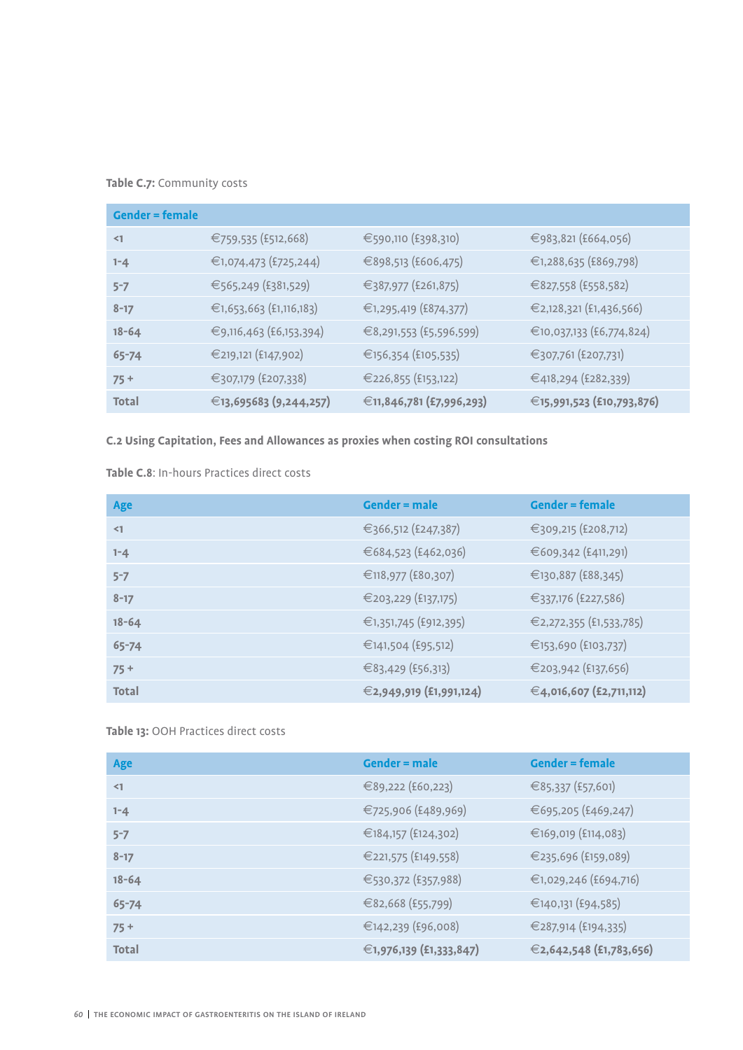**Table C.7:** Community costs

| Gender = female | | | |
|---|---|---|---|
| <1 | €759,535 (£512,668) | €590,110 (£398,310) | €983,821 (£664,056) |
| 1-4 | €1,074,473 (£725,244) | €898,513 (£606,475) | €1,288,635 (£869,798) |
| 5-7 | €565,249 (£381,529) | €387,977 (£261,875) | €827,558 (£558,582) |
| 8-17 | €1,653,663 (£1,116,183) | €1,295,419 (£874,377) | €2,128,321 (£1,436,566) |
| 18-64 | €9,116,463 (£6,153,394) | €8,291,553 (£5,596,599) | €10,037,133 (£6,774,824) |
| 65-74 | €219,121 (£147,902) | €156,354 (£105,535) | €307,761 (£207,731) |
| 75 + | €307,179 (£207,338) | €226,855 (£153,122) | €418,294 (£282,339) |
| **Total** | **€13,695683 (9,244,257)** | **€11,846,781 (£7,996,293)** | **€15,991,523 (£10,793,876)** |

**C.2 Using Capitation, Fees and Allowances as proxies when costing ROI consultations**

**Table C.8**: In-hours Practices direct costs

| Age | Gender = male | Gender = female |
|---|---|---|
| <1 | €366,512 (£247,387) | €309,215 (£208,712) |
| 1-4 | €684,523 (£462,036) | €609,342 (£411,291) |
| 5-7 | €118,977 (£80,307) | €130,887 (£88,345) |
| 8-17 | €203,229 (£137,175) | €337,176 (£227,586) |
| 18-64 | €1,351,745 (£912,395) | €2,272,355 (£1,533,785) |
| 65-74 | €141,504 (£95,512) | €153,690 (£103,737) |
| 75 + | €83,429 (£56,313) | €203,942 (£137,656) |
| **Total** | **€2,949,919 (£1,991,124)** | **€4,016,607 (£2,711,112)** |

**Table 13:** OOH Practices direct costs

| Age | Gender = male | Gender = female |
|---|---|---|
| <1 | €89,222 (£60,223) | €85,337 (£57,601) |
| 1-4 | €725,906 (£489,969) | €695,205 (£469,247) |
| 5-7 | €184,157 (£124,302) | €169,019 (£114,083) |
| 8-17 | €221,575 (£149,558) | €235,696 (£159,089) |
| 18-64 | €530,372 (£357,988) | €1,029,246 (£694,716) |
| 65-74 | €82,668 (£55,799) | €140,131 (£94,585) |
| 75 + | €142,239 (£96,008) | €287,914 (£194,335) |
| **Total** | **€1,976,139 (£1,333,847)** | **€2,642,548 (£1,783,656)** |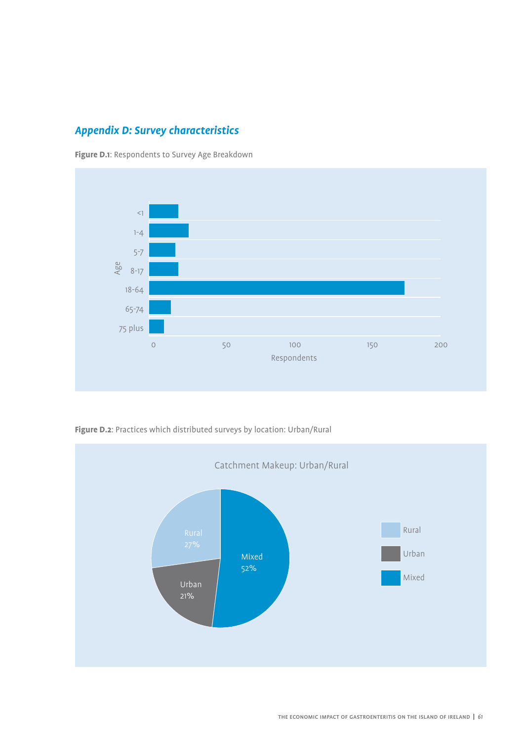## *Appendix D: Survey characteristics*

**Figure D.1**: Respondents to Survey Age Breakdown

**Figure D.2**: Practices which distributed surveys by location: Urban/Rural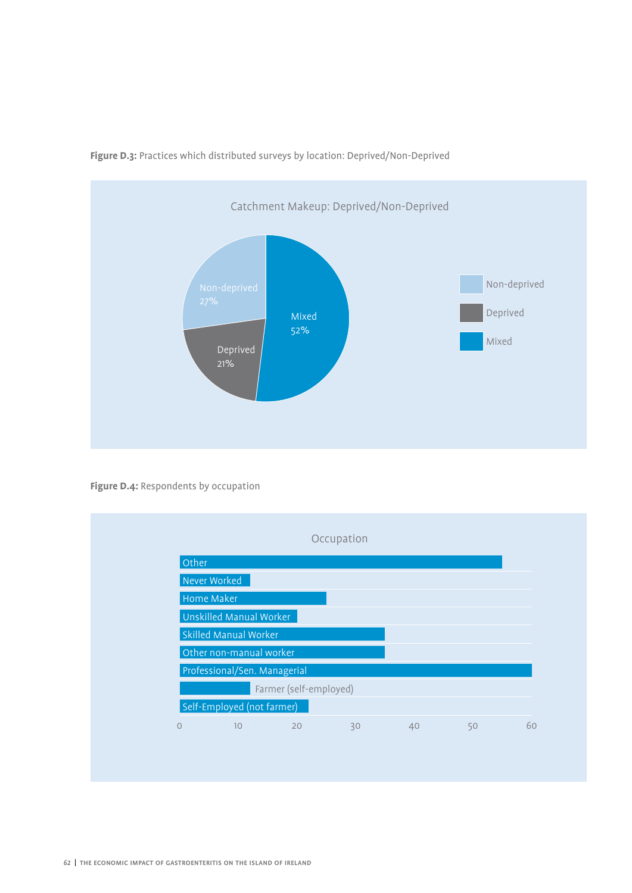**Figure D.3:** Practices which distributed surveys by location: Deprived/Non-Deprived

Catchment Makeup: Deprived/Non-Deprived

| Category | Percentage |
|---|---|
| Non-deprived | 27% |
| Deprived | 21% |
| Mixed | 52% |

**Figure D.4:** Respondents by occupation

Occupation

| Occupation | Approx. value |
|---|---|
| Other | 55 |
| Never Worked | 12 |
| Home Maker | 25 |
| Unskilled Manual Worker | 20 |
| Skilled Manual Worker | 35 |
| Other non-manual worker | 35 |
| Professional/Sen. Managerial | 60 |
| Farmer (self-employed) | 12 |
| Self-Employed (not farmer) | 22 |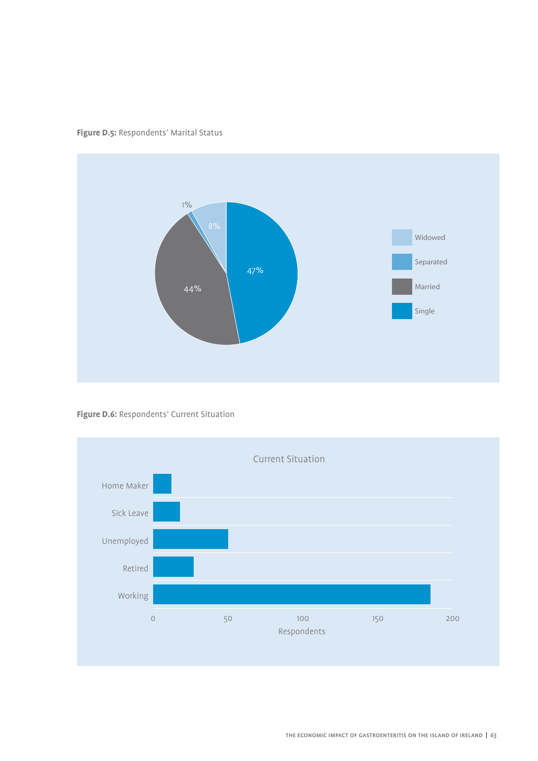**Figure D.5:** Respondents' Marital Status

1%

8%

47%

44%

Widowed

Separated

Married

Single

**Figure D.6:** Respondents' Current Situation

Current Situation

Home Maker

Sick Leave

Unemployed

Retired

Working

0

50

100

150

200

Respondents